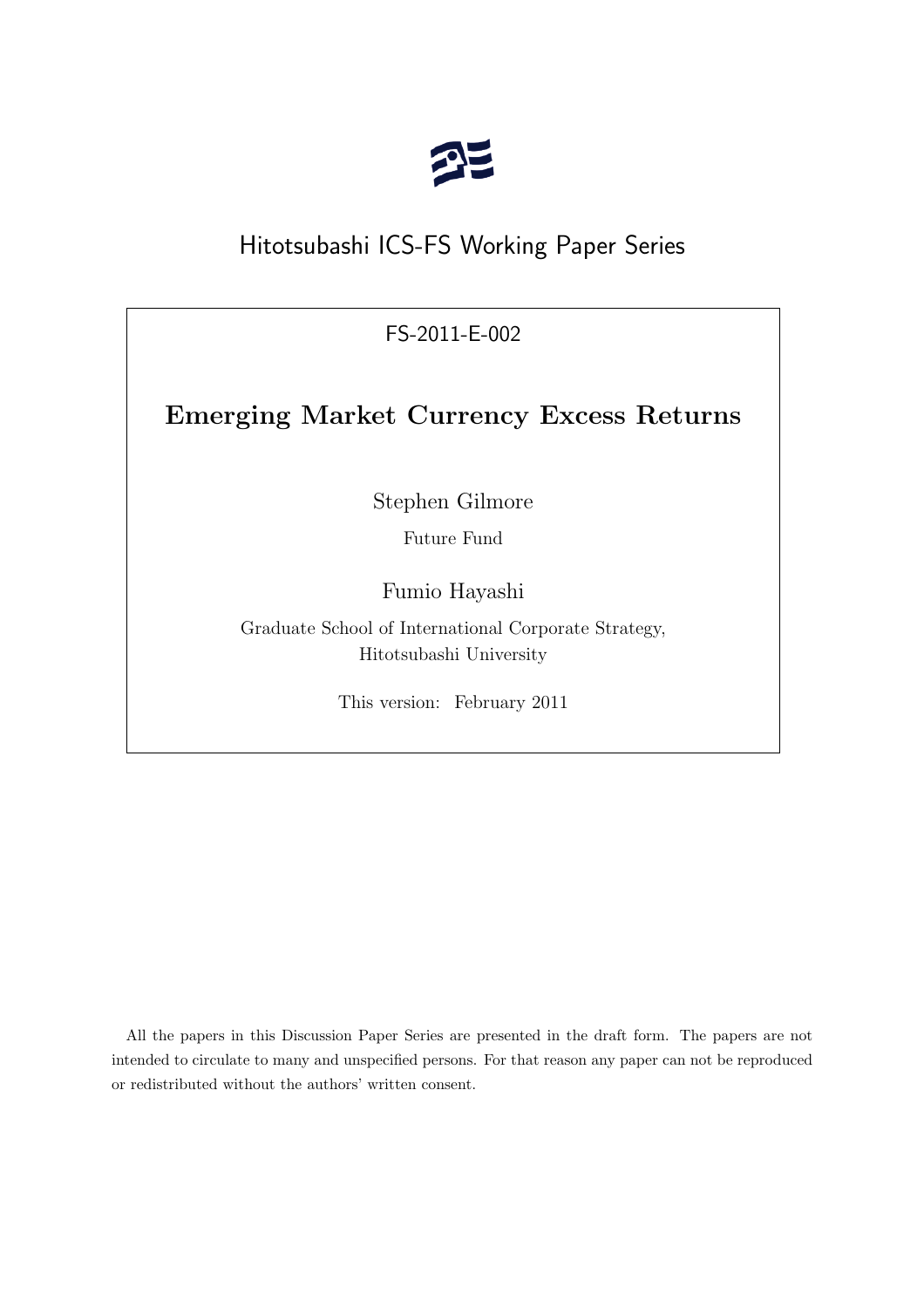Hitotsubashi ICS-FS Working Paper Series

FS-2011-E-002

# Emerging Market Currency Excess Returns

Stephen Gilmore

Future Fund

Fumio Hayashi

Graduate School of International Corporate Strategy,
Hitotsubashi University

This version: February 2011

All the papers in this Discussion Paper Series are presented in the draft form. The papers are not intended to circulate to many and unspecified persons. For that reason any paper can not be reproduced or redistributed without the authors' written consent.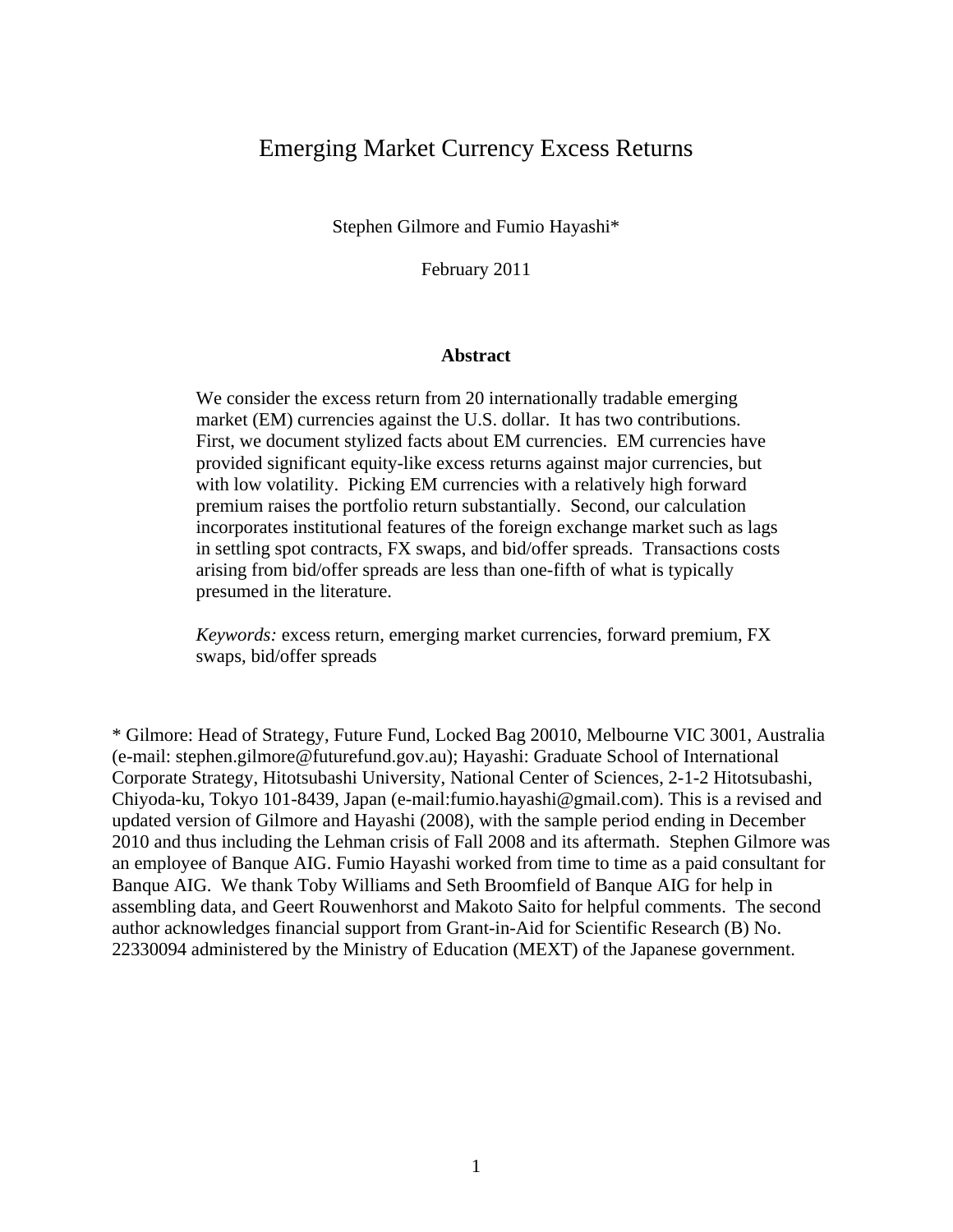# Emerging Market Currency Excess Returns

Stephen Gilmore and Fumio Hayashi*

February 2011

**Abstract**

We consider the excess return from 20 internationally tradable emerging market (EM) currencies against the U.S. dollar. It has two contributions. First, we document stylized facts about EM currencies. EM currencies have provided significant equity-like excess returns against major currencies, but with low volatility. Picking EM currencies with a relatively high forward premium raises the portfolio return substantially. Second, our calculation incorporates institutional features of the foreign exchange market such as lags in settling spot contracts, FX swaps, and bid/offer spreads. Transactions costs arising from bid/offer spreads are less than one-fifth of what is typically presumed in the literature.

*Keywords:* excess return, emerging market currencies, forward premium, FX swaps, bid/offer spreads

\* Gilmore: Head of Strategy, Future Fund, Locked Bag 20010, Melbourne VIC 3001, Australia (e-mail: stephen.gilmore@futurefund.gov.au); Hayashi: Graduate School of International Corporate Strategy, Hitotsubashi University, National Center of Sciences, 2-1-2 Hitotsubashi, Chiyoda-ku, Tokyo 101-8439, Japan (e-mail:fumio.hayashi@gmail.com). This is a revised and updated version of Gilmore and Hayashi (2008), with the sample period ending in December 2010 and thus including the Lehman crisis of Fall 2008 and its aftermath. Stephen Gilmore was an employee of Banque AIG. Fumio Hayashi worked from time to time as a paid consultant for Banque AIG. We thank Toby Williams and Seth Broomfield of Banque AIG for help in assembling data, and Geert Rouwenhorst and Makoto Saito for helpful comments. The second author acknowledges financial support from Grant-in-Aid for Scientific Research (B) No. 22330094 administered by the Ministry of Education (MEXT) of the Japanese government.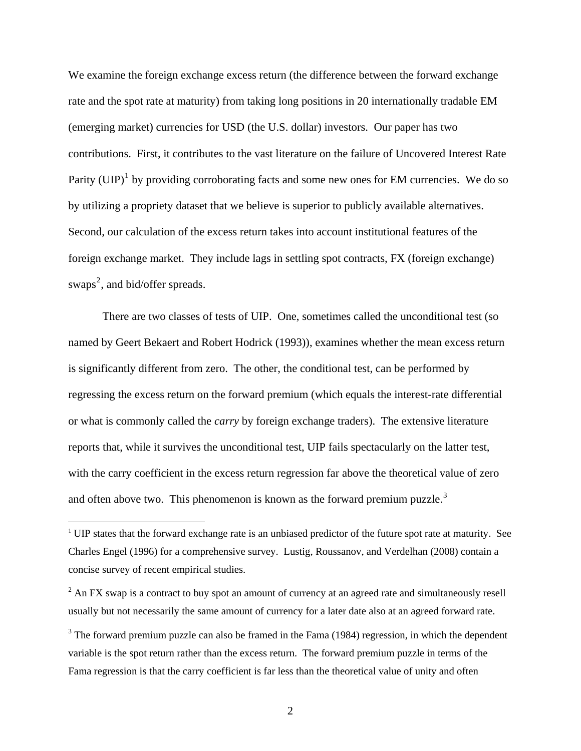We examine the foreign exchange excess return (the difference between the forward exchange rate and the spot rate at maturity) from taking long positions in 20 internationally tradable EM (emerging market) currencies for USD (the U.S. dollar) investors. Our paper has two contributions. First, it contributes to the vast literature on the failure of Uncovered Interest Rate Parity (UIP)[1] by providing corroborating facts and some new ones for EM currencies. We do so by utilizing a propriety dataset that we believe is superior to publicly available alternatives. Second, our calculation of the excess return takes into account institutional features of the foreign exchange market. They include lags in settling spot contracts, FX (foreign exchange) swaps[2], and bid/offer spreads.

There are two classes of tests of UIP. One, sometimes called the unconditional test (so named by Geert Bekaert and Robert Hodrick (1993)), examines whether the mean excess return is significantly different from zero. The other, the conditional test, can be performed by regressing the excess return on the forward premium (which equals the interest-rate differential or what is commonly called the *carry* by foreign exchange traders). The extensive literature reports that, while it survives the unconditional test, UIP fails spectacularly on the latter test, with the carry coefficient in the excess return regression far above the theoretical value of zero and often above two. This phenomenon is known as the forward premium puzzle.[3]

[1] UIP states that the forward exchange rate is an unbiased predictor of the future spot rate at maturity. See Charles Engel (1996) for a comprehensive survey. Lustig, Roussanov, and Verdelhan (2008) contain a concise survey of recent empirical studies.

[2] An FX swap is a contract to buy spot an amount of currency at an agreed rate and simultaneously resell usually but not necessarily the same amount of currency for a later date also at an agreed forward rate.

[3] The forward premium puzzle can also be framed in the Fama (1984) regression, in which the dependent variable is the spot return rather than the excess return. The forward premium puzzle in terms of the Fama regression is that the carry coefficient is far less than the theoretical value of unity and often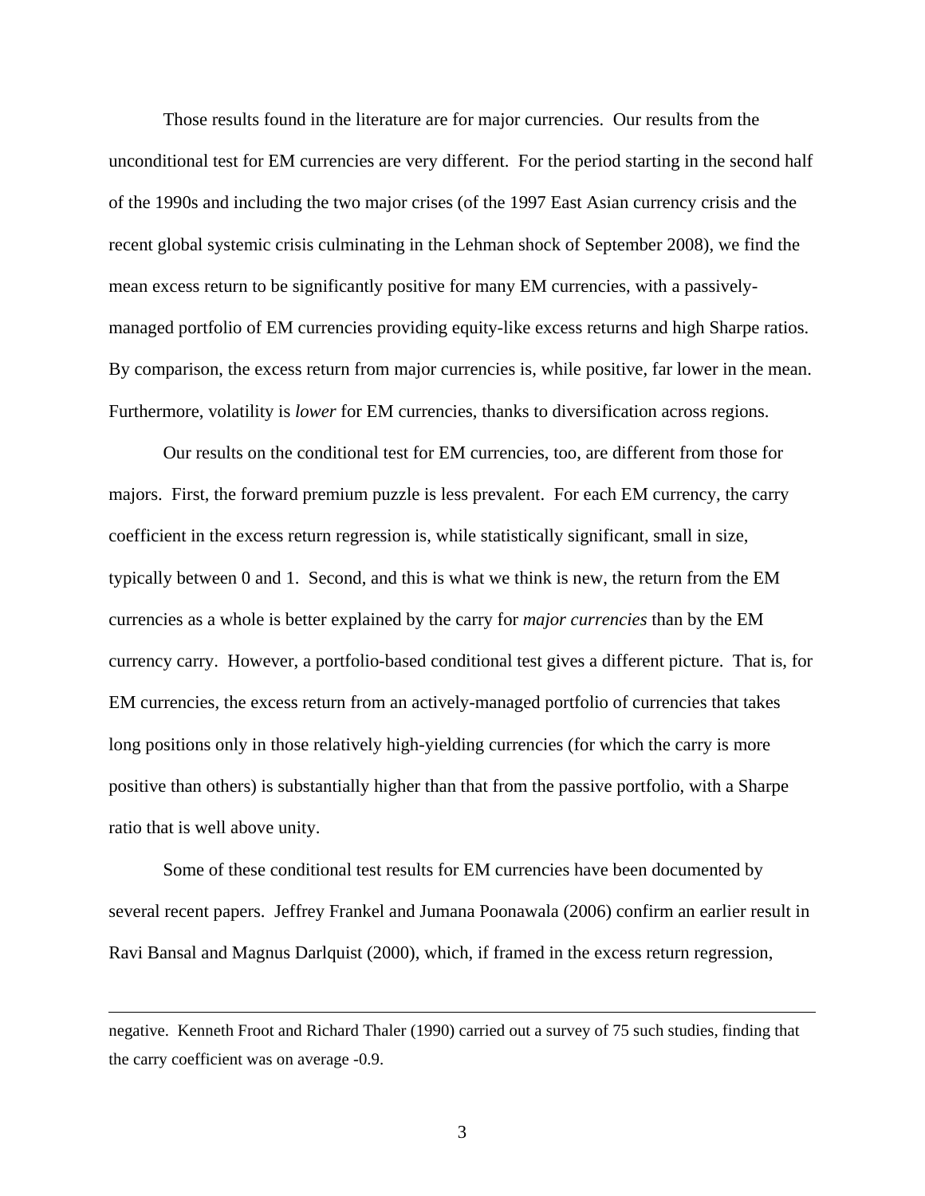Those results found in the literature are for major currencies. Our results from the unconditional test for EM currencies are very different. For the period starting in the second half of the 1990s and including the two major crises (of the 1997 East Asian currency crisis and the recent global systemic crisis culminating in the Lehman shock of September 2008), we find the mean excess return to be significantly positive for many EM currencies, with a passively-managed portfolio of EM currencies providing equity-like excess returns and high Sharpe ratios. By comparison, the excess return from major currencies is, while positive, far lower in the mean. Furthermore, volatility is *lower* for EM currencies, thanks to diversification across regions.

Our results on the conditional test for EM currencies, too, are different from those for majors. First, the forward premium puzzle is less prevalent. For each EM currency, the carry coefficient in the excess return regression is, while statistically significant, small in size, typically between 0 and 1. Second, and this is what we think is new, the return from the EM currencies as a whole is better explained by the carry for *major currencies* than by the EM currency carry. However, a portfolio-based conditional test gives a different picture. That is, for EM currencies, the excess return from an actively-managed portfolio of currencies that takes long positions only in those relatively high-yielding currencies (for which the carry is more positive than others) is substantially higher than that from the passive portfolio, with a Sharpe ratio that is well above unity.

Some of these conditional test results for EM currencies have been documented by several recent papers. Jeffrey Frankel and Jumana Poonawala (2006) confirm an earlier result in Ravi Bansal and Magnus Darlquist (2000), which, if framed in the excess return regression,

---

negative. Kenneth Froot and Richard Thaler (1990) carried out a survey of 75 such studies, finding that the carry coefficient was on average -0.9.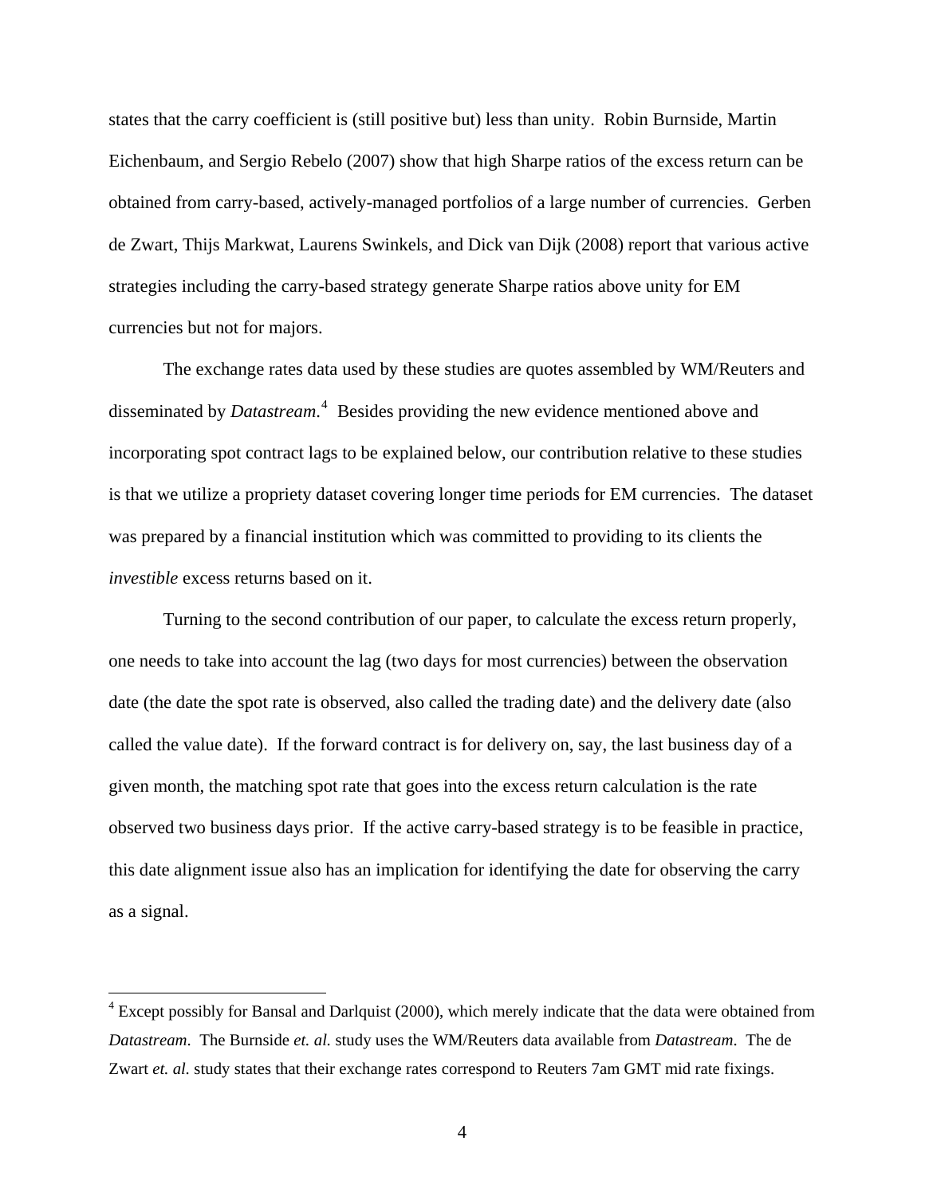states that the carry coefficient is (still positive but) less than unity. Robin Burnside, Martin Eichenbaum, and Sergio Rebelo (2007) show that high Sharpe ratios of the excess return can be obtained from carry-based, actively-managed portfolios of a large number of currencies. Gerben de Zwart, Thijs Markwat, Laurens Swinkels, and Dick van Dijk (2008) report that various active strategies including the carry-based strategy generate Sharpe ratios above unity for EM currencies but not for majors.

The exchange rates data used by these studies are quotes assembled by WM/Reuters and disseminated by *Datastream*.[4] Besides providing the new evidence mentioned above and incorporating spot contract lags to be explained below, our contribution relative to these studies is that we utilize a propriety dataset covering longer time periods for EM currencies. The dataset was prepared by a financial institution which was committed to providing to its clients the *investible* excess returns based on it.

Turning to the second contribution of our paper, to calculate the excess return properly, one needs to take into account the lag (two days for most currencies) between the observation date (the date the spot rate is observed, also called the trading date) and the delivery date (also called the value date). If the forward contract is for delivery on, say, the last business day of a given month, the matching spot rate that goes into the excess return calculation is the rate observed two business days prior. If the active carry-based strategy is to be feasible in practice, this date alignment issue also has an implication for identifying the date for observing the carry as a signal.

[4] Except possibly for Bansal and Darlquist (2000), which merely indicate that the data were obtained from *Datastream*. The Burnside *et. al.* study uses the WM/Reuters data available from *Datastream*. The de Zwart *et. al.* study states that their exchange rates correspond to Reuters 7am GMT mid rate fixings.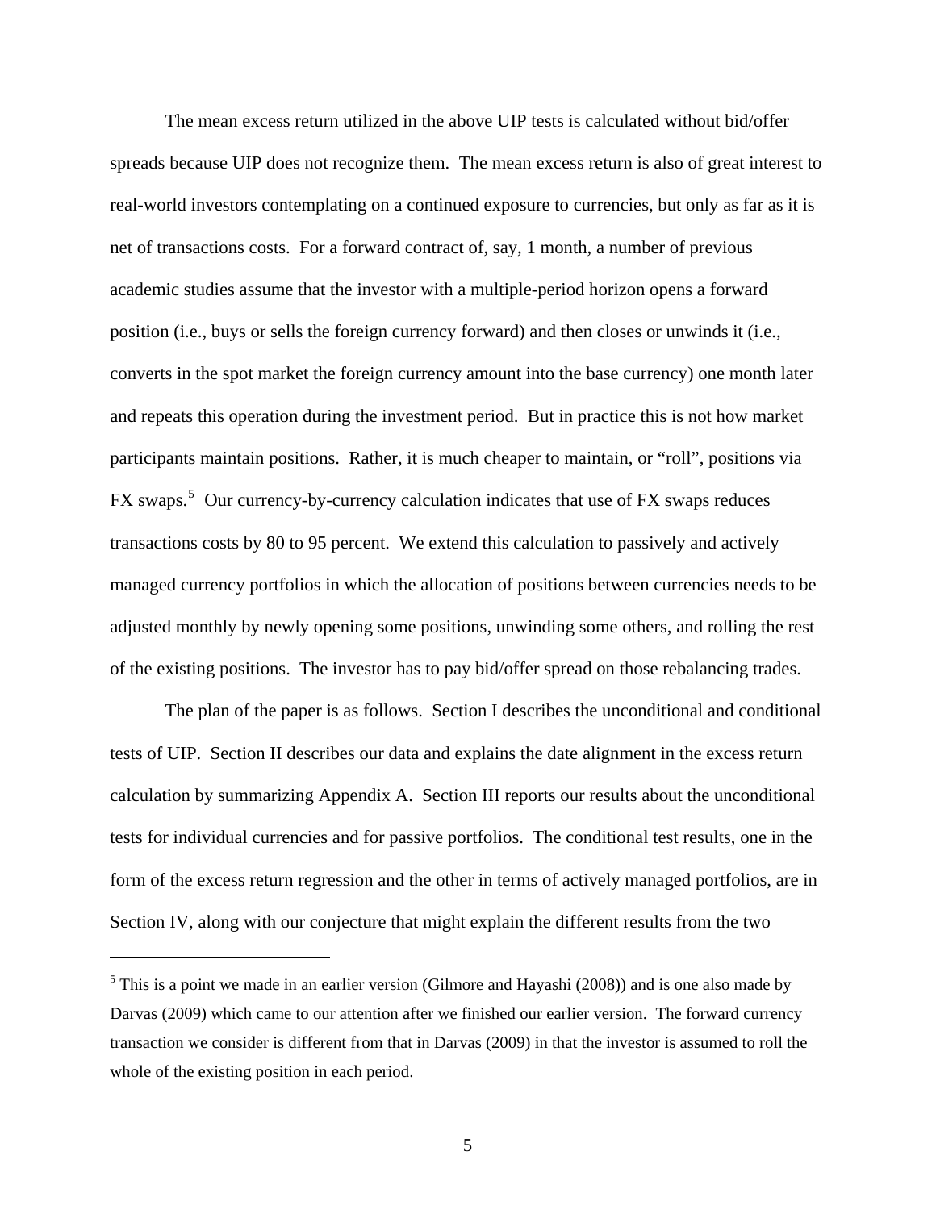The mean excess return utilized in the above UIP tests is calculated without bid/offer spreads because UIP does not recognize them. The mean excess return is also of great interest to real-world investors contemplating on a continued exposure to currencies, but only as far as it is net of transactions costs. For a forward contract of, say, 1 month, a number of previous academic studies assume that the investor with a multiple-period horizon opens a forward position (i.e., buys or sells the foreign currency forward) and then closes or unwinds it (i.e., converts in the spot market the foreign currency amount into the base currency) one month later and repeats this operation during the investment period. But in practice this is not how market participants maintain positions. Rather, it is much cheaper to maintain, or "roll", positions via FX swaps.[5] Our currency-by-currency calculation indicates that use of FX swaps reduces transactions costs by 80 to 95 percent. We extend this calculation to passively and actively managed currency portfolios in which the allocation of positions between currencies needs to be adjusted monthly by newly opening some positions, unwinding some others, and rolling the rest of the existing positions. The investor has to pay bid/offer spread on those rebalancing trades.

The plan of the paper is as follows. Section I describes the unconditional and conditional tests of UIP. Section II describes our data and explains the date alignment in the excess return calculation by summarizing Appendix A. Section III reports our results about the unconditional tests for individual currencies and for passive portfolios. The conditional test results, one in the form of the excess return regression and the other in terms of actively managed portfolios, are in Section IV, along with our conjecture that might explain the different results from the two

[5] This is a point we made in an earlier version (Gilmore and Hayashi (2008)) and is one also made by Darvas (2009) which came to our attention after we finished our earlier version. The forward currency transaction we consider is different from that in Darvas (2009) in that the investor is assumed to roll the whole of the existing position in each period.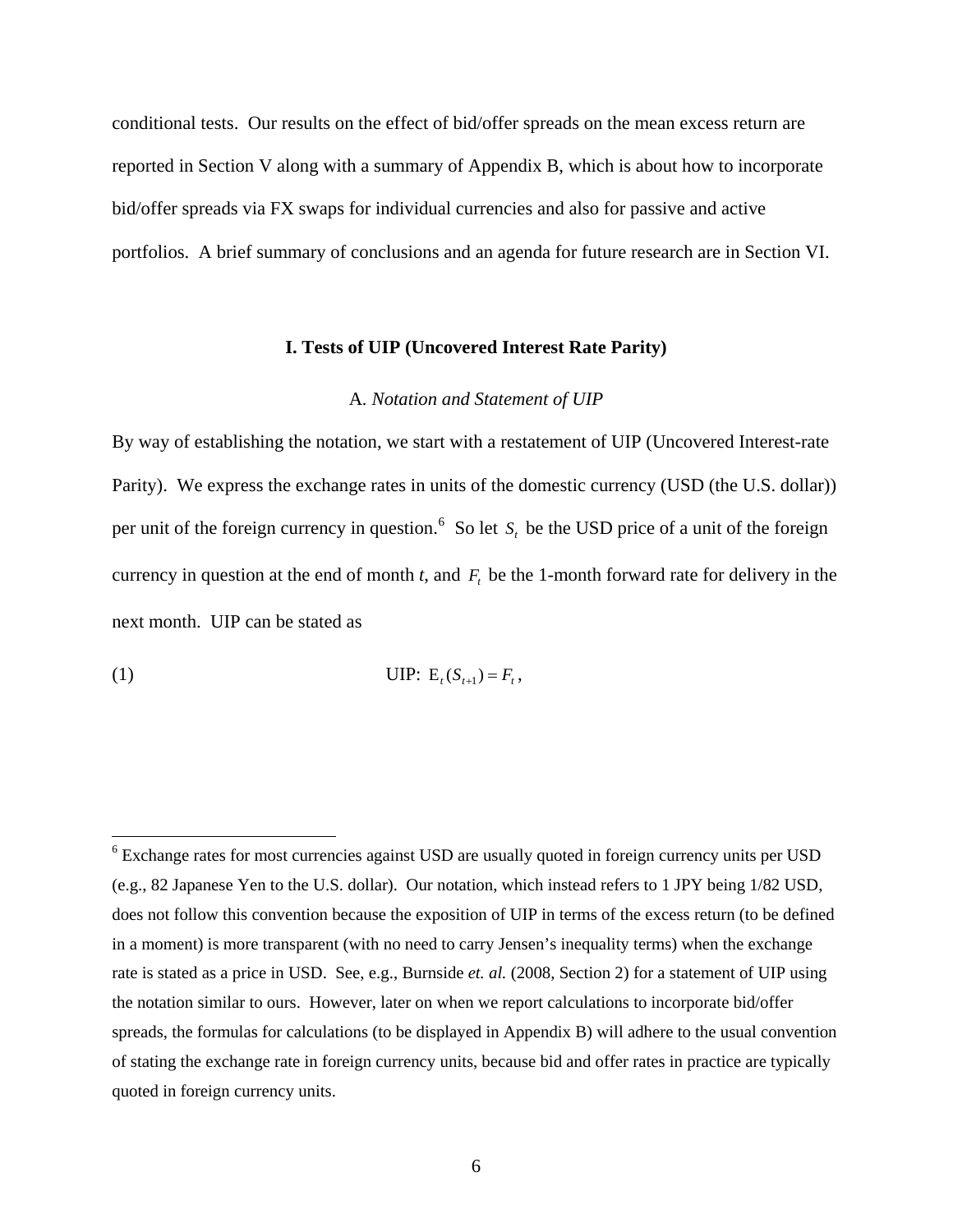conditional tests. Our results on the effect of bid/offer spreads on the mean excess return are reported in Section V along with a summary of Appendix B, which is about how to incorporate bid/offer spreads via FX swaps for individual currencies and also for passive and active portfolios. A brief summary of conclusions and an agenda for future research are in Section VI.

## I. Tests of UIP (Uncovered Interest Rate Parity)

### A. *Notation and Statement of UIP*

By way of establishing the notation, we start with a restatement of UIP (Uncovered Interest-rate Parity). We express the exchange rates in units of the domestic currency (USD (the U.S. dollar)) per unit of the foreign currency in question.[6] So let $S_t$ be the USD price of a unit of the foreign currency in question at the end of month *t*, and $F_t$ be the 1-month forward rate for delivery in the next month. UIP can be stated as

$$\text{(1)} \qquad \text{UIP: } \mathrm{E}_t(S_{t+1}) = F_t,$$

---

[6] Exchange rates for most currencies against USD are usually quoted in foreign currency units per USD (e.g., 82 Japanese Yen to the U.S. dollar). Our notation, which instead refers to 1 JPY being 1/82 USD, does not follow this convention because the exposition of UIP in terms of the excess return (to be defined in a moment) is more transparent (with no need to carry Jensen's inequality terms) when the exchange rate is stated as a price in USD. See, e.g., Burnside *et. al.* (2008, Section 2) for a statement of UIP using the notation similar to ours. However, later on when we report calculations to incorporate bid/offer spreads, the formulas for calculations (to be displayed in Appendix B) will adhere to the usual convention of stating the exchange rate in foreign currency units, because bid and offer rates in practice are typically quoted in foreign currency units.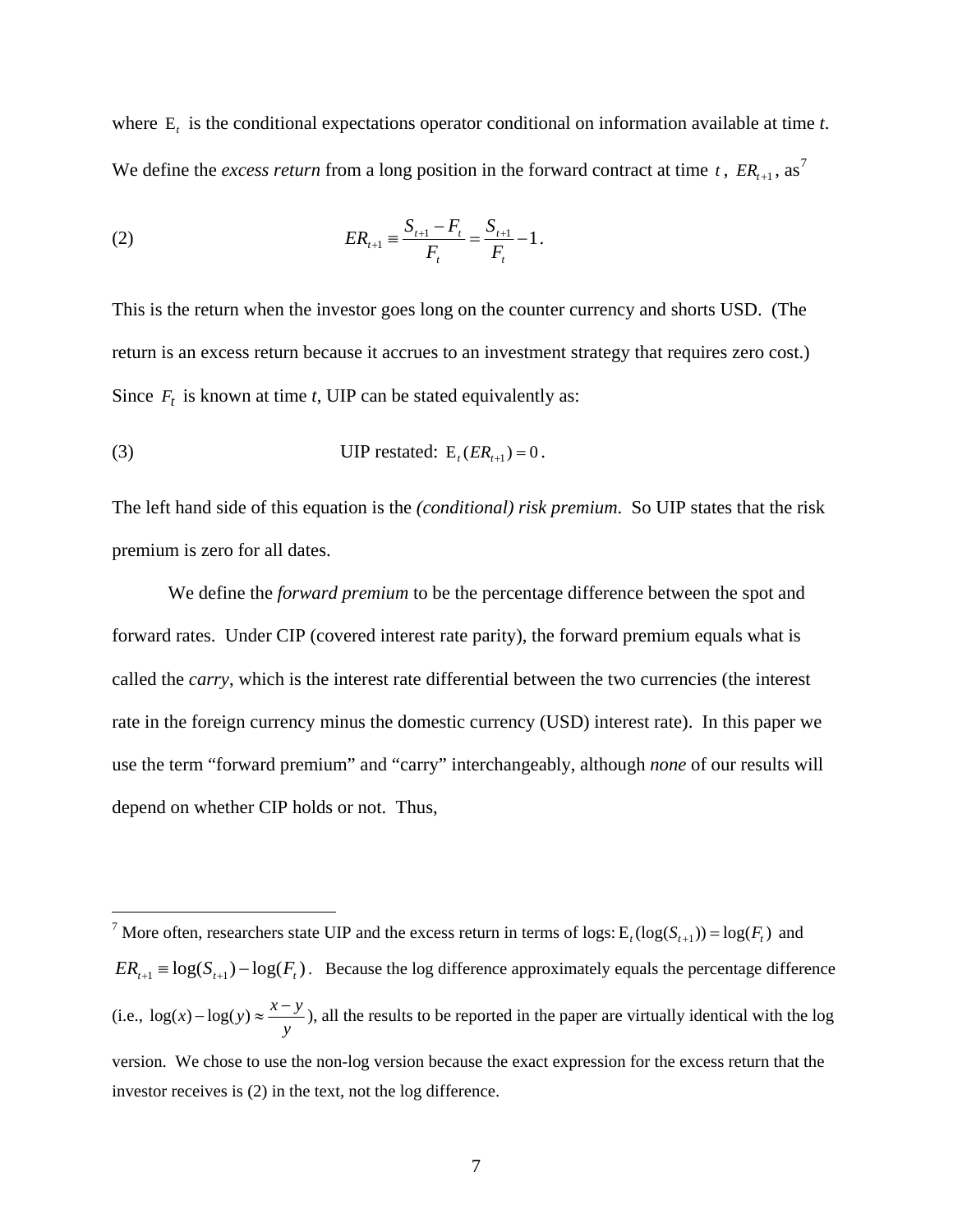where $\mathrm{E}_t$ is the conditional expectations operator conditional on information available at time *t*. We define the *excess return* from a long position in the forward contract at time $t$, $ER_{t+1}$, as[7]

$$
(2) \qquad ER_{t+1} \equiv \frac{S_{t+1} - F_t}{F_t} = \frac{S_{t+1}}{F_t} - 1 .
$$

This is the return when the investor goes long on the counter currency and shorts USD. (The return is an excess return because it accrues to an investment strategy that requires zero cost.) Since $F_t$ is known at time *t*, UIP can be stated equivalently as:

$$
(3) \qquad \text{UIP restated: } \mathrm{E}_t(ER_{t+1}) = 0 .
$$

The left hand side of this equation is the *(conditional) risk premium*. So UIP states that the risk premium is zero for all dates.

We define the *forward premium* to be the percentage difference between the spot and forward rates. Under CIP (covered interest rate parity), the forward premium equals what is called the *carry*, which is the interest rate differential between the two currencies (the interest rate in the foreign currency minus the domestic currency (USD) interest rate). In this paper we use the term "forward premium" and "carry" interchangeably, although *none* of our results will depend on whether CIP holds or not. Thus,

---

[7] More often, researchers state UIP and the excess return in terms of logs: $\mathrm{E}_t(\log(S_{t+1})) = \log(F_t)$ and $ER_{t+1} \equiv \log(S_{t+1}) - \log(F_t)$. Because the log difference approximately equals the percentage difference (i.e., $\log(x) - \log(y) \approx \frac{x-y}{y}$), all the results to be reported in the paper are virtually identical with the log version. We chose to use the non-log version because the exact expression for the excess return that the investor receives is (2) in the text, not the log difference.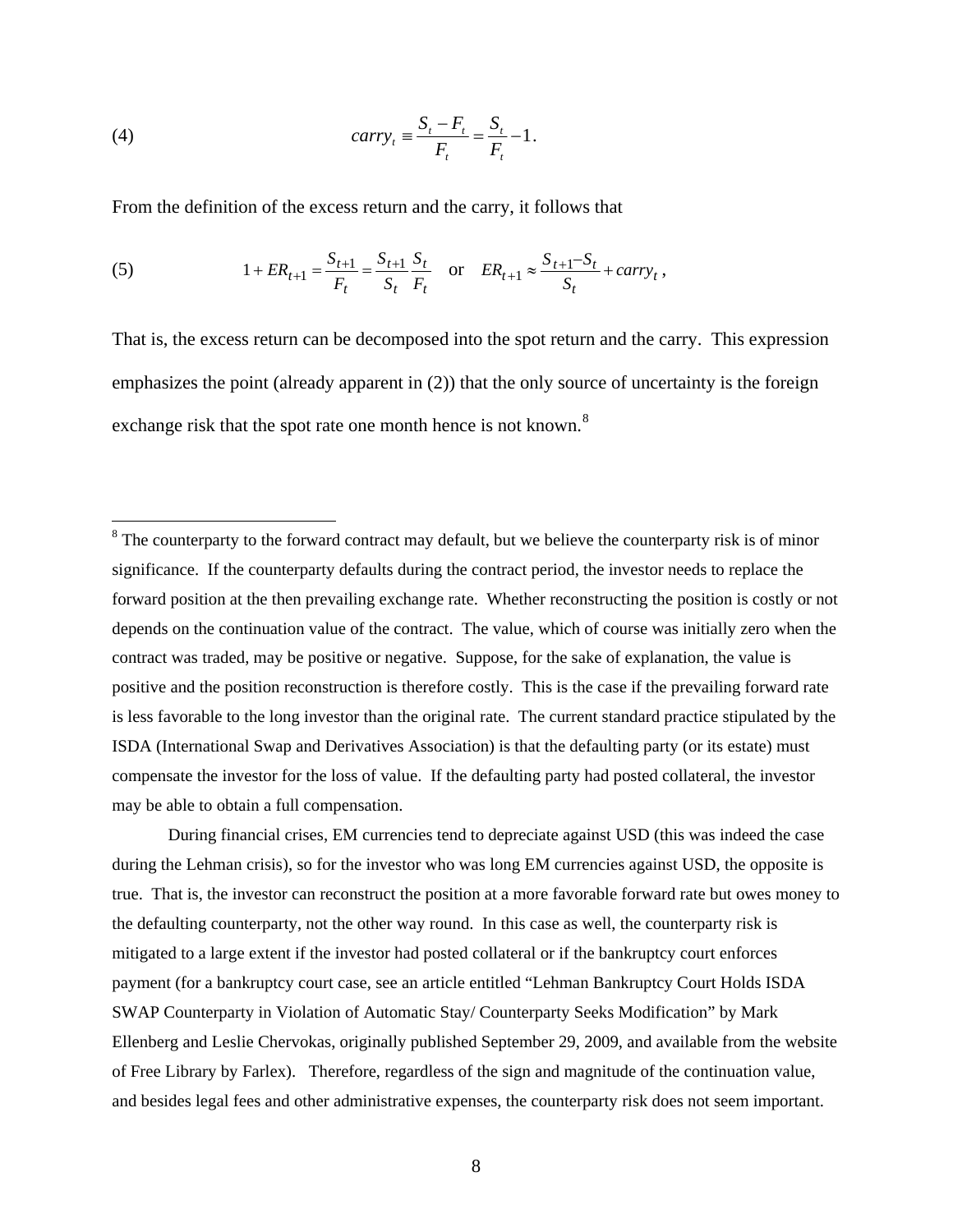$$(4) \qquad carry_t \equiv \frac{S_t - F_t}{F_t} = \frac{S_t}{F_t} - 1.$$

From the definition of the excess return and the carry, it follows that

$$(5) \qquad 1 + ER_{t+1} = \frac{S_{t+1}}{F_t} = \frac{S_{t+1}}{S_t}\frac{S_t}{F_t} \quad \text{or} \quad ER_{t+1} \approx \frac{S_{t+1} - S_t}{S_t} + carry_t \, ,$$

That is, the excess return can be decomposed into the spot return and the carry. This expression emphasizes the point (already apparent in (2)) that the only source of uncertainty is the foreign exchange risk that the spot rate one month hence is not known.[8]

---

[8] The counterparty to the forward contract may default, but we believe the counterparty risk is of minor significance. If the counterparty defaults during the contract period, the investor needs to replace the forward position at the then prevailing exchange rate. Whether reconstructing the position is costly or not depends on the continuation value of the contract. The value, which of course was initially zero when the contract was traded, may be positive or negative. Suppose, for the sake of explanation, the value is positive and the position reconstruction is therefore costly. This is the case if the prevailing forward rate is less favorable to the long investor than the original rate. The current standard practice stipulated by the ISDA (International Swap and Derivatives Association) is that the defaulting party (or its estate) must compensate the investor for the loss of value. If the defaulting party had posted collateral, the investor may be able to obtain a full compensation.

During financial crises, EM currencies tend to depreciate against USD (this was indeed the case during the Lehman crisis), so for the investor who was long EM currencies against USD, the opposite is true. That is, the investor can reconstruct the position at a more favorable forward rate but owes money to the defaulting counterparty, not the other way round. In this case as well, the counterparty risk is mitigated to a large extent if the investor had posted collateral or if the bankruptcy court enforces payment (for a bankruptcy court case, see an article entitled "Lehman Bankruptcy Court Holds ISDA SWAP Counterparty in Violation of Automatic Stay/ Counterparty Seeks Modification" by Mark Ellenberg and Leslie Chervokas, originally published September 29, 2009, and available from the website of Free Library by Farlex). Therefore, regardless of the sign and magnitude of the continuation value, and besides legal fees and other administrative expenses, the counterparty risk does not seem important.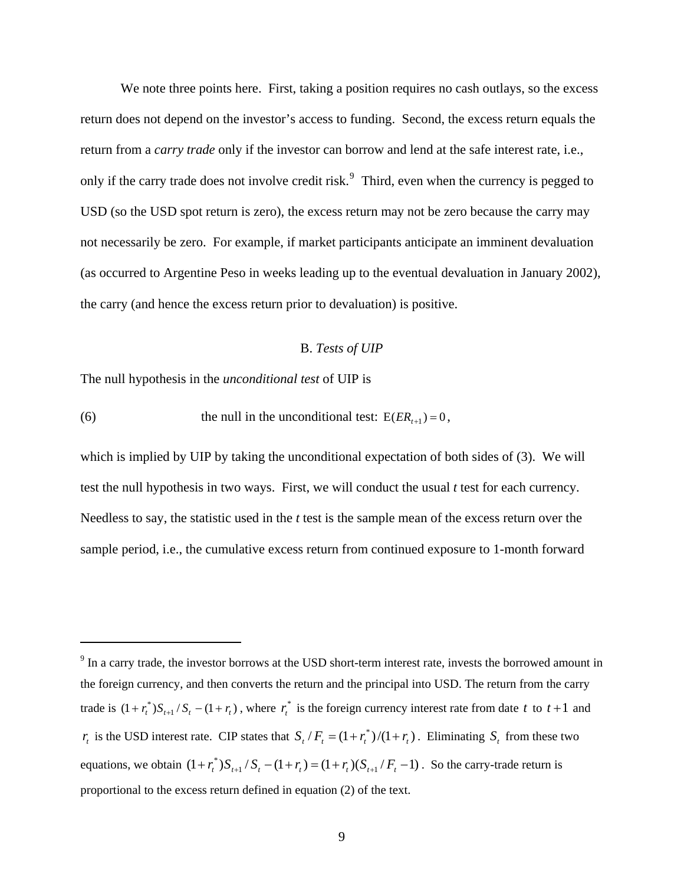We note three points here. First, taking a position requires no cash outlays, so the excess return does not depend on the investor's access to funding. Second, the excess return equals the return from a *carry trade* only if the investor can borrow and lend at the safe interest rate, i.e., only if the carry trade does not involve credit risk.[9] Third, even when the currency is pegged to USD (so the USD spot return is zero), the excess return may not be zero because the carry may not necessarily be zero. For example, if market participants anticipate an imminent devaluation (as occurred to Argentine Peso in weeks leading up to the eventual devaluation in January 2002), the carry (and hence the excess return prior to devaluation) is positive.

### B. *Tests of UIP*

The null hypothesis in the *unconditional test* of UIP is

$$\text{(6)} \qquad \text{the null in the unconditional test: } \mathrm{E}(ER_{t+1}) = 0,$$

which is implied by UIP by taking the unconditional expectation of both sides of (3). We will test the null hypothesis in two ways. First, we will conduct the usual *t* test for each currency. Needless to say, the statistic used in the *t* test is the sample mean of the excess return over the sample period, i.e., the cumulative excess return from continued exposure to 1-month forward

---

[9] In a carry trade, the investor borrows at the USD short-term interest rate, invests the borrowed amount in the foreign currency, and then converts the return and the principal into USD. The return from the carry trade is $(1+r_t^*)S_{t+1}/S_t - (1+r_t)$, where $r_t^*$ is the foreign currency interest rate from date $t$ to $t+1$ and $r_t$ is the USD interest rate. CIP states that $S_t / F_t = (1+r_t^*)/(1+r_t)$. Eliminating $S_t$ from these two equations, we obtain $(1+r_t^*)S_{t+1}/S_t - (1+r_t) = (1+r_t)(S_{t+1}/F_t - 1)$. So the carry-trade return is proportional to the excess return defined in equation (2) of the text.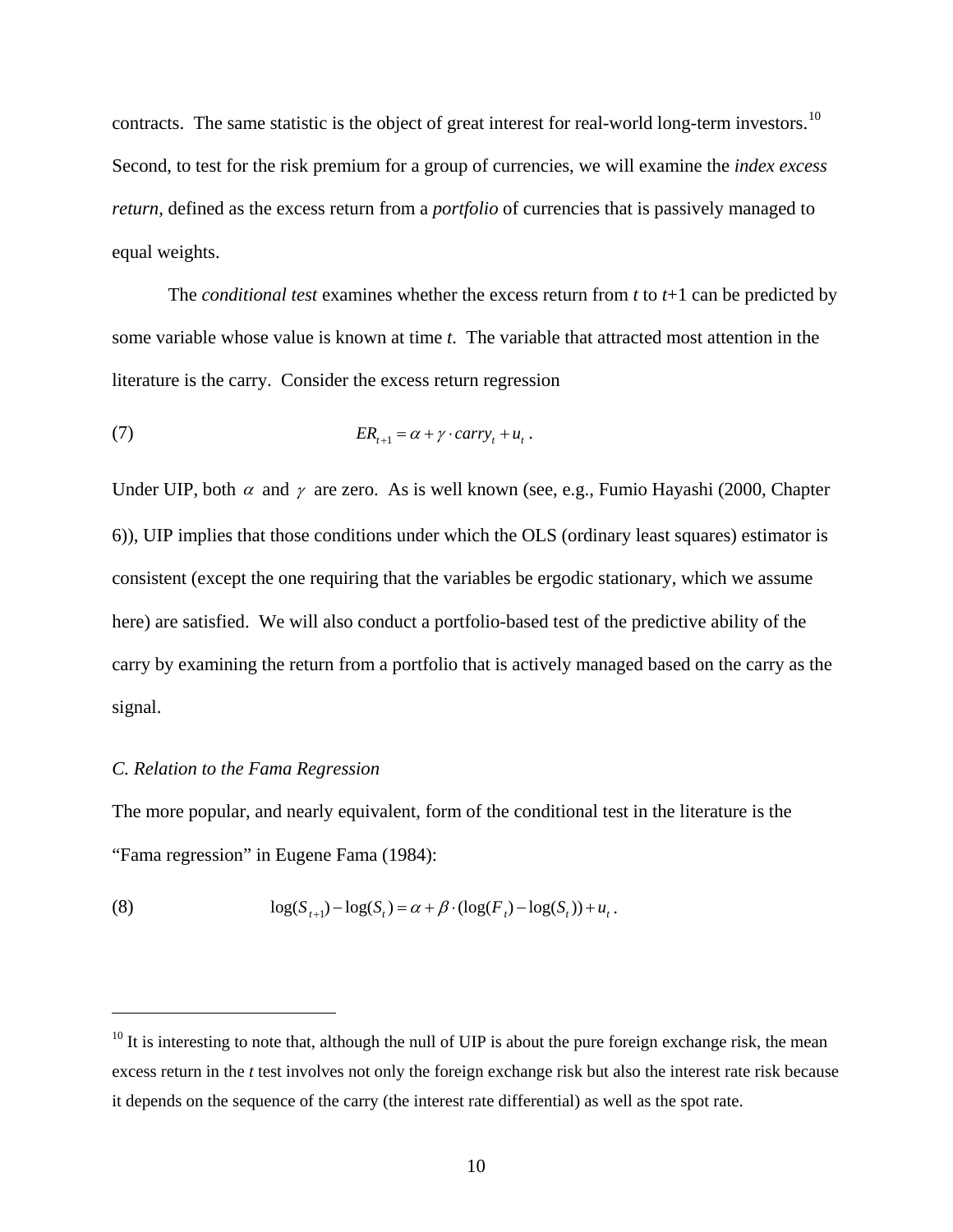contracts. The same statistic is the object of great interest for real-world long-term investors.[10] Second, to test for the risk premium for a group of currencies, we will examine the *index excess return,* defined as the excess return from a *portfolio* of currencies that is passively managed to equal weights.

The *conditional test* examines whether the excess return from $t$ to $t$+1 can be predicted by some variable whose value is known at time $t$. The variable that attracted most attention in the literature is the carry. Consider the excess return regression

$$ER_{t+1} = \alpha + \gamma \cdot carry_t + u_t \,. \tag{7}$$

Under UIP, both $\alpha$ and $\gamma$ are zero. As is well known (see, e.g., Fumio Hayashi (2000, Chapter 6)), UIP implies that those conditions under which the OLS (ordinary least squares) estimator is consistent (except the one requiring that the variables be ergodic stationary, which we assume here) are satisfied. We will also conduct a portfolio-based test of the predictive ability of the carry by examining the return from a portfolio that is actively managed based on the carry as the signal.

*C. Relation to the Fama Regression*

The more popular, and nearly equivalent, form of the conditional test in the literature is the "Fama regression" in Eugene Fama (1984):

$$\log(S_{t+1}) - \log(S_t) = \alpha + \beta \cdot (\log(F_t) - \log(S_t)) + u_t \,. \tag{8}$$

---

[10] It is interesting to note that, although the null of UIP is about the pure foreign exchange risk, the mean excess return in the $t$ test involves not only the foreign exchange risk but also the interest rate risk because it depends on the sequence of the carry (the interest rate differential) as well as the spot rate.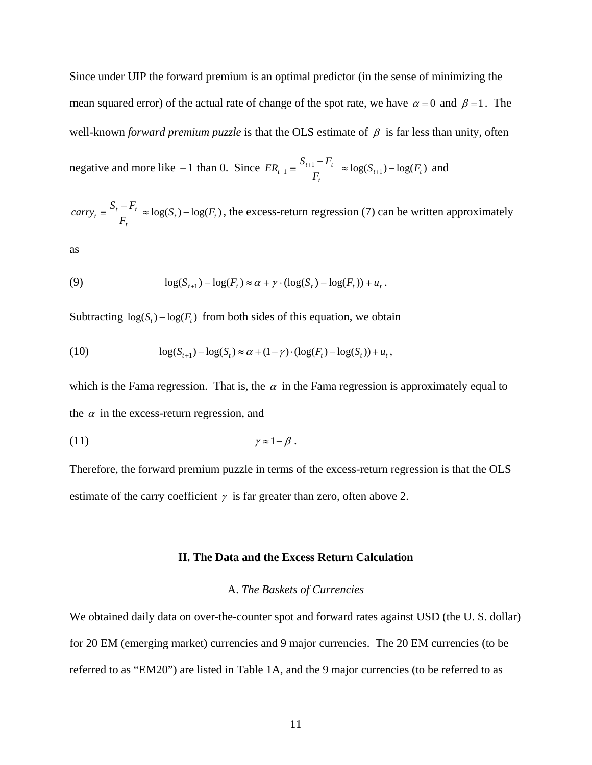Since under UIP the forward premium is an optimal predictor (in the sense of minimizing the mean squared error) of the actual rate of change of the spot rate, we have $\alpha = 0$ and $\beta = 1$. The well-known *forward premium puzzle* is that the OLS estimate of $\beta$ is far less than unity, often negative and more like $-1$ than 0. Since $ER_{t+1} \equiv \dfrac{S_{t+1} - F_t}{F_t} \approx \log(S_{t+1}) - \log(F_t)$ and $carry_t \equiv \dfrac{S_t - F_t}{F_t} \approx \log(S_t) - \log(F_t)$, the excess-return regression (7) can be written approximately as

$$\text{(9)} \qquad \log(S_{t+1}) - \log(F_t) \approx \alpha + \gamma \cdot (\log(S_t) - \log(F_t)) + u_t \,.$$

Subtracting $\log(S_t) - \log(F_t)$ from both sides of this equation, we obtain

$$\text{(10)} \qquad \log(S_{t+1}) - \log(S_t) \approx \alpha + (1-\gamma) \cdot (\log(F_t) - \log(S_t)) + u_t \,,$$

which is the Fama regression. That is, the $\alpha$ in the Fama regression is approximately equal to the $\alpha$ in the excess-return regression, and

$$\text{(11)} \qquad \gamma \approx 1 - \beta \,.$$

Therefore, the forward premium puzzle in terms of the excess-return regression is that the OLS estimate of the carry coefficient $\gamma$ is far greater than zero, often above 2.

## II. The Data and the Excess Return Calculation

### A. *The Baskets of Currencies*

We obtained daily data on over-the-counter spot and forward rates against USD (the U. S. dollar) for 20 EM (emerging market) currencies and 9 major currencies. The 20 EM currencies (to be referred to as "EM20") are listed in Table 1A, and the 9 major currencies (to be referred to as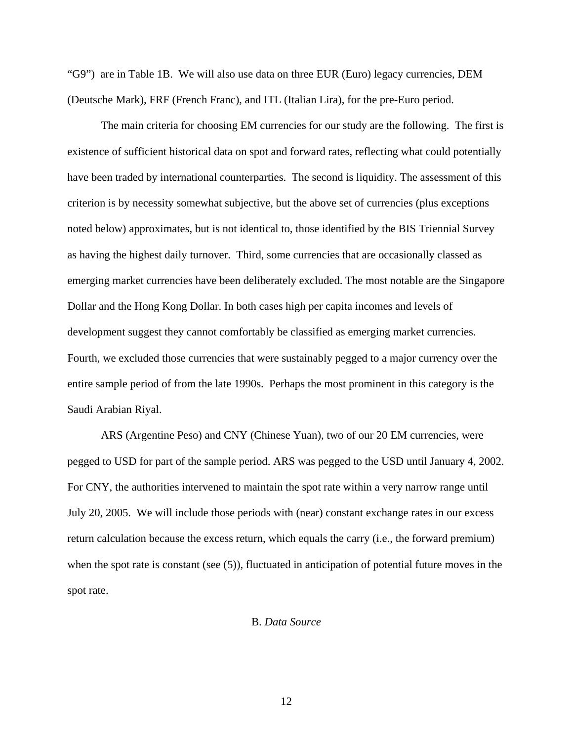"G9") are in Table 1B. We will also use data on three EUR (Euro) legacy currencies, DEM (Deutsche Mark), FRF (French Franc), and ITL (Italian Lira), for the pre-Euro period.

The main criteria for choosing EM currencies for our study are the following. The first is existence of sufficient historical data on spot and forward rates, reflecting what could potentially have been traded by international counterparties. The second is liquidity. The assessment of this criterion is by necessity somewhat subjective, but the above set of currencies (plus exceptions noted below) approximates, but is not identical to, those identified by the BIS Triennial Survey as having the highest daily turnover. Third, some currencies that are occasionally classed as emerging market currencies have been deliberately excluded. The most notable are the Singapore Dollar and the Hong Kong Dollar. In both cases high per capita incomes and levels of development suggest they cannot comfortably be classified as emerging market currencies. Fourth, we excluded those currencies that were sustainably pegged to a major currency over the entire sample period of from the late 1990s. Perhaps the most prominent in this category is the Saudi Arabian Riyal.

ARS (Argentine Peso) and CNY (Chinese Yuan), two of our 20 EM currencies, were pegged to USD for part of the sample period. ARS was pegged to the USD until January 4, 2002. For CNY, the authorities intervened to maintain the spot rate within a very narrow range until July 20, 2005. We will include those periods with (near) constant exchange rates in our excess return calculation because the excess return, which equals the carry (i.e., the forward premium) when the spot rate is constant (see (5)), fluctuated in anticipation of potential future moves in the spot rate.

### B. *Data Source*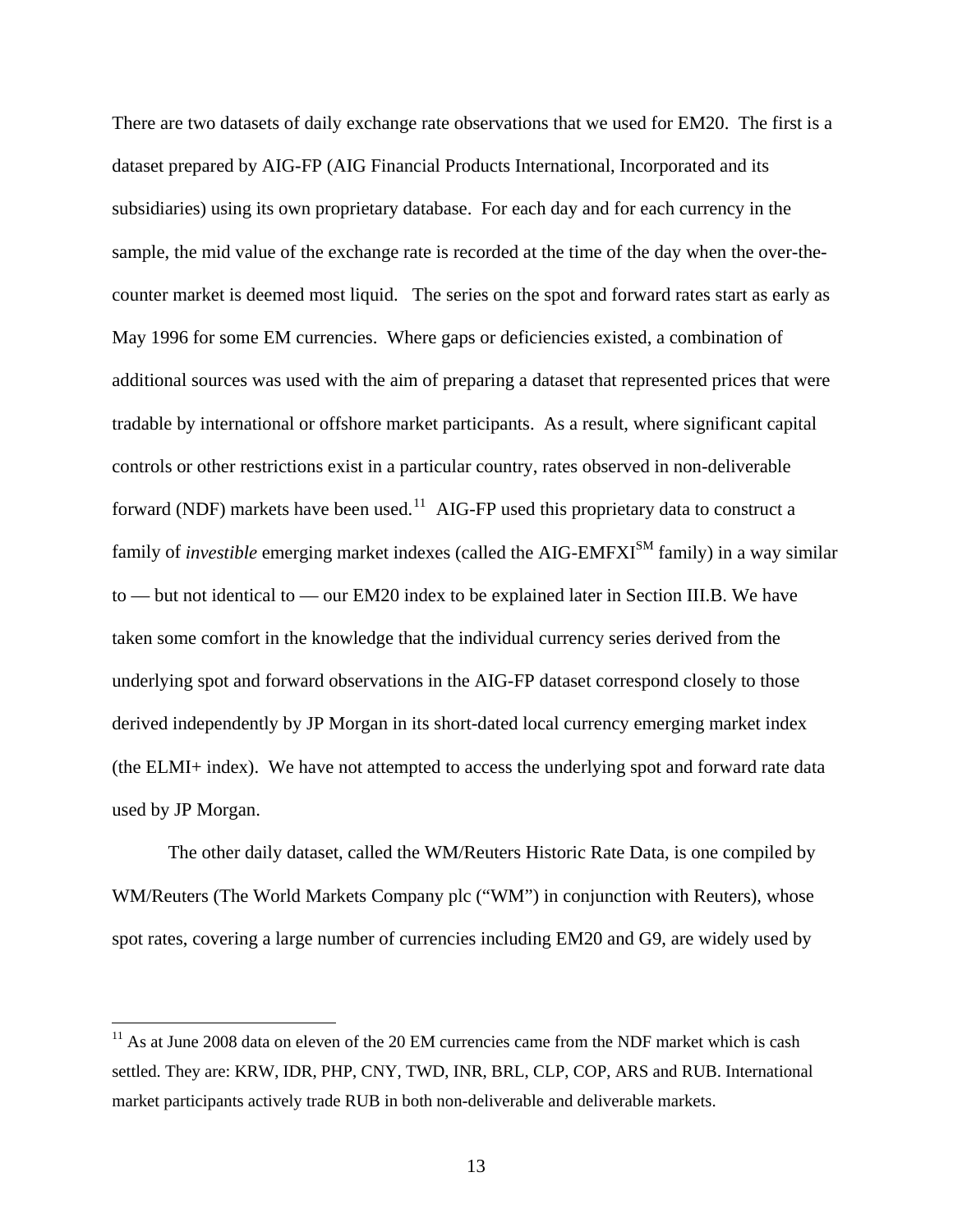There are two datasets of daily exchange rate observations that we used for EM20. The first is a dataset prepared by AIG-FP (AIG Financial Products International, Incorporated and its subsidiaries) using its own proprietary database. For each day and for each currency in the sample, the mid value of the exchange rate is recorded at the time of the day when the over-the-counter market is deemed most liquid. The series on the spot and forward rates start as early as May 1996 for some EM currencies. Where gaps or deficiencies existed, a combination of additional sources was used with the aim of preparing a dataset that represented prices that were tradable by international or offshore market participants. As a result, where significant capital controls or other restrictions exist in a particular country, rates observed in non-deliverable forward (NDF) markets have been used.[11] AIG-FP used this proprietary data to construct a family of *investible* emerging market indexes (called the AIG-EMFXI[SM] family) in a way similar to — but not identical to — our EM20 index to be explained later in Section III.B. We have taken some comfort in the knowledge that the individual currency series derived from the underlying spot and forward observations in the AIG-FP dataset correspond closely to those derived independently by JP Morgan in its short-dated local currency emerging market index (the ELMI+ index). We have not attempted to access the underlying spot and forward rate data used by JP Morgan.

The other daily dataset, called the WM/Reuters Historic Rate Data, is one compiled by WM/Reuters (The World Markets Company plc ("WM") in conjunction with Reuters), whose spot rates, covering a large number of currencies including EM20 and G9, are widely used by

---

[11] As at June 2008 data on eleven of the 20 EM currencies came from the NDF market which is cash settled. They are: KRW, IDR, PHP, CNY, TWD, INR, BRL, CLP, COP, ARS and RUB. International market participants actively trade RUB in both non-deliverable and deliverable markets.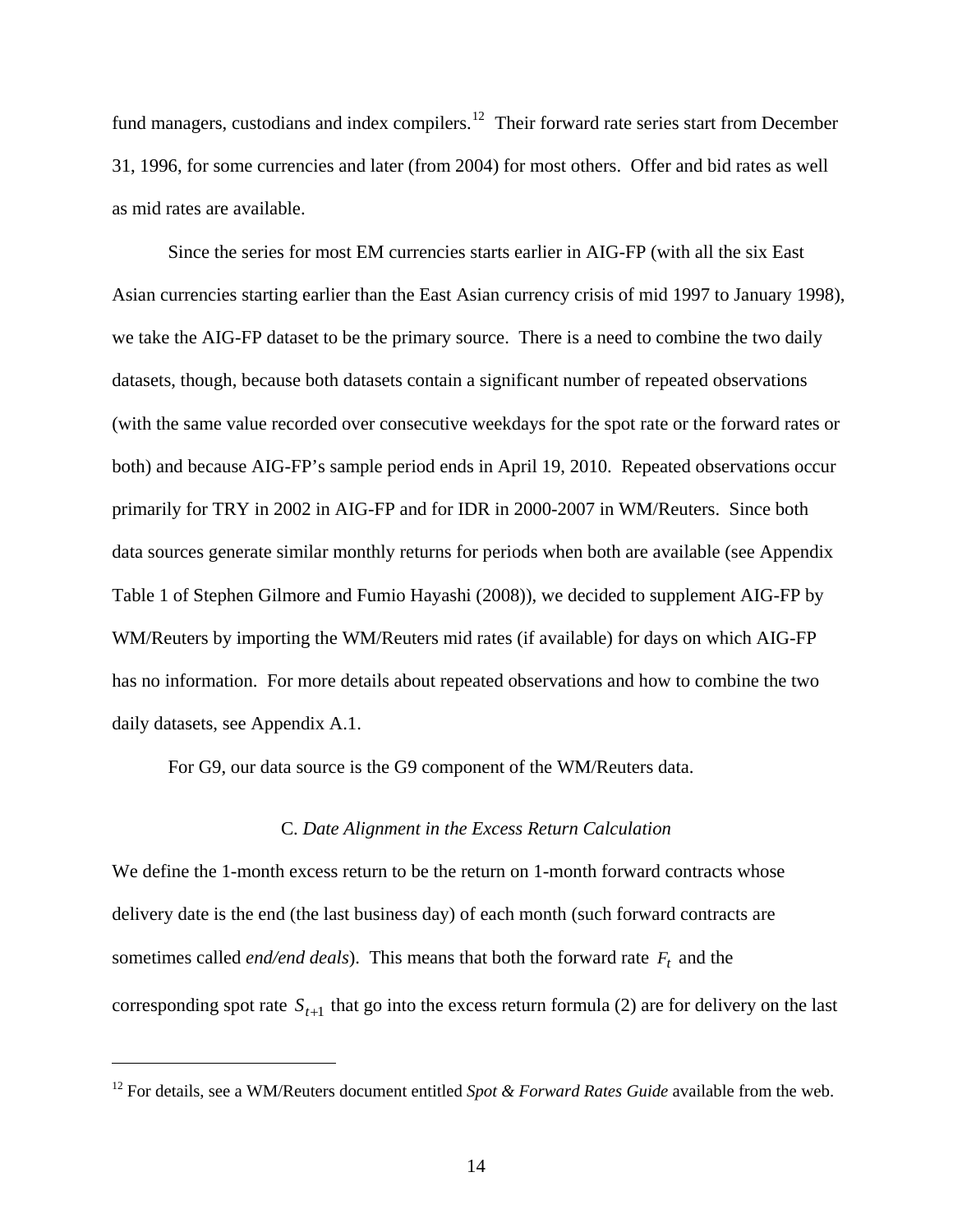fund managers, custodians and index compilers.[12] Their forward rate series start from December 31, 1996, for some currencies and later (from 2004) for most others. Offer and bid rates as well as mid rates are available.

Since the series for most EM currencies starts earlier in AIG-FP (with all the six East Asian currencies starting earlier than the East Asian currency crisis of mid 1997 to January 1998), we take the AIG-FP dataset to be the primary source. There is a need to combine the two daily datasets, though, because both datasets contain a significant number of repeated observations (with the same value recorded over consecutive weekdays for the spot rate or the forward rates or both) and because AIG-FP's sample period ends in April 19, 2010. Repeated observations occur primarily for TRY in 2002 in AIG-FP and for IDR in 2000-2007 in WM/Reuters. Since both data sources generate similar monthly returns for periods when both are available (see Appendix Table 1 of Stephen Gilmore and Fumio Hayashi (2008)), we decided to supplement AIG-FP by WM/Reuters by importing the WM/Reuters mid rates (if available) for days on which AIG-FP has no information. For more details about repeated observations and how to combine the two daily datasets, see Appendix A.1.

For G9, our data source is the G9 component of the WM/Reuters data.

### C. *Date Alignment in the Excess Return Calculation*

We define the 1-month excess return to be the return on 1-month forward contracts whose delivery date is the end (the last business day) of each month (such forward contracts are sometimes called *end/end deals*). This means that both the forward rate $F_t$ and the corresponding spot rate $S_{t+1}$ that go into the excess return formula (2) are for delivery on the last

[12] For details, see a WM/Reuters document entitled *Spot & Forward Rates Guide* available from the web.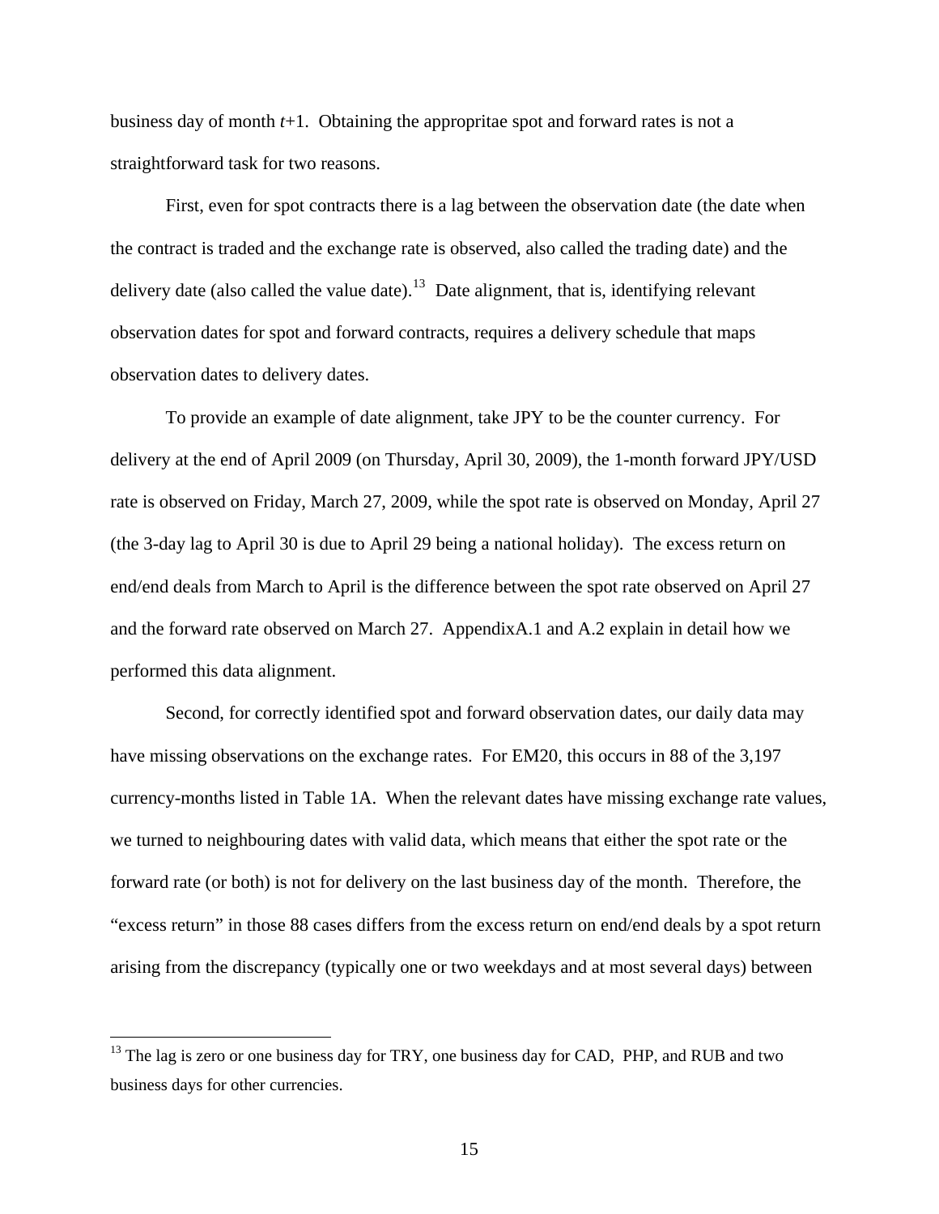business day of month *t*+1. Obtaining the appropritae spot and forward rates is not a straightforward task for two reasons.

First, even for spot contracts there is a lag between the observation date (the date when the contract is traded and the exchange rate is observed, also called the trading date) and the delivery date (also called the value date).[13] Date alignment, that is, identifying relevant observation dates for spot and forward contracts, requires a delivery schedule that maps observation dates to delivery dates.

To provide an example of date alignment, take JPY to be the counter currency. For delivery at the end of April 2009 (on Thursday, April 30, 2009), the 1-month forward JPY/USD rate is observed on Friday, March 27, 2009, while the spot rate is observed on Monday, April 27 (the 3-day lag to April 30 is due to April 29 being a national holiday). The excess return on end/end deals from March to April is the difference between the spot rate observed on April 27 and the forward rate observed on March 27. AppendixA.1 and A.2 explain in detail how we performed this data alignment.

Second, for correctly identified spot and forward observation dates, our daily data may have missing observations on the exchange rates. For EM20, this occurs in 88 of the 3,197 currency-months listed in Table 1A. When the relevant dates have missing exchange rate values, we turned to neighbouring dates with valid data, which means that either the spot rate or the forward rate (or both) is not for delivery on the last business day of the month. Therefore, the "excess return" in those 88 cases differs from the excess return on end/end deals by a spot return arising from the discrepancy (typically one or two weekdays and at most several days) between

[13] The lag is zero or one business day for TRY, one business day for CAD, PHP, and RUB and two business days for other currencies.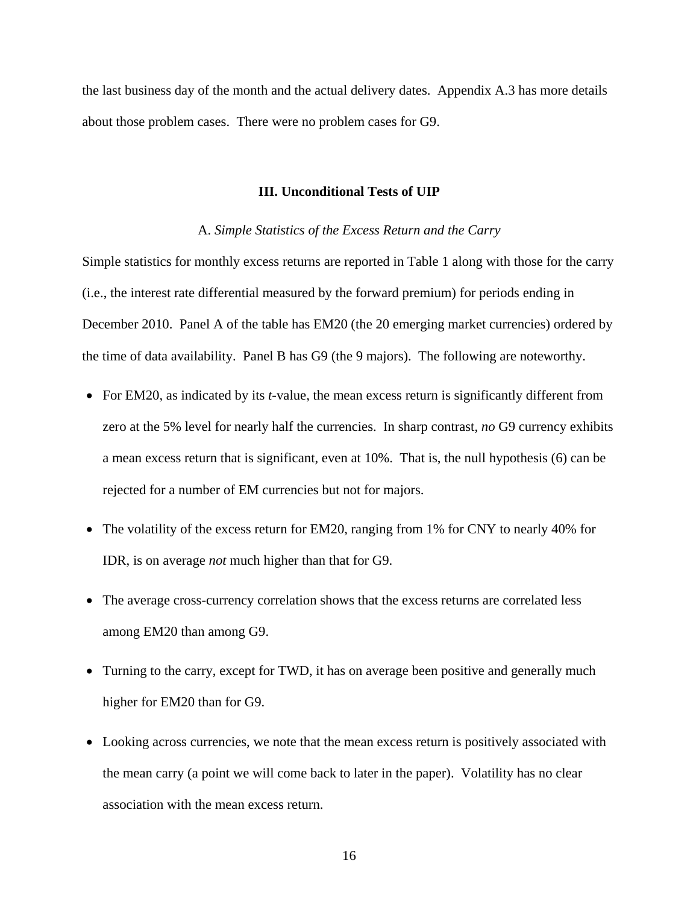the last business day of the month and the actual delivery dates. Appendix A.3 has more details about those problem cases. There were no problem cases for G9.

## III. Unconditional Tests of UIP

### A. *Simple Statistics of the Excess Return and the Carry*

Simple statistics for monthly excess returns are reported in Table 1 along with those for the carry (i.e., the interest rate differential measured by the forward premium) for periods ending in December 2010. Panel A of the table has EM20 (the 20 emerging market currencies) ordered by the time of data availability. Panel B has G9 (the 9 majors). The following are noteworthy.

- For EM20, as indicated by its *t*-value, the mean excess return is significantly different from zero at the 5% level for nearly half the currencies. In sharp contrast, *no* G9 currency exhibits a mean excess return that is significant, even at 10%. That is, the null hypothesis (6) can be rejected for a number of EM currencies but not for majors.

- The volatility of the excess return for EM20, ranging from 1% for CNY to nearly 40% for IDR, is on average *not* much higher than that for G9.

- The average cross-currency correlation shows that the excess returns are correlated less among EM20 than among G9.

- Turning to the carry, except for TWD, it has on average been positive and generally much higher for EM20 than for G9.

- Looking across currencies, we note that the mean excess return is positively associated with the mean carry (a point we will come back to later in the paper). Volatility has no clear association with the mean excess return.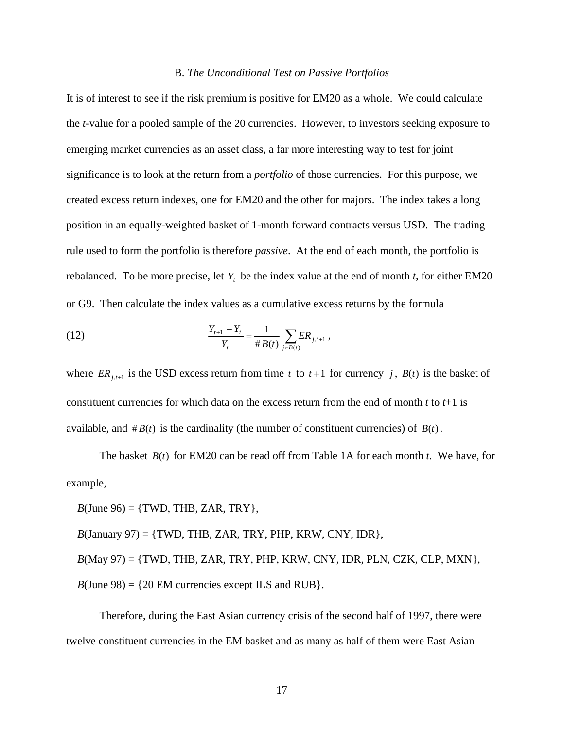### B. *The Unconditional Test on Passive Portfolios*

It is of interest to see if the risk premium is positive for EM20 as a whole. We could calculate the *t*-value for a pooled sample of the 20 currencies. However, to investors seeking exposure to emerging market currencies as an asset class, a far more interesting way to test for joint significance is to look at the return from a *portfolio* of those currencies. For this purpose, we created excess return indexes, one for EM20 and the other for majors. The index takes a long position in an equally-weighted basket of 1-month forward contracts versus USD. The trading rule used to form the portfolio is therefore *passive*. At the end of each month, the portfolio is rebalanced. To be more precise, let $Y_t$ be the index value at the end of month *t*, for either EM20 or G9. Then calculate the index values as a cumulative excess returns by the formula

$$\frac{Y_{t+1} - Y_t}{Y_t} = \frac{1}{\# B(t)} \sum_{j \in B(t)} ER_{j,t+1}, \tag{12}$$

where $ER_{j,t+1}$ is the USD excess return from time $t$ to $t+1$ for currency $j$, $B(t)$ is the basket of constituent currencies for which data on the excess return from the end of month *t* to *t*+1 is available, and $\# B(t)$ is the cardinality (the number of constituent currencies) of $B(t)$.

The basket $B(t)$ for EM20 can be read off from Table 1A for each month *t*. We have, for example,

*B*(June 96) = {TWD, THB, ZAR, TRY},

*B*(January 97) = {TWD, THB, ZAR, TRY, PHP, KRW, CNY, IDR},

*B*(May 97) = {TWD, THB, ZAR, TRY, PHP, KRW, CNY, IDR, PLN, CZK, CLP, MXN},

*B*(June 98) = {20 EM currencies except ILS and RUB}.

Therefore, during the East Asian currency crisis of the second half of 1997, there were twelve constituent currencies in the EM basket and as many as half of them were East Asian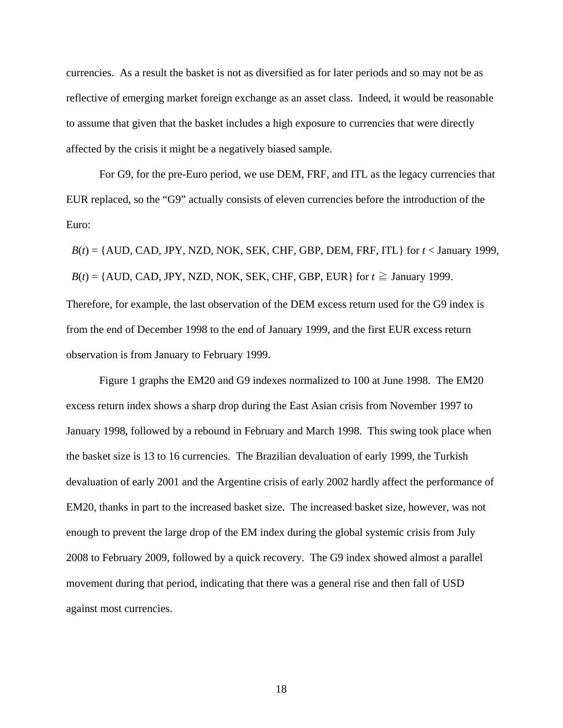currencies. As a result the basket is not as diversified as for later periods and so may not be as reflective of emerging market foreign exchange as an asset class. Indeed, it would be reasonable to assume that given that the basket includes a high exposure to currencies that were directly affected by the crisis it might be a negatively biased sample.

For G9, for the pre-Euro period, we use DEM, FRF, and ITL as the legacy currencies that EUR replaced, so the "G9" actually consists of eleven currencies before the introduction of the Euro:

$B(t)$ = {AUD, CAD, JPY, NZD, NOK, SEK, CHF, GBP, DEM, FRF, ITL} for $t$ < January 1999,

$B(t)$ = {AUD, CAD, JPY, NZD, NOK, SEK, CHF, GBP, EUR} for $t \geqq$ January 1999.

Therefore, for example, the last observation of the DEM excess return used for the G9 index is from the end of December 1998 to the end of January 1999, and the first EUR excess return observation is from January to February 1999.

Figure 1 graphs the EM20 and G9 indexes normalized to 100 at June 1998. The EM20 excess return index shows a sharp drop during the East Asian crisis from November 1997 to January 1998, followed by a rebound in February and March 1998. This swing took place when the basket size is 13 to 16 currencies. The Brazilian devaluation of early 1999, the Turkish devaluation of early 2001 and the Argentine crisis of early 2002 hardly affect the performance of EM20, thanks in part to the increased basket size. The increased basket size, however, was not enough to prevent the large drop of the EM index during the global systemic crisis from July 2008 to February 2009, followed by a quick recovery. The G9 index showed almost a parallel movement during that period, indicating that there was a general rise and then fall of USD against most currencies.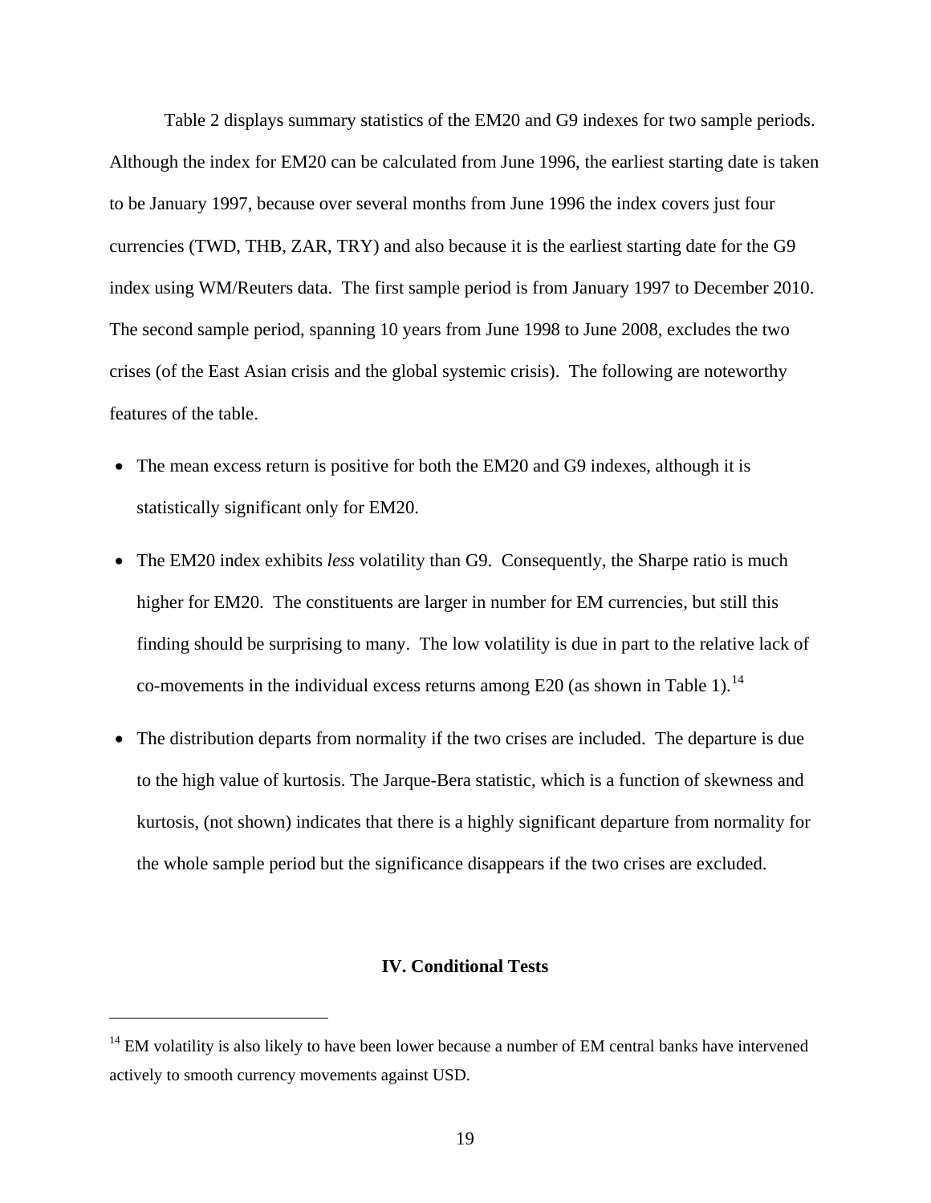Table 2 displays summary statistics of the EM20 and G9 indexes for two sample periods. Although the index for EM20 can be calculated from June 1996, the earliest starting date is taken to be January 1997, because over several months from June 1996 the index covers just four currencies (TWD, THB, ZAR, TRY) and also because it is the earliest starting date for the G9 index using WM/Reuters data. The first sample period is from January 1997 to December 2010. The second sample period, spanning 10 years from June 1998 to June 2008, excludes the two crises (of the East Asian crisis and the global systemic crisis). The following are noteworthy features of the table.

- The mean excess return is positive for both the EM20 and G9 indexes, although it is statistically significant only for EM20.
- The EM20 index exhibits *less* volatility than G9. Consequently, the Sharpe ratio is much higher for EM20. The constituents are larger in number for EM currencies, but still this finding should be surprising to many. The low volatility is due in part to the relative lack of co-movements in the individual excess returns among E20 (as shown in Table 1).[14]
- The distribution departs from normality if the two crises are included. The departure is due to the high value of kurtosis. The Jarque-Bera statistic, which is a function of skewness and kurtosis, (not shown) indicates that there is a highly significant departure from normality for the whole sample period but the significance disappears if the two crises are excluded.

## IV. Conditional Tests

[14] EM volatility is also likely to have been lower because a number of EM central banks have intervened actively to smooth currency movements against USD.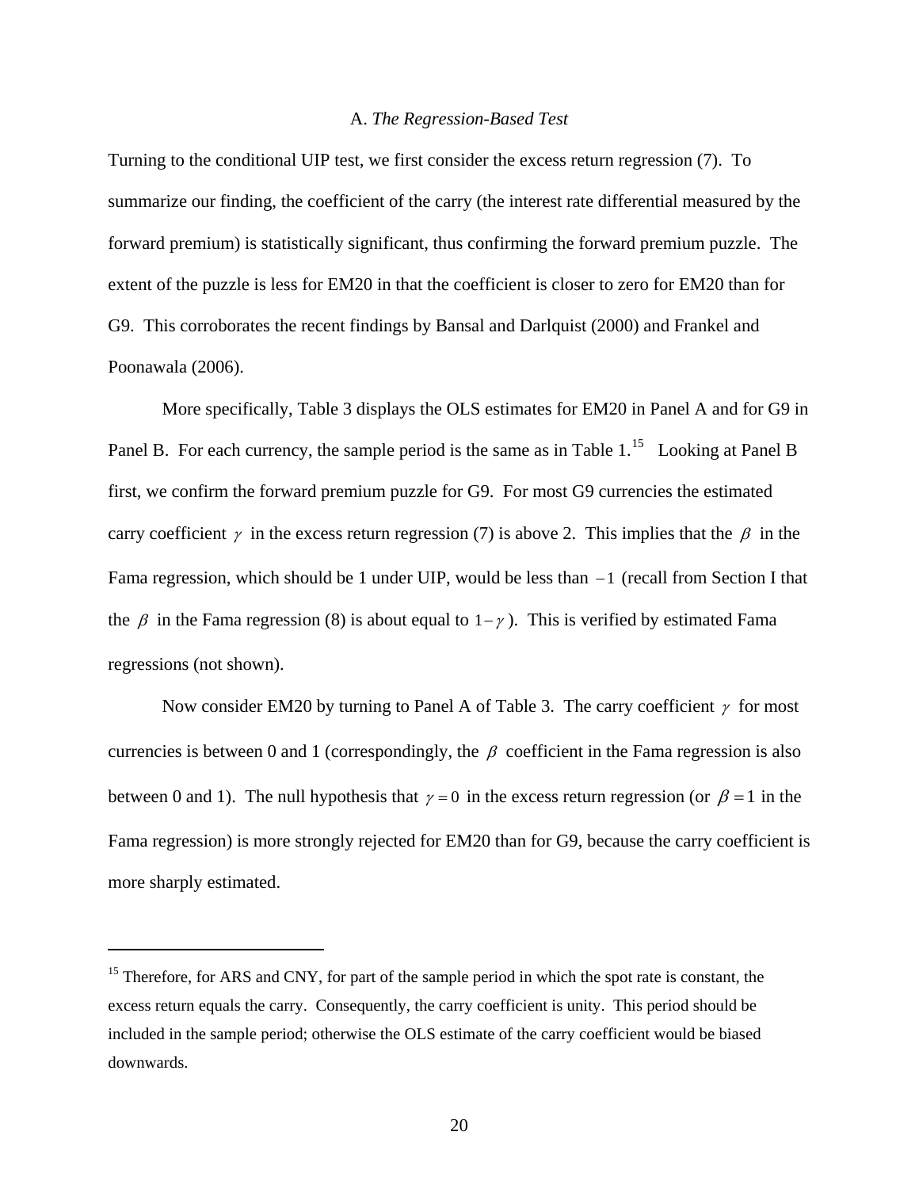### A. *The Regression-Based Test*

Turning to the conditional UIP test, we first consider the excess return regression (7). To summarize our finding, the coefficient of the carry (the interest rate differential measured by the forward premium) is statistically significant, thus confirming the forward premium puzzle. The extent of the puzzle is less for EM20 in that the coefficient is closer to zero for EM20 than for G9. This corroborates the recent findings by Bansal and Darlquist (2000) and Frankel and Poonawala (2006).

More specifically, Table 3 displays the OLS estimates for EM20 in Panel A and for G9 in Panel B. For each currency, the sample period is the same as in Table 1.[15] Looking at Panel B first, we confirm the forward premium puzzle for G9. For most G9 currencies the estimated carry coefficient $\gamma$ in the excess return regression (7) is above 2. This implies that the $\beta$ in the Fama regression, which should be 1 under UIP, would be less than $-1$ (recall from Section I that the $\beta$ in the Fama regression (8) is about equal to $1-\gamma$). This is verified by estimated Fama regressions (not shown).

Now consider EM20 by turning to Panel A of Table 3. The carry coefficient $\gamma$ for most currencies is between 0 and 1 (correspondingly, the $\beta$ coefficient in the Fama regression is also between 0 and 1). The null hypothesis that $\gamma = 0$ in the excess return regression (or $\beta = 1$ in the Fama regression) is more strongly rejected for EM20 than for G9, because the carry coefficient is more sharply estimated.

---

[15] Therefore, for ARS and CNY, for part of the sample period in which the spot rate is constant, the excess return equals the carry. Consequently, the carry coefficient is unity. This period should be included in the sample period; otherwise the OLS estimate of the carry coefficient would be biased downwards.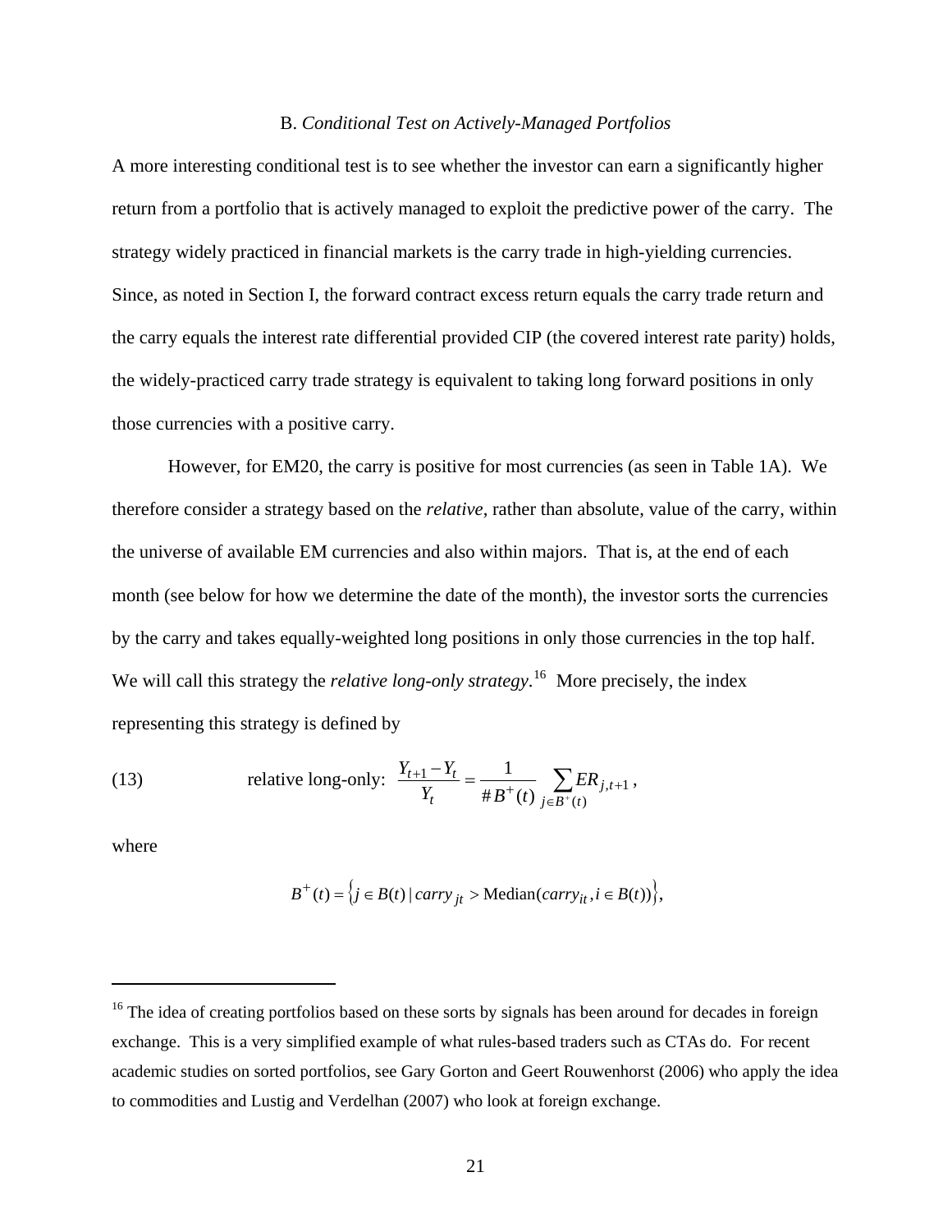### B. *Conditional Test on Actively-Managed Portfolios*

A more interesting conditional test is to see whether the investor can earn a significantly higher return from a portfolio that is actively managed to exploit the predictive power of the carry. The strategy widely practiced in financial markets is the carry trade in high-yielding currencies. Since, as noted in Section I, the forward contract excess return equals the carry trade return and the carry equals the interest rate differential provided CIP (the covered interest rate parity) holds, the widely-practiced carry trade strategy is equivalent to taking long forward positions in only those currencies with a positive carry.

However, for EM20, the carry is positive for most currencies (as seen in Table 1A). We therefore consider a strategy based on the *relative*, rather than absolute, value of the carry, within the universe of available EM currencies and also within majors. That is, at the end of each month (see below for how we determine the date of the month), the investor sorts the currencies by the carry and takes equally-weighted long positions in only those currencies in the top half. We will call this strategy the *relative long-only strategy*.[16] More precisely, the index representing this strategy is defined by

$$\text{(13)} \qquad \text{relative long-only: } \frac{Y_{t+1} - Y_t}{Y_t} = \frac{1}{\# B^{+}(t)} \sum_{j \in B^{+}(t)} ER_{j,t+1}\,,$$

where

$$B^{+}(t) = \left\{ j \in B(t) \mid carry_{jt} > \text{Median}(carry_{it}, i \in B(t)) \right\},$$

[16] The idea of creating portfolios based on these sorts by signals has been around for decades in foreign exchange. This is a very simplified example of what rules-based traders such as CTAs do. For recent academic studies on sorted portfolios, see Gary Gorton and Geert Rouwenhorst (2006) who apply the idea to commodities and Lustig and Verdelhan (2007) who look at foreign exchange.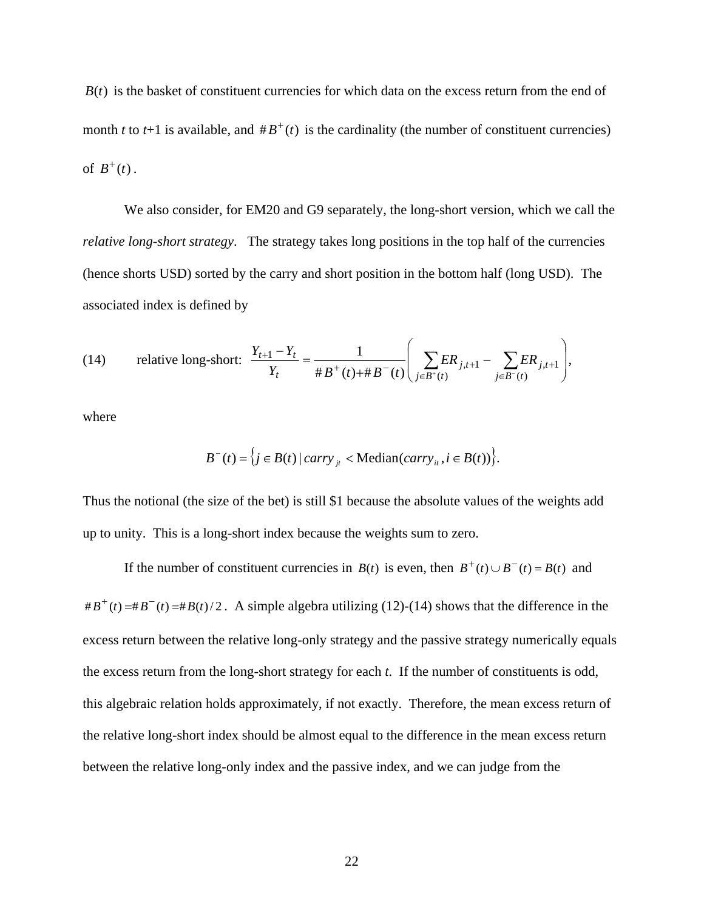$B(t)$ is the basket of constituent currencies for which data on the excess return from the end of month *t* to *t*+1 is available, and $\#B^+(t)$ is the cardinality (the number of constituent currencies) of $B^+(t)$.

We also consider, for EM20 and G9 separately, the long-short version, which we call the *relative long-short strategy*. The strategy takes long positions in the top half of the currencies (hence shorts USD) sorted by the carry and short position in the bottom half (long USD). The associated index is defined by

$$\text{(14)} \qquad \text{relative long-short: } \frac{Y_{t+1} - Y_t}{Y_t} = \frac{1}{\#B^+(t) + \#B^-(t)} \left( \sum_{j \in B^+(t)} ER_{j,t+1} - \sum_{j \in B^-(t)} ER_{j,t+1} \right),$$

where

$$B^-(t) = \{ j \in B(t) \mid carry_{jt} < \text{Median}(carry_{it}, i \in B(t)) \}.$$

Thus the notional (the size of the bet) is still \$1 because the absolute values of the weights add up to unity. This is a long-short index because the weights sum to zero.

If the number of constituent currencies in $B(t)$ is even, then $B^+(t) \cup B^-(t) = B(t)$ and $\#B^+(t) = \#B^-(t) = \#B(t)/2$. A simple algebra utilizing (12)-(14) shows that the difference in the excess return between the relative long-only strategy and the passive strategy numerically equals the excess return from the long-short strategy for each *t*. If the number of constituents is odd, this algebraic relation holds approximately, if not exactly. Therefore, the mean excess return of the relative long-short index should be almost equal to the difference in the mean excess return between the relative long-only index and the passive index, and we can judge from the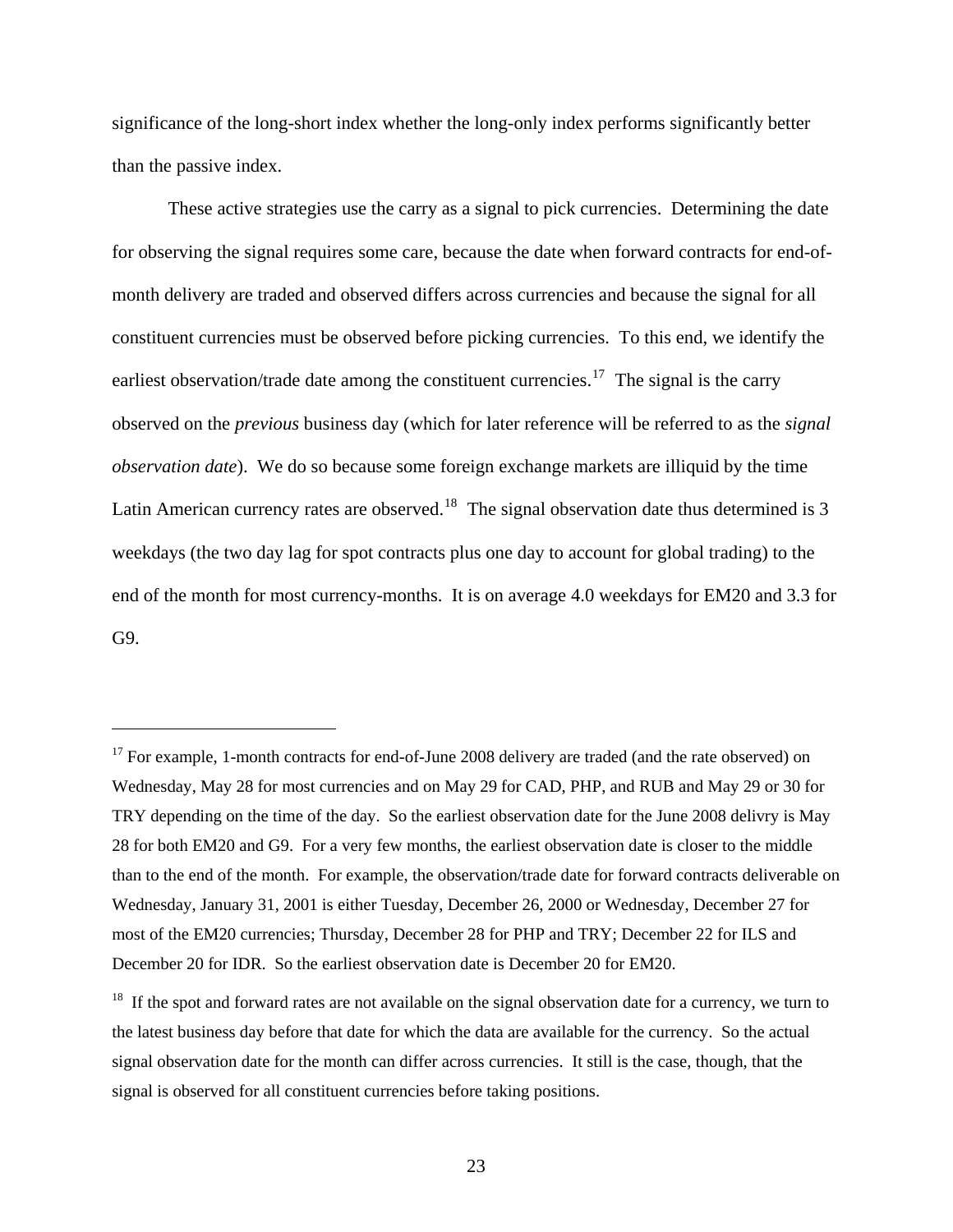significance of the long-short index whether the long-only index performs significantly better than the passive index.

These active strategies use the carry as a signal to pick currencies. Determining the date for observing the signal requires some care, because the date when forward contracts for end-of-month delivery are traded and observed differs across currencies and because the signal for all constituent currencies must be observed before picking currencies. To this end, we identify the earliest observation/trade date among the constituent currencies.[17] The signal is the carry observed on the *previous* business day (which for later reference will be referred to as the *signal observation date*). We do so because some foreign exchange markets are illiquid by the time Latin American currency rates are observed.[18] The signal observation date thus determined is 3 weekdays (the two day lag for spot contracts plus one day to account for global trading) to the end of the month for most currency-months. It is on average 4.0 weekdays for EM20 and 3.3 for G9.

---

[17] For example, 1-month contracts for end-of-June 2008 delivery are traded (and the rate observed) on Wednesday, May 28 for most currencies and on May 29 for CAD, PHP, and RUB and May 29 or 30 for TRY depending on the time of the day. So the earliest observation date for the June 2008 delivry is May 28 for both EM20 and G9. For a very few months, the earliest observation date is closer to the middle than to the end of the month. For example, the observation/trade date for forward contracts deliverable on Wednesday, January 31, 2001 is either Tuesday, December 26, 2000 or Wednesday, December 27 for most of the EM20 currencies; Thursday, December 28 for PHP and TRY; December 22 for ILS and December 20 for IDR. So the earliest observation date is December 20 for EM20.

[18] If the spot and forward rates are not available on the signal observation date for a currency, we turn to the latest business day before that date for which the data are available for the currency. So the actual signal observation date for the month can differ across currencies. It still is the case, though, that the signal is observed for all constituent currencies before taking positions.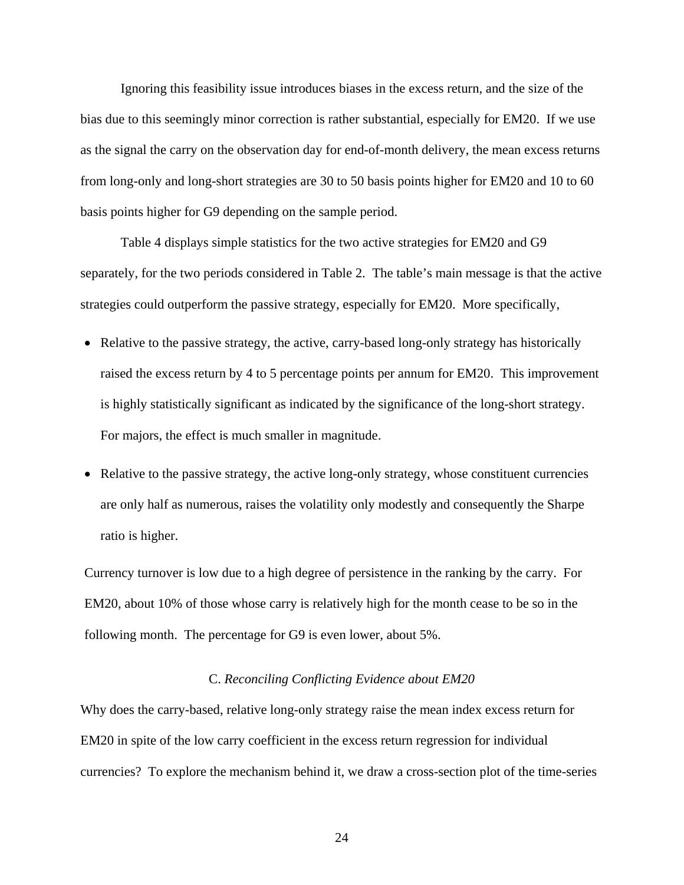Ignoring this feasibility issue introduces biases in the excess return, and the size of the bias due to this seemingly minor correction is rather substantial, especially for EM20. If we use as the signal the carry on the observation day for end-of-month delivery, the mean excess returns from long-only and long-short strategies are 30 to 50 basis points higher for EM20 and 10 to 60 basis points higher for G9 depending on the sample period.

Table 4 displays simple statistics for the two active strategies for EM20 and G9 separately, for the two periods considered in Table 2. The table's main message is that the active strategies could outperform the passive strategy, especially for EM20. More specifically,

- Relative to the passive strategy, the active, carry-based long-only strategy has historically raised the excess return by 4 to 5 percentage points per annum for EM20. This improvement is highly statistically significant as indicated by the significance of the long-short strategy. For majors, the effect is much smaller in magnitude.
- Relative to the passive strategy, the active long-only strategy, whose constituent currencies are only half as numerous, raises the volatility only modestly and consequently the Sharpe ratio is higher.

Currency turnover is low due to a high degree of persistence in the ranking by the carry. For EM20, about 10% of those whose carry is relatively high for the month cease to be so in the following month. The percentage for G9 is even lower, about 5%.

### C. *Reconciling Conflicting Evidence about EM20*

Why does the carry-based, relative long-only strategy raise the mean index excess return for EM20 in spite of the low carry coefficient in the excess return regression for individual currencies? To explore the mechanism behind it, we draw a cross-section plot of the time-series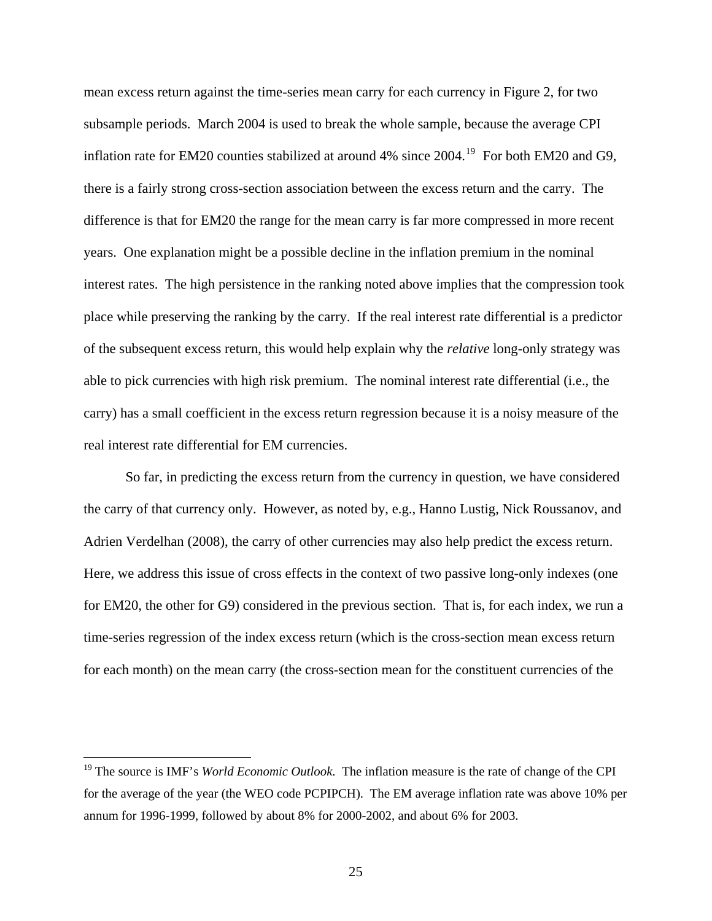mean excess return against the time-series mean carry for each currency in Figure 2, for two subsample periods. March 2004 is used to break the whole sample, because the average CPI inflation rate for EM20 counties stabilized at around 4% since 2004.[19] For both EM20 and G9, there is a fairly strong cross-section association between the excess return and the carry. The difference is that for EM20 the range for the mean carry is far more compressed in more recent years. One explanation might be a possible decline in the inflation premium in the nominal interest rates. The high persistence in the ranking noted above implies that the compression took place while preserving the ranking by the carry. If the real interest rate differential is a predictor of the subsequent excess return, this would help explain why the *relative* long-only strategy was able to pick currencies with high risk premium. The nominal interest rate differential (i.e., the carry) has a small coefficient in the excess return regression because it is a noisy measure of the real interest rate differential for EM currencies.

So far, in predicting the excess return from the currency in question, we have considered the carry of that currency only. However, as noted by, e.g., Hanno Lustig, Nick Roussanov, and Adrien Verdelhan (2008), the carry of other currencies may also help predict the excess return. Here, we address this issue of cross effects in the context of two passive long-only indexes (one for EM20, the other for G9) considered in the previous section. That is, for each index, we run a time-series regression of the index excess return (which is the cross-section mean excess return for each month) on the mean carry (the cross-section mean for the constituent currencies of the

---

[19] The source is IMF's *World Economic Outlook*. The inflation measure is the rate of change of the CPI for the average of the year (the WEO code PCPIPCH). The EM average inflation rate was above 10% per annum for 1996-1999, followed by about 8% for 2000-2002, and about 6% for 2003.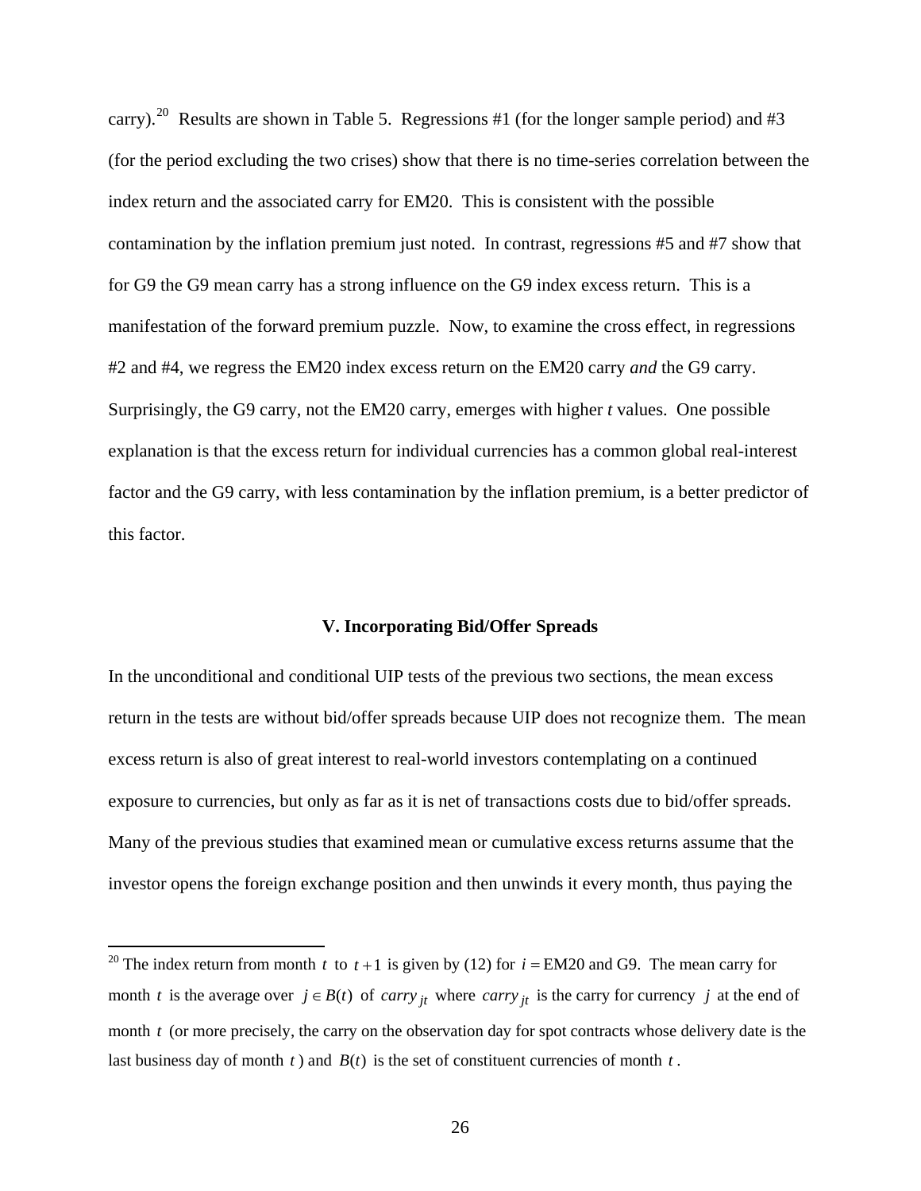carry).[20] Results are shown in Table 5. Regressions #1 (for the longer sample period) and #3 (for the period excluding the two crises) show that there is no time-series correlation between the index return and the associated carry for EM20. This is consistent with the possible contamination by the inflation premium just noted. In contrast, regressions #5 and #7 show that for G9 the G9 mean carry has a strong influence on the G9 index excess return. This is a manifestation of the forward premium puzzle. Now, to examine the cross effect, in regressions #2 and #4, we regress the EM20 index excess return on the EM20 carry *and* the G9 carry. Surprisingly, the G9 carry, not the EM20 carry, emerges with higher *t* values. One possible explanation is that the excess return for individual currencies has a common global real-interest factor and the G9 carry, with less contamination by the inflation premium, is a better predictor of this factor.

## V. Incorporating Bid/Offer Spreads

In the unconditional and conditional UIP tests of the previous two sections, the mean excess return in the tests are without bid/offer spreads because UIP does not recognize them. The mean excess return is also of great interest to real-world investors contemplating on a continued exposure to currencies, but only as far as it is net of transactions costs due to bid/offer spreads. Many of the previous studies that examined mean or cumulative excess returns assume that the investor opens the foreign exchange position and then unwinds it every month, thus paying the

[20] The index return from month $t$ to $t+1$ is given by (12) for $i = \text{EM20}$ and G9. The mean carry for month $t$ is the average over $j \in B(t)$ of $carry_{jt}$ where $carry_{jt}$ is the carry for currency $j$ at the end of month $t$ (or more precisely, the carry on the observation day for spot contracts whose delivery date is the last business day of month $t$) and $B(t)$ is the set of constituent currencies of month $t$.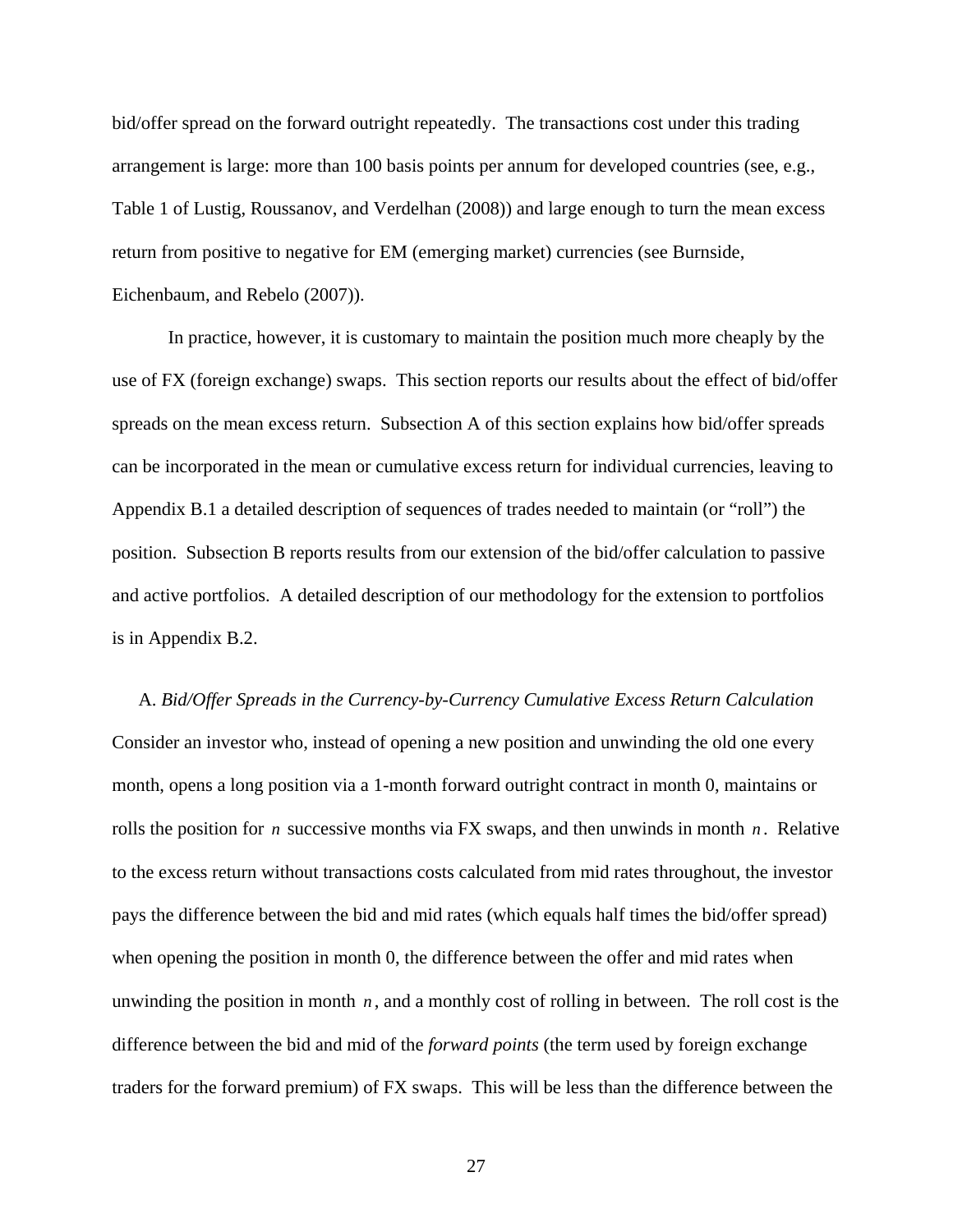bid/offer spread on the forward outright repeatedly. The transactions cost under this trading arrangement is large: more than 100 basis points per annum for developed countries (see, e.g., Table 1 of Lustig, Roussanov, and Verdelhan (2008)) and large enough to turn the mean excess return from positive to negative for EM (emerging market) currencies (see Burnside, Eichenbaum, and Rebelo (2007)).

In practice, however, it is customary to maintain the position much more cheaply by the use of FX (foreign exchange) swaps. This section reports our results about the effect of bid/offer spreads on the mean excess return. Subsection A of this section explains how bid/offer spreads can be incorporated in the mean or cumulative excess return for individual currencies, leaving to Appendix B.1 a detailed description of sequences of trades needed to maintain (or "roll") the position. Subsection B reports results from our extension of the bid/offer calculation to passive and active portfolios. A detailed description of our methodology for the extension to portfolios is in Appendix B.2.

A. *Bid/Offer Spreads in the Currency-by-Currency Cumulative Excess Return Calculation*

Consider an investor who, instead of opening a new position and unwinding the old one every month, opens a long position via a 1-month forward outright contract in month 0, maintains or rolls the position for $n$ successive months via FX swaps, and then unwinds in month $n$. Relative to the excess return without transactions costs calculated from mid rates throughout, the investor pays the difference between the bid and mid rates (which equals half times the bid/offer spread) when opening the position in month 0, the difference between the offer and mid rates when unwinding the position in month $n$, and a monthly cost of rolling in between. The roll cost is the difference between the bid and mid of the *forward points* (the term used by foreign exchange traders for the forward premium) of FX swaps. This will be less than the difference between the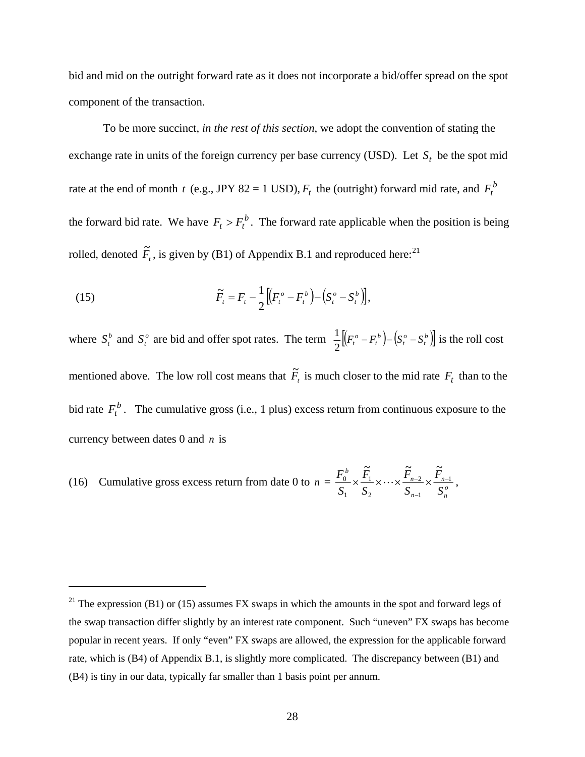bid and mid on the outright forward rate as it does not incorporate a bid/offer spread on the spot component of the transaction.

To be more succinct, *in the rest of this section*, we adopt the convention of stating the exchange rate in units of the foreign currency per base currency (USD). Let $S_t$ be the spot mid rate at the end of month $t$ (e.g., JPY 82 = 1 USD), $F_t$ the (outright) forward mid rate, and $F_t^b$ the forward bid rate. We have $F_t > F_t^b$. The forward rate applicable when the position is being rolled, denoted $\tilde{F}_t$, is given by (B1) of Appendix B.1 and reproduced here:[21]

$$\tilde{F}_t = F_t - \frac{1}{2}\left[\left(F_t^o - F_t^b\right) - \left(S_t^o - S_t^b\right)\right], \tag{15}$$

where $S_t^b$ and $S_t^o$ are bid and offer spot rates. The term $\frac{1}{2}\left[\left(F_t^o - F_t^b\right) - \left(S_t^o - S_t^b\right)\right]$ is the roll cost mentioned above. The low roll cost means that $\tilde{F}_t$ is much closer to the mid rate $F_t$ than to the bid rate $F_t^b$. The cumulative gross (i.e., 1 plus) excess return from continuous exposure to the currency between dates 0 and $n$ is

$$\text{(16)} \quad \text{Cumulative gross excess return from date 0 to } n = \frac{F_0^b}{S_1} \times \frac{\tilde{F}_1}{S_2} \times \cdots \times \frac{\tilde{F}_{n-2}}{S_{n-1}} \times \frac{\tilde{F}_{n-1}}{S_n^o},$$

[21] The expression (B1) or (15) assumes FX swaps in which the amounts in the spot and forward legs of the swap transaction differ slightly by an interest rate component. Such "uneven" FX swaps has become popular in recent years. If only "even" FX swaps are allowed, the expression for the applicable forward rate, which is (B4) of Appendix B.1, is slightly more complicated. The discrepancy between (B1) and (B4) is tiny in our data, typically far smaller than 1 basis point per annum.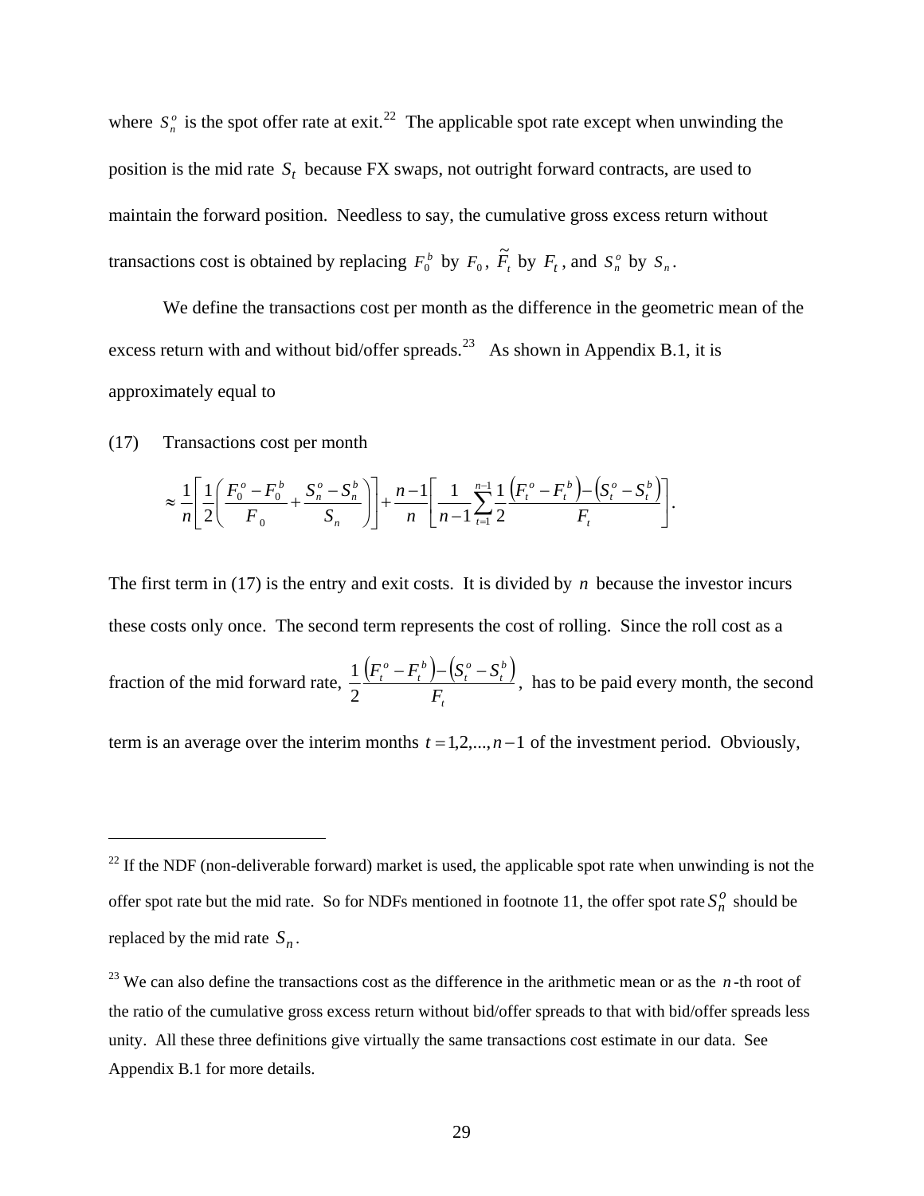where $S_n^o$ is the spot offer rate at exit.[22] The applicable spot rate except when unwinding the position is the mid rate $S_t$ because FX swaps, not outright forward contracts, are used to maintain the forward position. Needless to say, the cumulative gross excess return without transactions cost is obtained by replacing $F_0^b$ by $F_0$, $\tilde{F}_t$ by $F_t$, and $S_n^o$ by $S_n$.

We define the transactions cost per month as the difference in the geometric mean of the excess return with and without bid/offer spreads.[23] As shown in Appendix B.1, it is approximately equal to

(17) Transactions cost per month

$$\approx \frac{1}{n}\left[\frac{1}{2}\left(\frac{F_0^o - F_0^b}{F_0} + \frac{S_n^o - S_n^b}{S_n}\right)\right] + \frac{n-1}{n}\left[\frac{1}{n-1}\sum_{t=1}^{n-1}\frac{1}{2}\frac{\left(F_t^o - F_t^b\right) - \left(S_t^o - S_t^b\right)}{F_t}\right].$$

The first term in (17) is the entry and exit costs. It is divided by $n$ because the investor incurs these costs only once. The second term represents the cost of rolling. Since the roll cost as a fraction of the mid forward rate, $\frac{1}{2}\frac{\left(F_t^o - F_t^b\right) - \left(S_t^o - S_t^b\right)}{F_t}$, has to be paid every month, the second term is an average over the interim months $t = 1, 2, ..., n-1$ of the investment period. Obviously,

---

[22] If the NDF (non-deliverable forward) market is used, the applicable spot rate when unwinding is not the offer spot rate but the mid rate. So for NDFs mentioned in footnote 11, the offer spot rate $S_n^o$ should be replaced by the mid rate $S_n$.

[23] We can also define the transactions cost as the difference in the arithmetic mean or as the $n$-th root of the ratio of the cumulative gross excess return without bid/offer spreads to that with bid/offer spreads less unity. All these three definitions give virtually the same transactions cost estimate in our data. See Appendix B.1 for more details.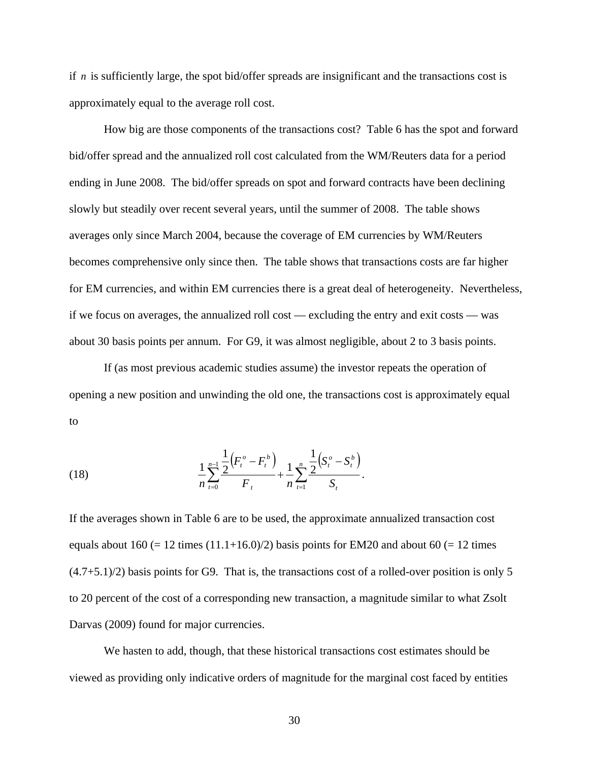if $n$ is sufficiently large, the spot bid/offer spreads are insignificant and the transactions cost is approximately equal to the average roll cost.

How big are those components of the transactions cost? Table 6 has the spot and forward bid/offer spread and the annualized roll cost calculated from the WM/Reuters data for a period ending in June 2008. The bid/offer spreads on spot and forward contracts have been declining slowly but steadily over recent several years, until the summer of 2008. The table shows averages only since March 2004, because the coverage of EM currencies by WM/Reuters becomes comprehensive only since then. The table shows that transactions costs are far higher for EM currencies, and within EM currencies there is a great deal of heterogeneity. Nevertheless, if we focus on averages, the annualized roll cost — excluding the entry and exit costs — was about 30 basis points per annum. For G9, it was almost negligible, about 2 to 3 basis points.

If (as most previous academic studies assume) the investor repeats the operation of opening a new position and unwinding the old one, the transactions cost is approximately equal to

$$\frac{1}{n}\sum_{t=0}^{n-1}\frac{\frac{1}{2}\left(F_t^o - F_t^b\right)}{F_t} + \frac{1}{n}\sum_{t=1}^{n}\frac{\frac{1}{2}\left(S_t^o - S_t^b\right)}{S_t}. \tag{18}$$

If the averages shown in Table 6 are to be used, the approximate annualized transaction cost equals about 160 (= 12 times (11.1+16.0)/2) basis points for EM20 and about 60 (= 12 times (4.7+5.1)/2) basis points for G9. That is, the transactions cost of a rolled-over position is only 5 to 20 percent of the cost of a corresponding new transaction, a magnitude similar to what Zsolt Darvas (2009) found for major currencies.

We hasten to add, though, that these historical transactions cost estimates should be viewed as providing only indicative orders of magnitude for the marginal cost faced by entities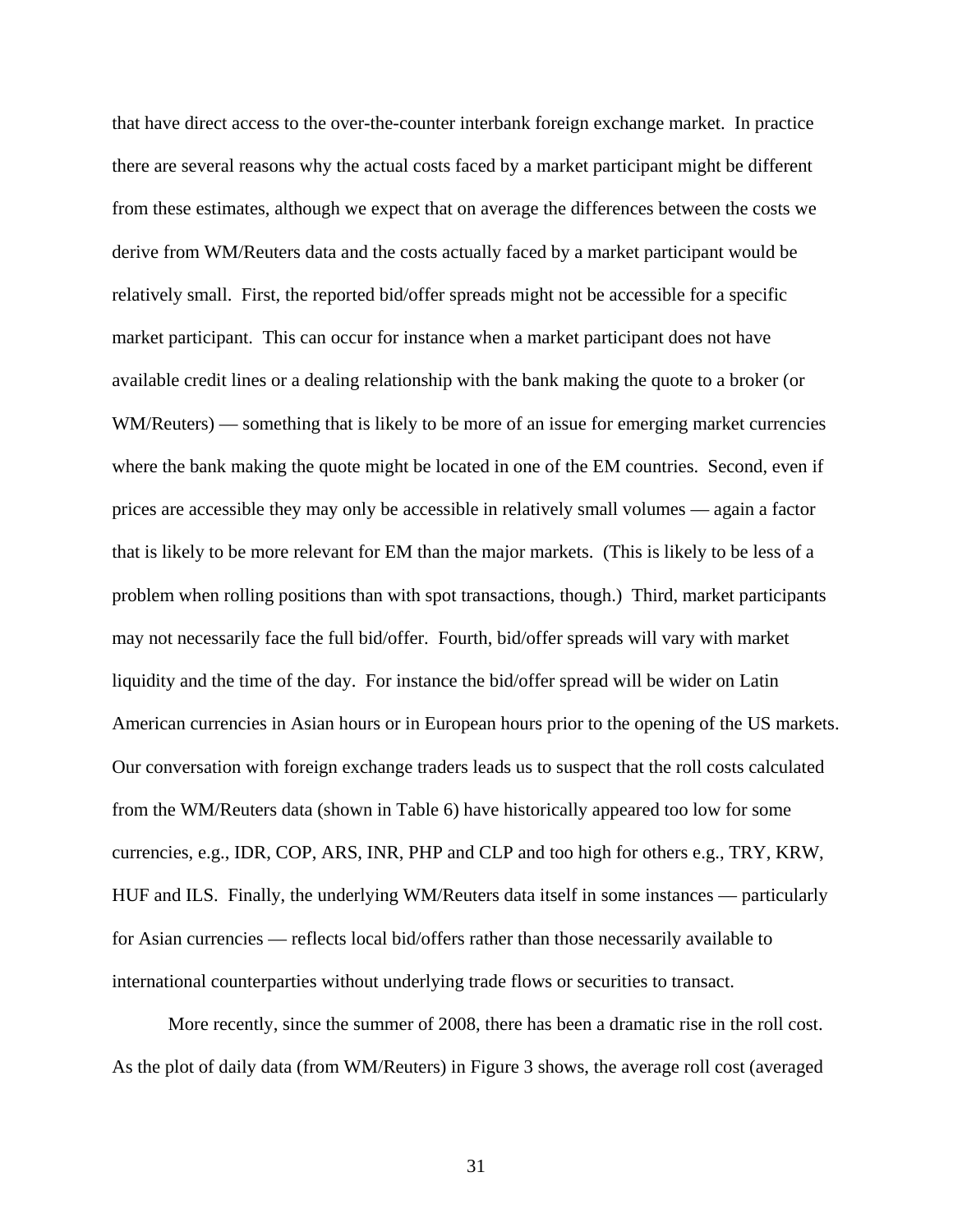that have direct access to the over-the-counter interbank foreign exchange market. In practice there are several reasons why the actual costs faced by a market participant might be different from these estimates, although we expect that on average the differences between the costs we derive from WM/Reuters data and the costs actually faced by a market participant would be relatively small. First, the reported bid/offer spreads might not be accessible for a specific market participant. This can occur for instance when a market participant does not have available credit lines or a dealing relationship with the bank making the quote to a broker (or WM/Reuters) — something that is likely to be more of an issue for emerging market currencies where the bank making the quote might be located in one of the EM countries. Second, even if prices are accessible they may only be accessible in relatively small volumes — again a factor that is likely to be more relevant for EM than the major markets. (This is likely to be less of a problem when rolling positions than with spot transactions, though.) Third, market participants may not necessarily face the full bid/offer. Fourth, bid/offer spreads will vary with market liquidity and the time of the day. For instance the bid/offer spread will be wider on Latin American currencies in Asian hours or in European hours prior to the opening of the US markets. Our conversation with foreign exchange traders leads us to suspect that the roll costs calculated from the WM/Reuters data (shown in Table 6) have historically appeared too low for some currencies, e.g., IDR, COP, ARS, INR, PHP and CLP and too high for others e.g., TRY, KRW, HUF and ILS. Finally, the underlying WM/Reuters data itself in some instances — particularly for Asian currencies — reflects local bid/offers rather than those necessarily available to international counterparties without underlying trade flows or securities to transact.

More recently, since the summer of 2008, there has been a dramatic rise in the roll cost. As the plot of daily data (from WM/Reuters) in Figure 3 shows, the average roll cost (averaged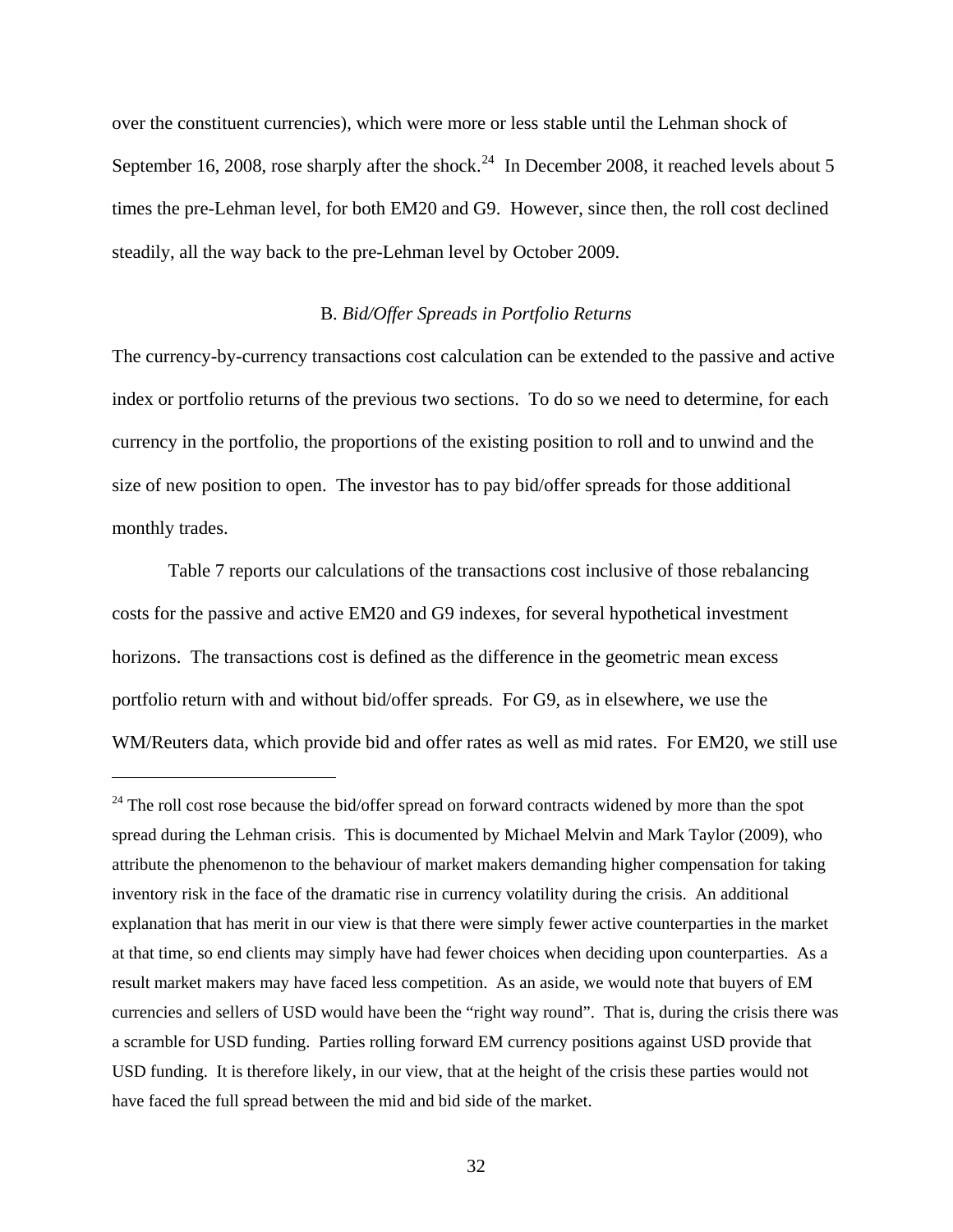over the constituent currencies), which were more or less stable until the Lehman shock of September 16, 2008, rose sharply after the shock.[24] In December 2008, it reached levels about 5 times the pre-Lehman level, for both EM20 and G9. However, since then, the roll cost declined steadily, all the way back to the pre-Lehman level by October 2009.

### B. *Bid/Offer Spreads in Portfolio Returns*

The currency-by-currency transactions cost calculation can be extended to the passive and active index or portfolio returns of the previous two sections. To do so we need to determine, for each currency in the portfolio, the proportions of the existing position to roll and to unwind and the size of new position to open. The investor has to pay bid/offer spreads for those additional monthly trades.

Table 7 reports our calculations of the transactions cost inclusive of those rebalancing costs for the passive and active EM20 and G9 indexes, for several hypothetical investment horizons. The transactions cost is defined as the difference in the geometric mean excess portfolio return with and without bid/offer spreads. For G9, as in elsewhere, we use the WM/Reuters data, which provide bid and offer rates as well as mid rates. For EM20, we still use

---

[24] The roll cost rose because the bid/offer spread on forward contracts widened by more than the spot spread during the Lehman crisis. This is documented by Michael Melvin and Mark Taylor (2009), who attribute the phenomenon to the behaviour of market makers demanding higher compensation for taking inventory risk in the face of the dramatic rise in currency volatility during the crisis. An additional explanation that has merit in our view is that there were simply fewer active counterparties in the market at that time, so end clients may simply have had fewer choices when deciding upon counterparties. As a result market makers may have faced less competition. As an aside, we would note that buyers of EM currencies and sellers of USD would have been the "right way round". That is, during the crisis there was a scramble for USD funding. Parties rolling forward EM currency positions against USD provide that USD funding. It is therefore likely, in our view, that at the height of the crisis these parties would not have faced the full spread between the mid and bid side of the market.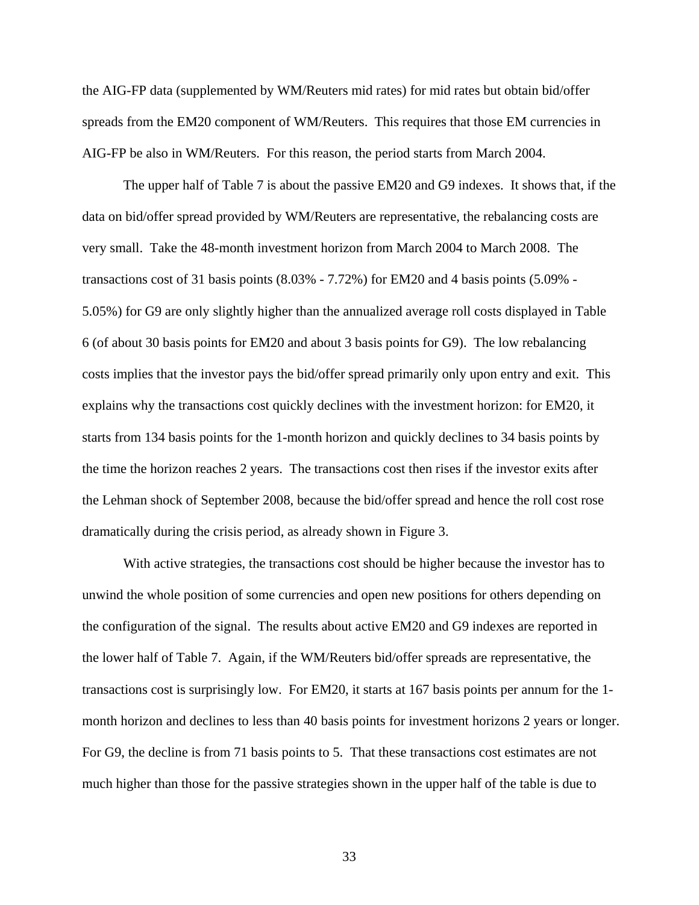the AIG-FP data (supplemented by WM/Reuters mid rates) for mid rates but obtain bid/offer spreads from the EM20 component of WM/Reuters. This requires that those EM currencies in AIG-FP be also in WM/Reuters. For this reason, the period starts from March 2004.

The upper half of Table 7 is about the passive EM20 and G9 indexes. It shows that, if the data on bid/offer spread provided by WM/Reuters are representative, the rebalancing costs are very small. Take the 48-month investment horizon from March 2004 to March 2008. The transactions cost of 31 basis points (8.03% - 7.72%) for EM20 and 4 basis points (5.09% - 5.05%) for G9 are only slightly higher than the annualized average roll costs displayed in Table 6 (of about 30 basis points for EM20 and about 3 basis points for G9). The low rebalancing costs implies that the investor pays the bid/offer spread primarily only upon entry and exit. This explains why the transactions cost quickly declines with the investment horizon: for EM20, it starts from 134 basis points for the 1-month horizon and quickly declines to 34 basis points by the time the horizon reaches 2 years. The transactions cost then rises if the investor exits after the Lehman shock of September 2008, because the bid/offer spread and hence the roll cost rose dramatically during the crisis period, as already shown in Figure 3.

With active strategies, the transactions cost should be higher because the investor has to unwind the whole position of some currencies and open new positions for others depending on the configuration of the signal. The results about active EM20 and G9 indexes are reported in the lower half of Table 7. Again, if the WM/Reuters bid/offer spreads are representative, the transactions cost is surprisingly low. For EM20, it starts at 167 basis points per annum for the 1-month horizon and declines to less than 40 basis points for investment horizons 2 years or longer. For G9, the decline is from 71 basis points to 5. That these transactions cost estimates are not much higher than those for the passive strategies shown in the upper half of the table is due to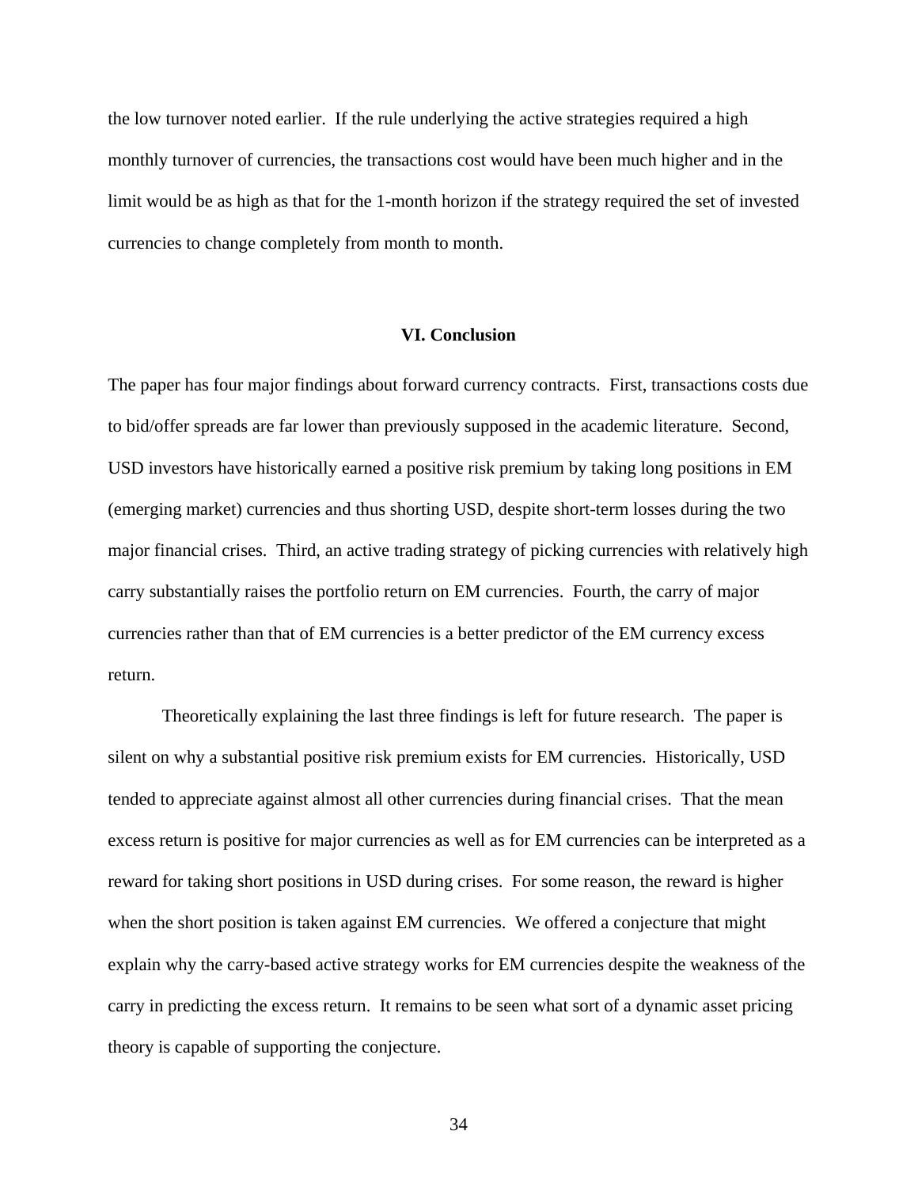the low turnover noted earlier. If the rule underlying the active strategies required a high monthly turnover of currencies, the transactions cost would have been much higher and in the limit would be as high as that for the 1-month horizon if the strategy required the set of invested currencies to change completely from month to month.

## VI. Conclusion

The paper has four major findings about forward currency contracts. First, transactions costs due to bid/offer spreads are far lower than previously supposed in the academic literature. Second, USD investors have historically earned a positive risk premium by taking long positions in EM (emerging market) currencies and thus shorting USD, despite short-term losses during the two major financial crises. Third, an active trading strategy of picking currencies with relatively high carry substantially raises the portfolio return on EM currencies. Fourth, the carry of major currencies rather than that of EM currencies is a better predictor of the EM currency excess return.

Theoretically explaining the last three findings is left for future research. The paper is silent on why a substantial positive risk premium exists for EM currencies. Historically, USD tended to appreciate against almost all other currencies during financial crises. That the mean excess return is positive for major currencies as well as for EM currencies can be interpreted as a reward for taking short positions in USD during crises. For some reason, the reward is higher when the short position is taken against EM currencies. We offered a conjecture that might explain why the carry-based active strategy works for EM currencies despite the weakness of the carry in predicting the excess return. It remains to be seen what sort of a dynamic asset pricing theory is capable of supporting the conjecture.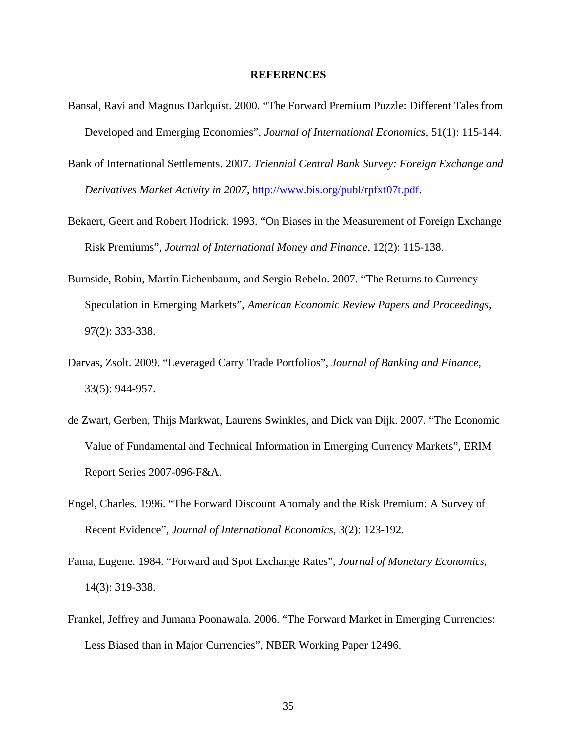## REFERENCES

Bansal, Ravi and Magnus Darlquist. 2000. "The Forward Premium Puzzle: Different Tales from Developed and Emerging Economies", *Journal of International Economics*, 51(1): 115-144.

Bank of International Settlements. 2007. *Triennial Central Bank Survey: Foreign Exchange and Derivatives Market Activity in 2007*, http://www.bis.org/publ/rpfxf07t.pdf.

Bekaert, Geert and Robert Hodrick. 1993. "On Biases in the Measurement of Foreign Exchange Risk Premiums", *Journal of International Money and Finance*, 12(2): 115-138.

Burnside, Robin, Martin Eichenbaum, and Sergio Rebelo. 2007. "The Returns to Currency Speculation in Emerging Markets", *American Economic Review Papers and Proceedings*, 97(2): 333-338.

Darvas, Zsolt. 2009. "Leveraged Carry Trade Portfolios", *Journal of Banking and Finance*, 33(5): 944-957.

de Zwart, Gerben, Thijs Markwat, Laurens Swinkles, and Dick van Dijk. 2007. "The Economic Value of Fundamental and Technical Information in Emerging Currency Markets", ERIM Report Series 2007-096-F&A.

Engel, Charles. 1996. "The Forward Discount Anomaly and the Risk Premium: A Survey of Recent Evidence", *Journal of International Economics*, 3(2): 123-192.

Fama, Eugene. 1984. "Forward and Spot Exchange Rates", *Journal of Monetary Economics*, 14(3): 319-338.

Frankel, Jeffrey and Jumana Poonawala. 2006. "The Forward Market in Emerging Currencies: Less Biased than in Major Currencies", NBER Working Paper 12496.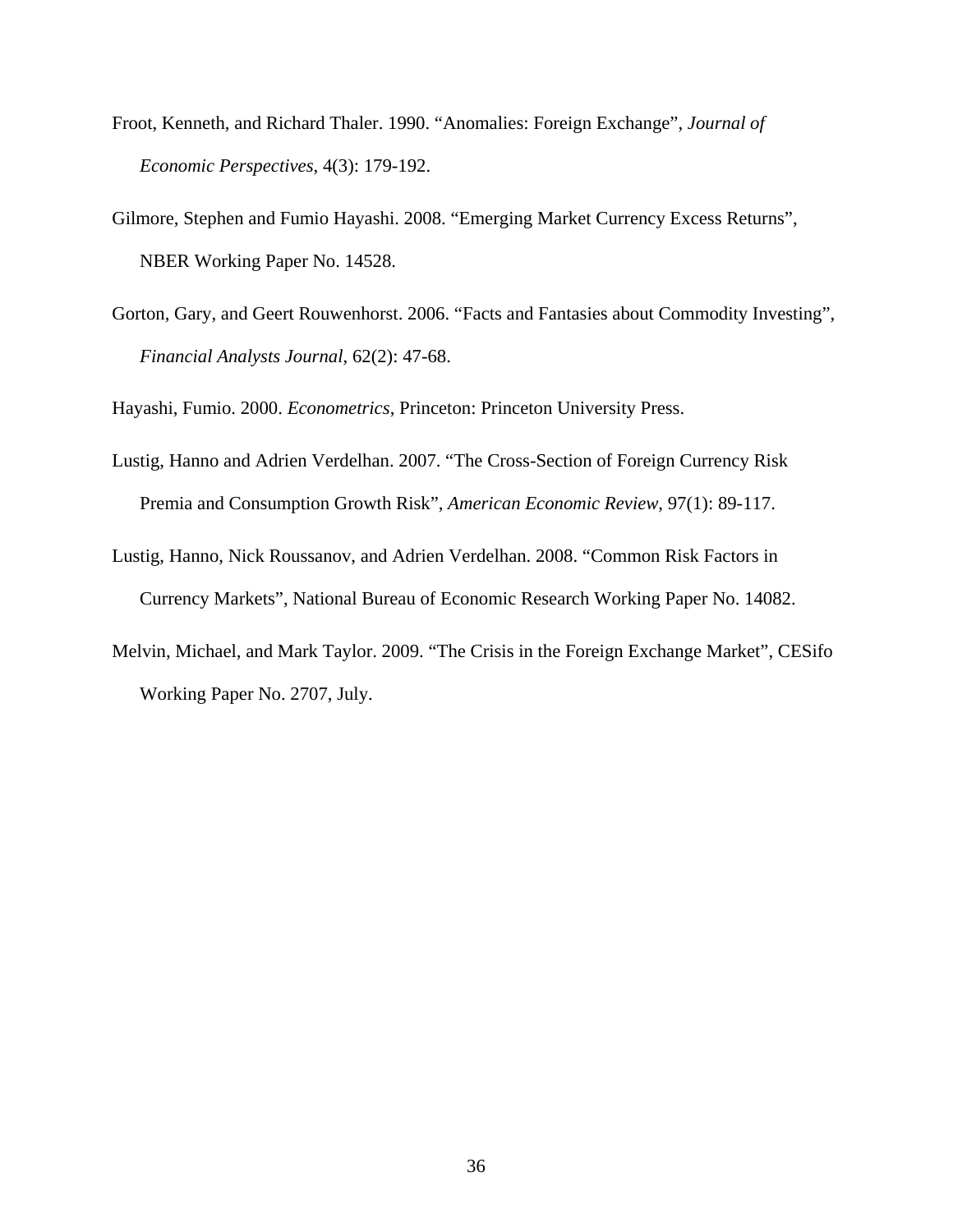Froot, Kenneth, and Richard Thaler. 1990. “Anomalies: Foreign Exchange”, *Journal of Economic Perspectives*, 4(3): 179-192.

Gilmore, Stephen and Fumio Hayashi. 2008. “Emerging Market Currency Excess Returns”, NBER Working Paper No. 14528.

Gorton, Gary, and Geert Rouwenhorst. 2006. “Facts and Fantasies about Commodity Investing”, *Financial Analysts Journal*, 62(2): 47-68.

Hayashi, Fumio. 2000. *Econometrics*, Princeton: Princeton University Press.

Lustig, Hanno and Adrien Verdelhan. 2007. “The Cross-Section of Foreign Currency Risk Premia and Consumption Growth Risk”, *American Economic Review*, 97(1): 89-117.

Lustig, Hanno, Nick Roussanov, and Adrien Verdelhan. 2008. “Common Risk Factors in Currency Markets”, National Bureau of Economic Research Working Paper No. 14082.

Melvin, Michael, and Mark Taylor. 2009. “The Crisis in the Foreign Exchange Market”, CESifo Working Paper No. 2707, July.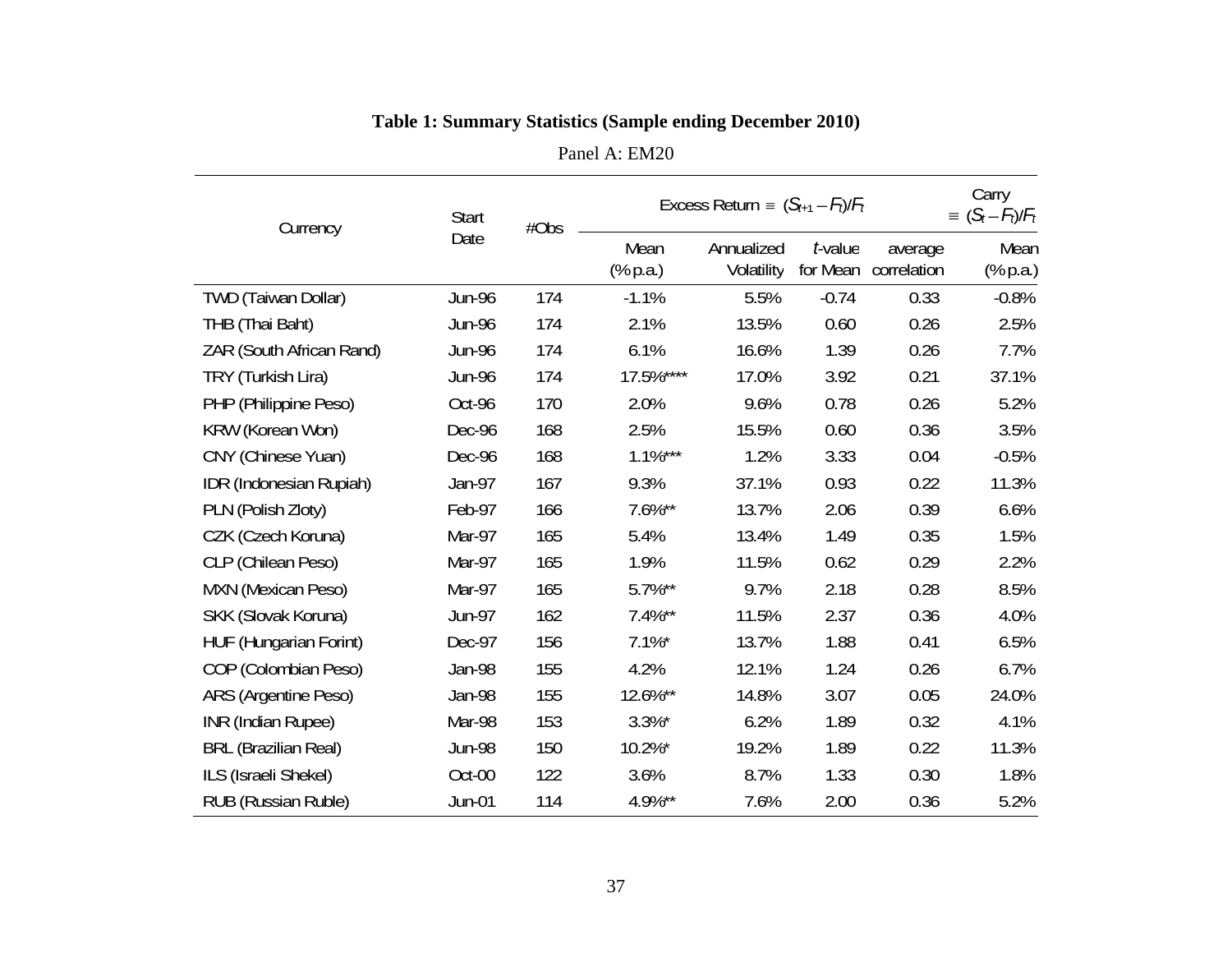**Table 1: Summary Statistics (Sample ending December 2010)**

Panel A: EM20

| Currency | Start Date | #Obs | Excess Return $\equiv (S_{t+1} - F_t)/F_t$ | | | | Carry $\equiv (S_t - F_t)/F_t$ |
|---|---|---|---|---|---|---|---|
| | | | Mean (% p.a.) | Annualized Volatility | *t*-value for Mean | average correlation | Mean (% p.a.) |
| TWD (Taiwan Dollar) | Jun-96 | 174 | -1.1% | 5.5% | -0.74 | 0.33 | -0.8% |
| THB (Thai Baht) | Jun-96 | 174 | 2.1% | 13.5% | 0.60 | 0.26 | 2.5% |
| ZAR (South African Rand) | Jun-96 | 174 | 6.1% | 16.6% | 1.39 | 0.26 | 7.7% |
| TRY (Turkish Lira) | Jun-96 | 174 | 17.5%**** | 17.0% | 3.92 | 0.21 | 37.1% |
| PHP (Philippine Peso) | Oct-96 | 170 | 2.0% | 9.6% | 0.78 | 0.26 | 5.2% |
| KRW (Korean Won) | Dec-96 | 168 | 2.5% | 15.5% | 0.60 | 0.36 | 3.5% |
| CNY (Chinese Yuan) | Dec-96 | 168 | 1.1%*** | 1.2% | 3.33 | 0.04 | -0.5% |
| IDR (Indonesian Rupiah) | Jan-97 | 167 | 9.3% | 37.1% | 0.93 | 0.22 | 11.3% |
| PLN (Polish Zloty) | Feb-97 | 166 | 7.6%** | 13.7% | 2.06 | 0.39 | 6.6% |
| CZK (Czech Koruna) | Mar-97 | 165 | 5.4% | 13.4% | 1.49 | 0.35 | 1.5% |
| CLP (Chilean Peso) | Mar-97 | 165 | 1.9% | 11.5% | 0.62 | 0.29 | 2.2% |
| MXN (Mexican Peso) | Mar-97 | 165 | 5.7%** | 9.7% | 2.18 | 0.28 | 8.5% |
| SKK (Slovak Koruna) | Jun-97 | 162 | 7.4%** | 11.5% | 2.37 | 0.36 | 4.0% |
| HUF (Hungarian Forint) | Dec-97 | 156 | 7.1%* | 13.7% | 1.88 | 0.41 | 6.5% |
| COP (Colombian Peso) | Jan-98 | 155 | 4.2% | 12.1% | 1.24 | 0.26 | 6.7% |
| ARS (Argentine Peso) | Jan-98 | 155 | 12.6%** | 14.8% | 3.07 | 0.05 | 24.0% |
| INR (Indian Rupee) | Mar-98 | 153 | 3.3%* | 6.2% | 1.89 | 0.32 | 4.1% |
| BRL (Brazilian Real) | Jun-98 | 150 | 10.2%* | 19.2% | 1.89 | 0.22 | 11.3% |
| ILS (Israeli Shekel) | Oct-00 | 122 | 3.6% | 8.7% | 1.33 | 0.30 | 1.8% |
| RUB (Russian Ruble) | Jun-01 | 114 | 4.9%** | 7.6% | 2.00 | 0.36 | 5.2% |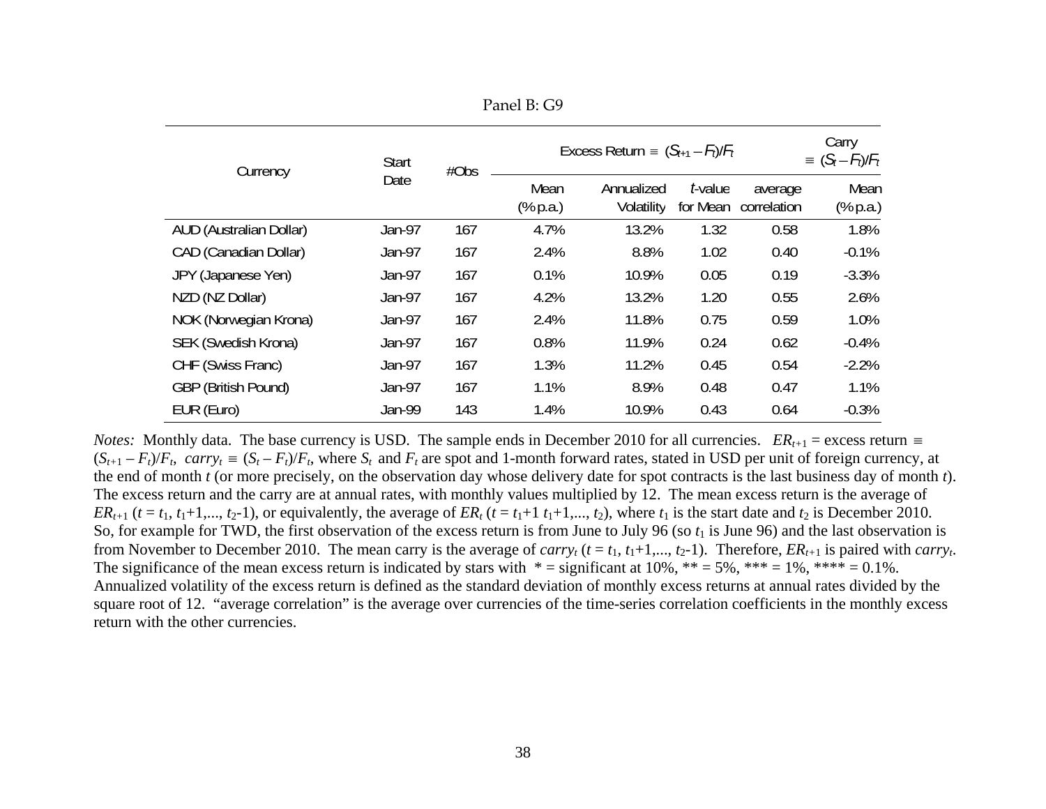Panel B: G9

| Currency | Start Date | #Obs | Excess Return $\equiv (S_{t+1} - F_t)/F_t$ | | | | Carry $\equiv (S_t - F_t)/F_t$ |
|---|---|---|---|---|---|---|---|
| | | | Mean (% p.a.) | Annualized Volatility | $t$-value for Mean | average correlation | Mean (% p.a.) |
| AUD (Australian Dollar) | Jan-97 | 167 | 4.7% | 13.2% | 1.32 | 0.58 | 1.8% |
| CAD (Canadian Dollar) | Jan-97 | 167 | 2.4% | 8.8% | 1.02 | 0.40 | -0.1% |
| JPY (Japanese Yen) | Jan-97 | 167 | 0.1% | 10.9% | 0.05 | 0.19 | -3.3% |
| NZD (NZ Dollar) | Jan-97 | 167 | 4.2% | 13.2% | 1.20 | 0.55 | 2.6% |
| NOK (Norwegian Krona) | Jan-97 | 167 | 2.4% | 11.8% | 0.75 | 0.59 | 1.0% |
| SEK (Swedish Krona) | Jan-97 | 167 | 0.8% | 11.9% | 0.24 | 0.62 | -0.4% |
| CHF (Swiss Franc) | Jan-97 | 167 | 1.3% | 11.2% | 0.45 | 0.54 | -2.2% |
| GBP (British Pound) | Jan-97 | 167 | 1.1% | 8.9% | 0.48 | 0.47 | 1.1% |
| EUR (Euro) | Jan-99 | 143 | 1.4% | 10.9% | 0.43 | 0.64 | -0.3% |

*Notes:* Monthly data. The base currency is USD. The sample ends in December 2010 for all currencies. $ER_{t+1}$ = excess return $\equiv (S_{t+1} - F_t)/F_t$, $carry_t \equiv (S_t - F_t)/F_t$, where $S_t$ and $F_t$ are spot and 1-month forward rates, stated in USD per unit of foreign currency, at the end of month $t$ (or more precisely, on the observation day whose delivery date for spot contracts is the last business day of month $t$). The excess return and the carry are at annual rates, with monthly values multiplied by 12. The mean excess return is the average of $ER_{t+1}$ ($t = t_1, t_1$+1,..., $t_2$-1), or equivalently, the average of $ER_t$ ($t = t_1$+1 $t_1$+1,..., $t_2$), where $t_1$ is the start date and $t_2$ is December 2010. So, for example for TWD, the first observation of the excess return is from June to July 96 (so $t_1$ is June 96) and the last observation is from November to December 2010. The mean carry is the average of $carry_t$ ($t = t_1, t_1$+1,..., $t_2$-1). Therefore, $ER_{t+1}$ is paired with $carry_t$. The significance of the mean excess return is indicated by stars with * = significant at 10%, ** = 5%, *** = 1%, **** = 0.1%. Annualized volatility of the excess return is defined as the standard deviation of monthly excess returns at annual rates divided by the square root of 12. "average correlation" is the average over currencies of the time-series correlation coefficients in the monthly excess return with the other currencies.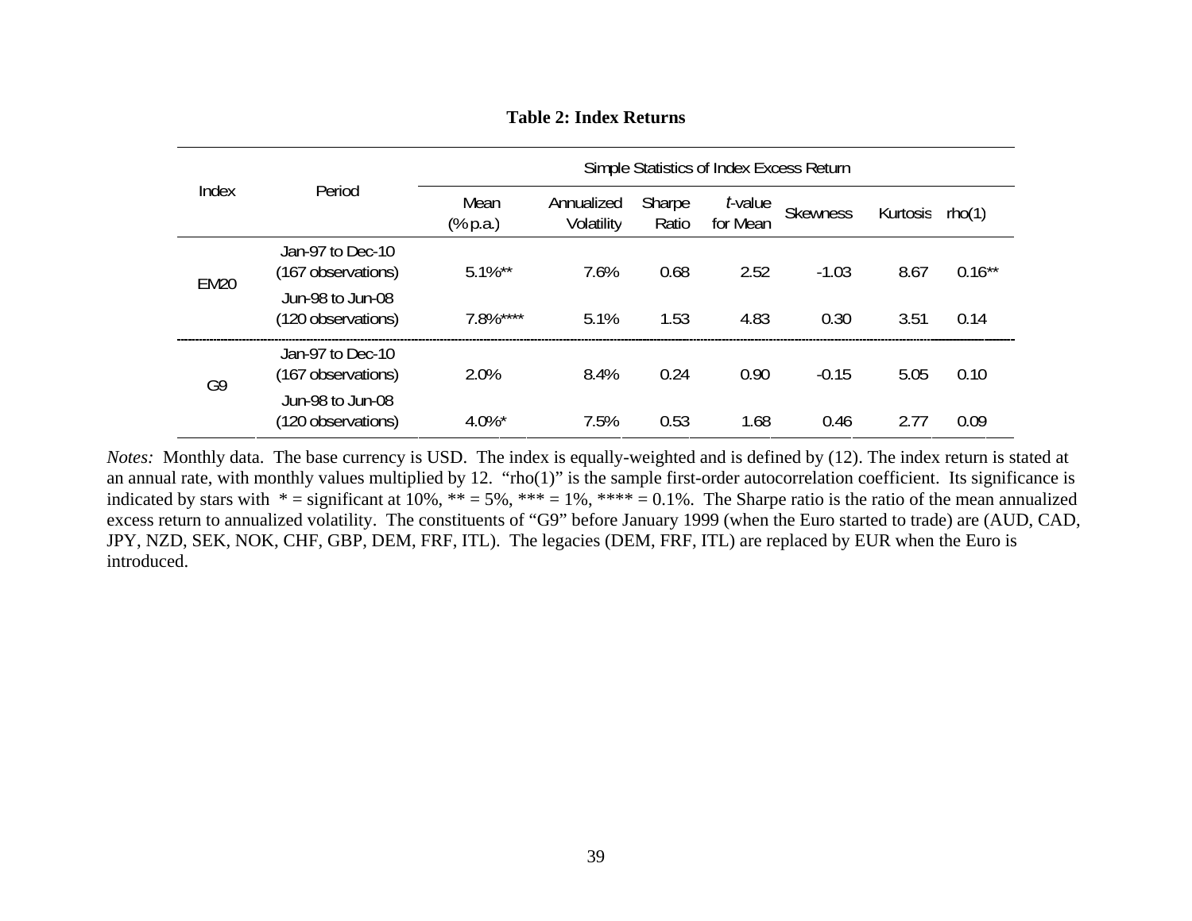**Table 2: Index Returns**

| Index | Period | Simple Statistics of Index Excess Return | | | | | | |
|---|---|---|---|---|---|---|---|---|
| | | Mean (% p.a.) | Annualized Volatility | Sharpe Ratio | *t*-value for Mean | Skewness | Kurtosis | rho(1) |
| EM20 | Jan-97 to Dec-10 (167 observations) | 5.1%** | 7.6% | 0.68 | 2.52 | -1.03 | 8.67 | 0.16** |
| | Jun-98 to Jun-08 (120 observations) | 7.8%**** | 5.1% | 1.53 | 4.83 | 0.30 | 3.51 | 0.14 |
| G9 | Jan-97 to Dec-10 (167 observations) | 2.0% | 8.4% | 0.24 | 0.90 | -0.15 | 5.05 | 0.10 |
| | Jun-98 to Jun-08 (120 observations) | 4.0%* | 7.5% | 0.53 | 1.68 | 0.46 | 2.77 | 0.09 |

*Notes:* Monthly data. The base currency is USD. The index is equally-weighted and is defined by (12). The index return is stated at an annual rate, with monthly values multiplied by 12. "rho(1)" is the sample first-order autocorrelation coefficient. Its significance is indicated by stars with * = significant at 10%, ** = 5%, *** = 1%, **** = 0.1%. The Sharpe ratio is the ratio of the mean annualized excess return to annualized volatility. The constituents of "G9" before January 1999 (when the Euro started to trade) are (AUD, CAD, JPY, NZD, SEK, NOK, CHF, GBP, DEM, FRF, ITL). The legacies (DEM, FRF, ITL) are replaced by EUR when the Euro is introduced.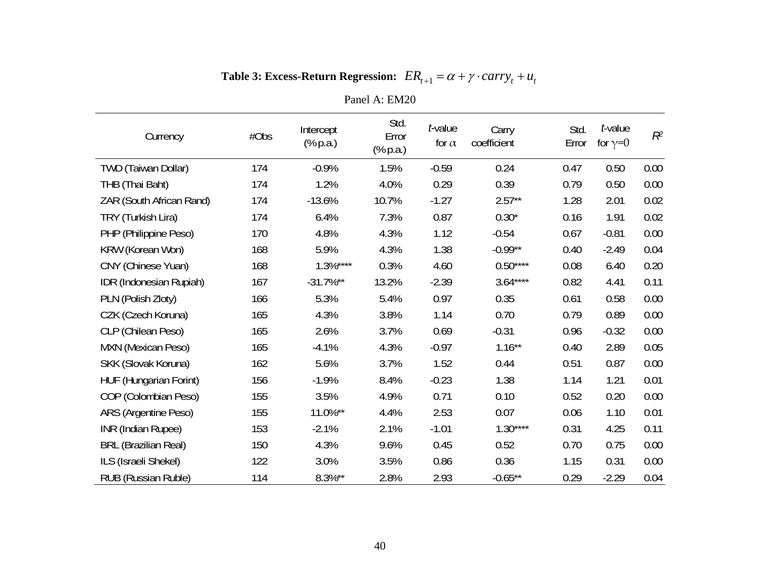**Table 3: Excess-Return Regression:** $ER_{t+1} = \alpha + \gamma \cdot carry_t + u_t$

Panel A: EM20

| Currency | #Obs | Intercept (% p.a.) | Std. Error (% p.a.) | *t*-value for $\alpha$ | Carry coefficient | Std. Error | *t*-value for $\gamma=0$ | $R^2$ |
|---|---|---|---|---|---|---|---|---|
| TWD (Taiwan Dollar) | 174 | -0.9% | 1.5% | -0.59 | 0.24 | 0.47 | 0.50 | 0.00 |
| THB (Thai Baht) | 174 | 1.2% | 4.0% | 0.29 | 0.39 | 0.79 | 0.50 | 0.00 |
| ZAR (South African Rand) | 174 | -13.6% | 10.7% | -1.27 | 2.57** | 1.28 | 2.01 | 0.02 |
| TRY (Turkish Lira) | 174 | 6.4% | 7.3% | 0.87 | 0.30* | 0.16 | 1.91 | 0.02 |
| PHP (Philippine Peso) | 170 | 4.8% | 4.3% | 1.12 | -0.54 | 0.67 | -0.81 | 0.00 |
| KRW (Korean Won) | 168 | 5.9% | 4.3% | 1.38 | -0.99** | 0.40 | -2.49 | 0.04 |
| CNY (Chinese Yuan) | 168 | 1.3%**** | 0.3% | 4.60 | 0.50**** | 0.08 | 6.40 | 0.20 |
| IDR (Indonesian Rupiah) | 167 | -31.7%** | 13.2% | -2.39 | 3.64**** | 0.82 | 4.41 | 0.11 |
| PLN (Polish Zloty) | 166 | 5.3% | 5.4% | 0.97 | 0.35 | 0.61 | 0.58 | 0.00 |
| CZK (Czech Koruna) | 165 | 4.3% | 3.8% | 1.14 | 0.70 | 0.79 | 0.89 | 0.00 |
| CLP (Chilean Peso) | 165 | 2.6% | 3.7% | 0.69 | -0.31 | 0.96 | -0.32 | 0.00 |
| MXN (Mexican Peso) | 165 | -4.1% | 4.3% | -0.97 | 1.16** | 0.40 | 2.89 | 0.05 |
| SKK (Slovak Koruna) | 162 | 5.6% | 3.7% | 1.52 | 0.44 | 0.51 | 0.87 | 0.00 |
| HUF (Hungarian Forint) | 156 | -1.9% | 8.4% | -0.23 | 1.38 | 1.14 | 1.21 | 0.01 |
| COP (Colombian Peso) | 155 | 3.5% | 4.9% | 0.71 | 0.10 | 0.52 | 0.20 | 0.00 |
| ARS (Argentine Peso) | 155 | 11.0%** | 4.4% | 2.53 | 0.07 | 0.06 | 1.10 | 0.01 |
| INR (Indian Rupee) | 153 | -2.1% | 2.1% | -1.01 | 1.30**** | 0.31 | 4.25 | 0.11 |
| BRL (Brazilian Real) | 150 | 4.3% | 9.6% | 0.45 | 0.52 | 0.70 | 0.75 | 0.00 |
| ILS (Israeli Shekel) | 122 | 3.0% | 3.5% | 0.86 | 0.36 | 1.15 | 0.31 | 0.00 |
| RUB (Russian Ruble) | 114 | 8.3%** | 2.8% | 2.93 | -0.65** | 0.29 | -2.29 | 0.04 |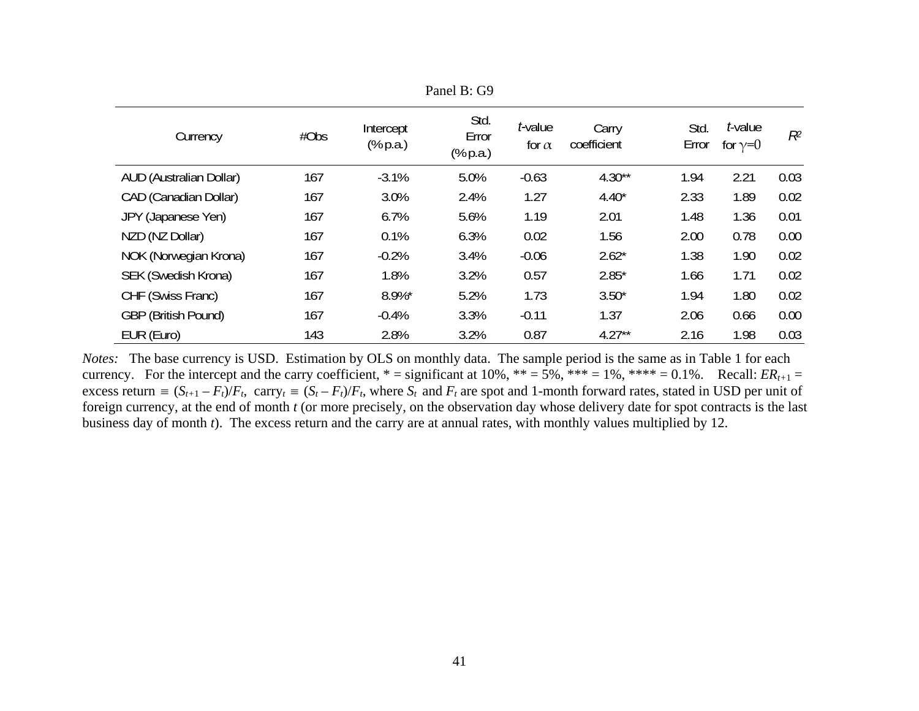Panel B: G9

| Currency | #Obs | Intercept (% p.a.) | Std. Error (% p.a.) | *t*-value for $\alpha$ | Carry coefficient | Std. Error | *t*-value for $\gamma=0$ | $R^2$ |
|---|---|---|---|---|---|---|---|---|
| AUD (Australian Dollar) | 167 | -3.1% | 5.0% | -0.63 | 4.30** | 1.94 | 2.21 | 0.03 |
| CAD (Canadian Dollar) | 167 | 3.0% | 2.4% | 1.27 | 4.40* | 2.33 | 1.89 | 0.02 |
| JPY (Japanese Yen) | 167 | 6.7% | 5.6% | 1.19 | 2.01 | 1.48 | 1.36 | 0.01 |
| NZD (NZ Dollar) | 167 | 0.1% | 6.3% | 0.02 | 1.56 | 2.00 | 0.78 | 0.00 |
| NOK (Norwegian Krona) | 167 | -0.2% | 3.4% | -0.06 | 2.62* | 1.38 | 1.90 | 0.02 |
| SEK (Swedish Krona) | 167 | 1.8% | 3.2% | 0.57 | 2.85* | 1.66 | 1.71 | 0.02 |
| CHF (Swiss Franc) | 167 | 8.9%* | 5.2% | 1.73 | 3.50* | 1.94 | 1.80 | 0.02 |
| GBP (British Pound) | 167 | -0.4% | 3.3% | -0.11 | 1.37 | 2.06 | 0.66 | 0.00 |
| EUR (Euro) | 143 | 2.8% | 3.2% | 0.87 | 4.27** | 2.16 | 1.98 | 0.03 |

*Notes:* The base currency is USD. Estimation by OLS on monthly data. The sample period is the same as in Table 1 for each currency. For the intercept and the carry coefficient, * = significant at 10%, ** = 5%, *** = 1%, **** = 0.1%. Recall: $ER_{t+1}$ = excess return $\equiv (S_{t+1} - F_t)/F_t$, $\text{carry}_t \equiv (S_t - F_t)/F_t$, where $S_t$ and $F_t$ are spot and 1-month forward rates, stated in USD per unit of foreign currency, at the end of month *t* (or more precisely, on the observation day whose delivery date for spot contracts is the last business day of month *t*). The excess return and the carry are at annual rates, with monthly values multiplied by 12.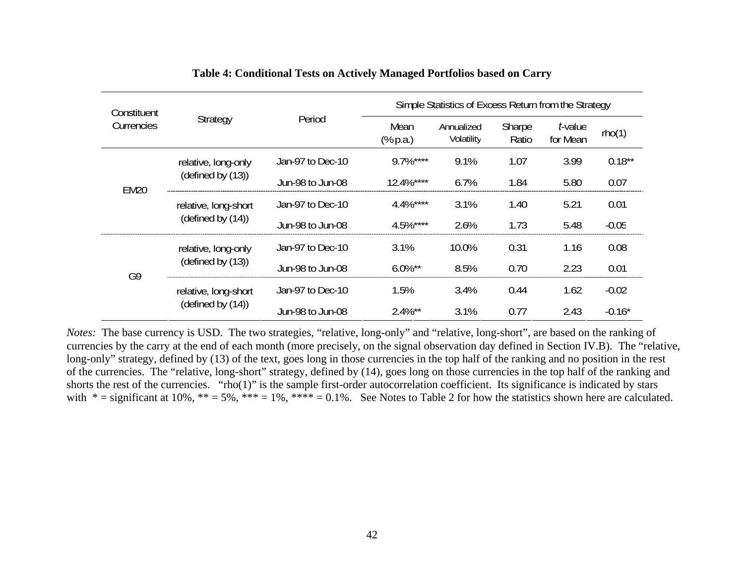**Table 4: Conditional Tests on Actively Managed Portfolios based on Carry**

| Constituent Currencies | Strategy | Period | Simple Statistics of Excess Return from the Strategy | | | | |
|---|---|---|---|---|---|---|---|
| | | | Mean (% p.a.) | Annualized Volatility | Sharpe Ratio | $t$-value for Mean | rho(1) |
| EM20 | relative, long-only (defined by (13)) | Jan-97 to Dec-10 | 9.7%**** | 9.1% | 1.07 | 3.99 | 0.18** |
| | | Jun-98 to Jun-08 | 12.4%**** | 6.7% | 1.84 | 5.80 | 0.07 |
| | relative, long-short (defined by (14)) | Jan-97 to Dec-10 | 4.4%**** | 3.1% | 1.40 | 5.21 | 0.01 |
| | | Jun-98 to Jun-08 | 4.5%**** | 2.6% | 1.73 | 5.48 | -0.05 |
| G9 | relative, long-only (defined by (13)) | Jan-97 to Dec-10 | 3.1% | 10.0% | 0.31 | 1.16 | 0.08 |
| | | Jun-98 to Jun-08 | 6.0%** | 8.5% | 0.70 | 2.23 | 0.01 |
| | relative, long-short (defined by (14)) | Jan-97 to Dec-10 | 1.5% | 3.4% | 0.44 | 1.62 | -0.02 |
| | | Jun-98 to Jun-08 | 2.4%** | 3.1% | 0.77 | 2.43 | -0.16* |

*Notes:* The base currency is USD. The two strategies, "relative, long-only" and "relative, long-short", are based on the ranking of currencies by the carry at the end of each month (more precisely, on the signal observation day defined in Section IV.B). The "relative, long-only" strategy, defined by (13) of the text, goes long in those currencies in the top half of the ranking and no position in the rest of the currencies. The "relative, long-short" strategy, defined by (14), goes long on those currencies in the top half of the ranking and shorts the rest of the currencies. "rho(1)" is the sample first-order autocorrelation coefficient. Its significance is indicated by stars with * = significant at 10%, ** = 5%, *** = 1%, **** = 0.1%. See Notes to Table 2 for how the statistics shown here are calculated.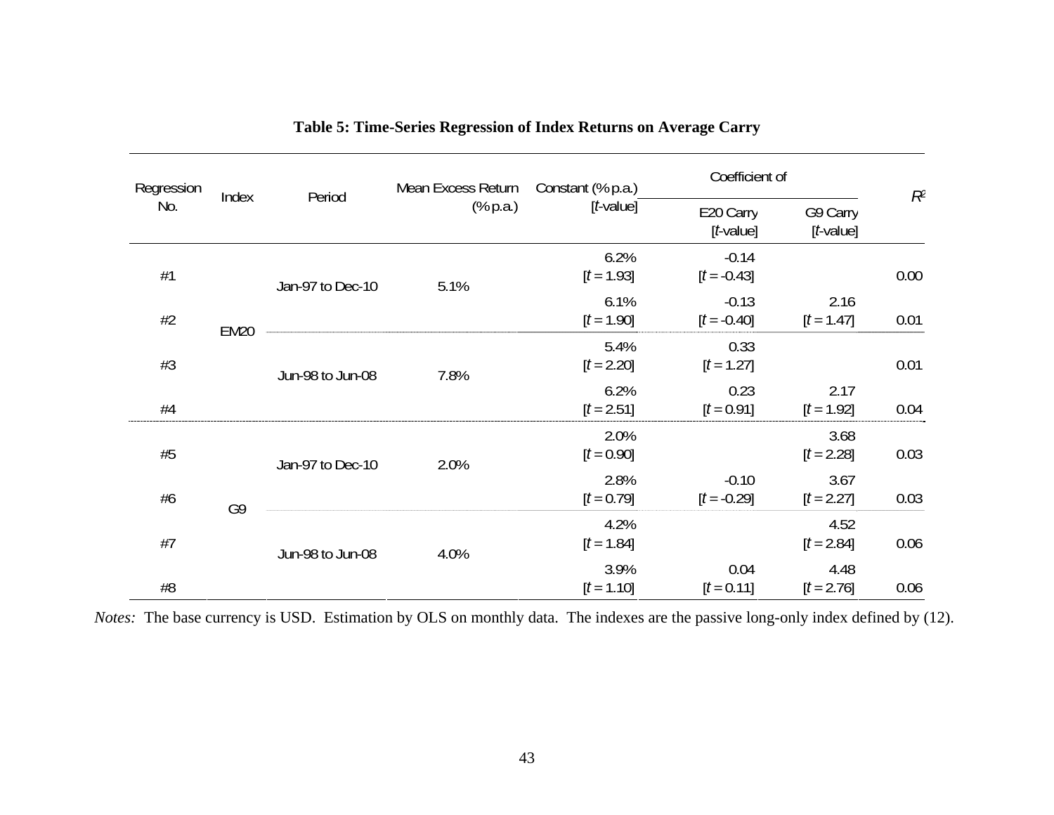**Table 5: Time-Series Regression of Index Returns on Average Carry**

| Regression No. | Index | Period | Mean Excess Return (% p.a.) | Constant (% p.a.) [$t$-value] | Coefficient of E20 Carry [$t$-value] | Coefficient of G9 Carry [$t$-value] | $R^2$ |
|---|---|---|---|---|---|---|---|
| #1 | EM20 | Jan-97 to Dec-10 | 5.1% | 6.2% [$t$ = 1.93] | -0.14 [$t$ = -0.43] | | 0.00 |
| #2 | EM20 | Jan-97 to Dec-10 | 5.1% | 6.1% [$t$ = 1.90] | -0.13 [$t$ = -0.40] | 2.16 [$t$ = 1.47] | 0.01 |
| #3 | EM20 | Jun-98 to Jun-08 | 7.8% | 5.4% [$t$ = 2.20] | 0.33 [$t$ = 1.27] | | 0.01 |
| #4 | EM20 | Jun-98 to Jun-08 | 7.8% | 6.2% [$t$ = 2.51] | 0.23 [$t$ = 0.91] | 2.17 [$t$ = 1.92] | 0.04 |
| #5 | G9 | Jan-97 to Dec-10 | 2.0% | 2.0% [$t$ = 0.90] | | 3.68 [$t$ = 2.28] | 0.03 |
| #6 | G9 | Jan-97 to Dec-10 | 2.0% | 2.8% [$t$ = 0.79] | -0.10 [$t$ = -0.29] | 3.67 [$t$ = 2.27] | 0.03 |
| #7 | G9 | Jun-98 to Jun-08 | 4.0% | 4.2% [$t$ = 1.84] | | 4.52 [$t$ = 2.84] | 0.06 |
| #8 | G9 | Jun-98 to Jun-08 | 4.0% | 3.9% [$t$ = 1.10] | 0.04 [$t$ = 0.11] | 4.48 [$t$ = 2.76] | 0.06 |

*Notes:* The base currency is USD. Estimation by OLS on monthly data. The indexes are the passive long-only index defined by (12).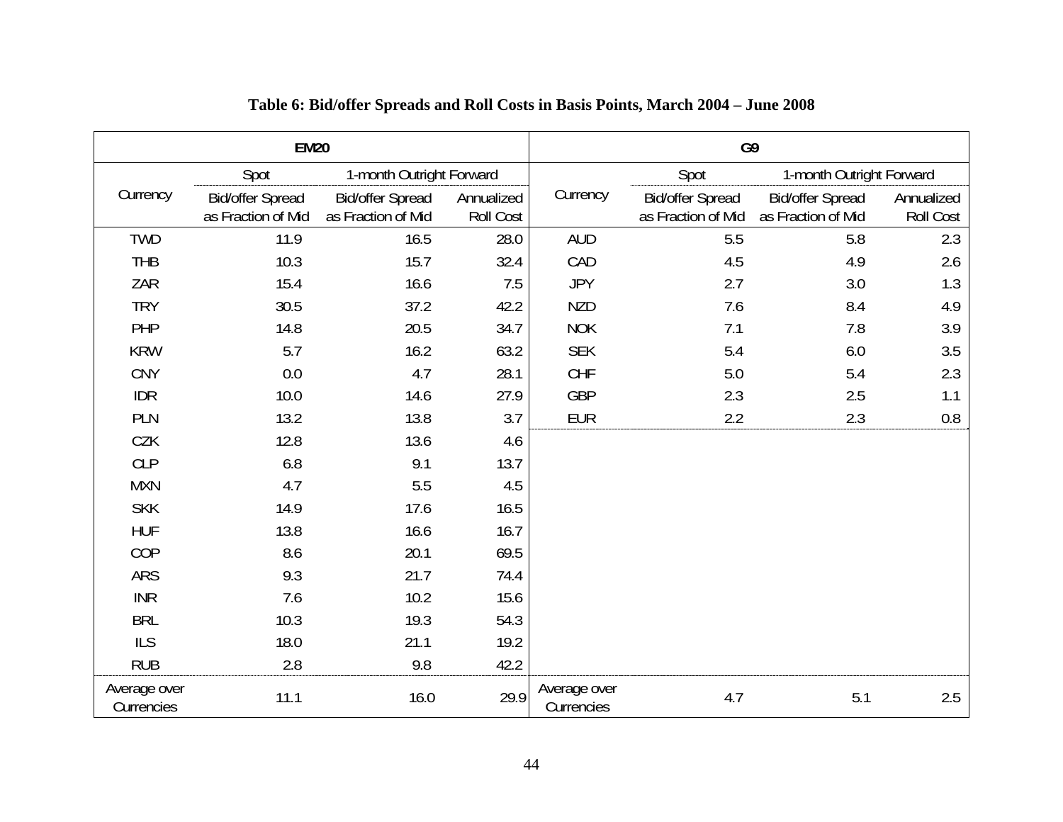**Table 6: Bid/offer Spreads and Roll Costs in Basis Points, March 2004 – June 2008**

| EM20 | | | | G9 | | | |
|---|---|---|---|---|---|---|---|
| | Spot | 1-month Outright Forward | | | Spot | 1-month Outright Forward | |
| Currency | Bid/offer Spread as Fraction of Mid | Bid/offer Spread as Fraction of Mid | Annualized Roll Cost | Currency | Bid/offer Spread as Fraction of Mid | Bid/offer Spread as Fraction of Mid | Annualized Roll Cost |
| TWD | 11.9 | 16.5 | 28.0 | AUD | 5.5 | 5.8 | 2.3 |
| THB | 10.3 | 15.7 | 32.4 | CAD | 4.5 | 4.9 | 2.6 |
| ZAR | 15.4 | 16.6 | 7.5 | JPY | 2.7 | 3.0 | 1.3 |
| TRY | 30.5 | 37.2 | 42.2 | NZD | 7.6 | 8.4 | 4.9 |
| PHP | 14.8 | 20.5 | 34.7 | NOK | 7.1 | 7.8 | 3.9 |
| KRW | 5.7 | 16.2 | 63.2 | SEK | 5.4 | 6.0 | 3.5 |
| CNY | 0.0 | 4.7 | 28.1 | CHF | 5.0 | 5.4 | 2.3 |
| IDR | 10.0 | 14.6 | 27.9 | GBP | 2.3 | 2.5 | 1.1 |
| PLN | 13.2 | 13.8 | 3.7 | EUR | 2.2 | 2.3 | 0.8 |
| CZK | 12.8 | 13.6 | 4.6 | | | | |
| CLP | 6.8 | 9.1 | 13.7 | | | | |
| MXN | 4.7 | 5.5 | 4.5 | | | | |
| SKK | 14.9 | 17.6 | 16.5 | | | | |
| HUF | 13.8 | 16.6 | 16.7 | | | | |
| COP | 8.6 | 20.1 | 69.5 | | | | |
| ARS | 9.3 | 21.7 | 74.4 | | | | |
| INR | 7.6 | 10.2 | 15.6 | | | | |
| BRL | 10.3 | 19.3 | 54.3 | | | | |
| ILS | 18.0 | 21.1 | 19.2 | | | | |
| RUB | 2.8 | 9.8 | 42.2 | | | | |
| Average over Currencies | 11.1 | 16.0 | 29.9 | Average over Currencies | 4.7 | 5.1 | 2.5 |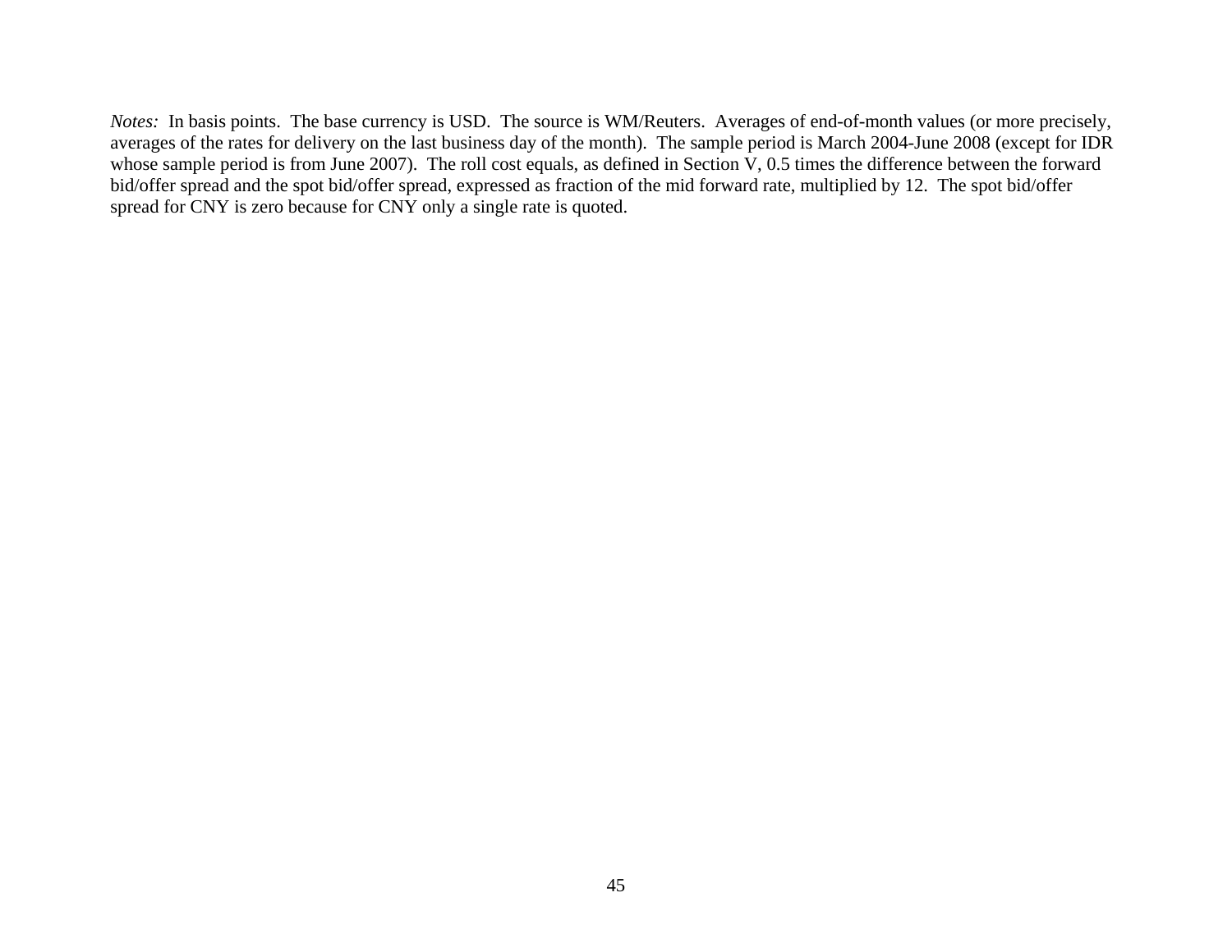*Notes:* In basis points. The base currency is USD. The source is WM/Reuters. Averages of end-of-month values (or more precisely, averages of the rates for delivery on the last business day of the month). The sample period is March 2004-June 2008 (except for IDR whose sample period is from June 2007). The roll cost equals, as defined in Section V, 0.5 times the difference between the forward bid/offer spread and the spot bid/offer spread, expressed as fraction of the mid forward rate, multiplied by 12. The spot bid/offer spread for CNY is zero because for CNY only a single rate is quoted.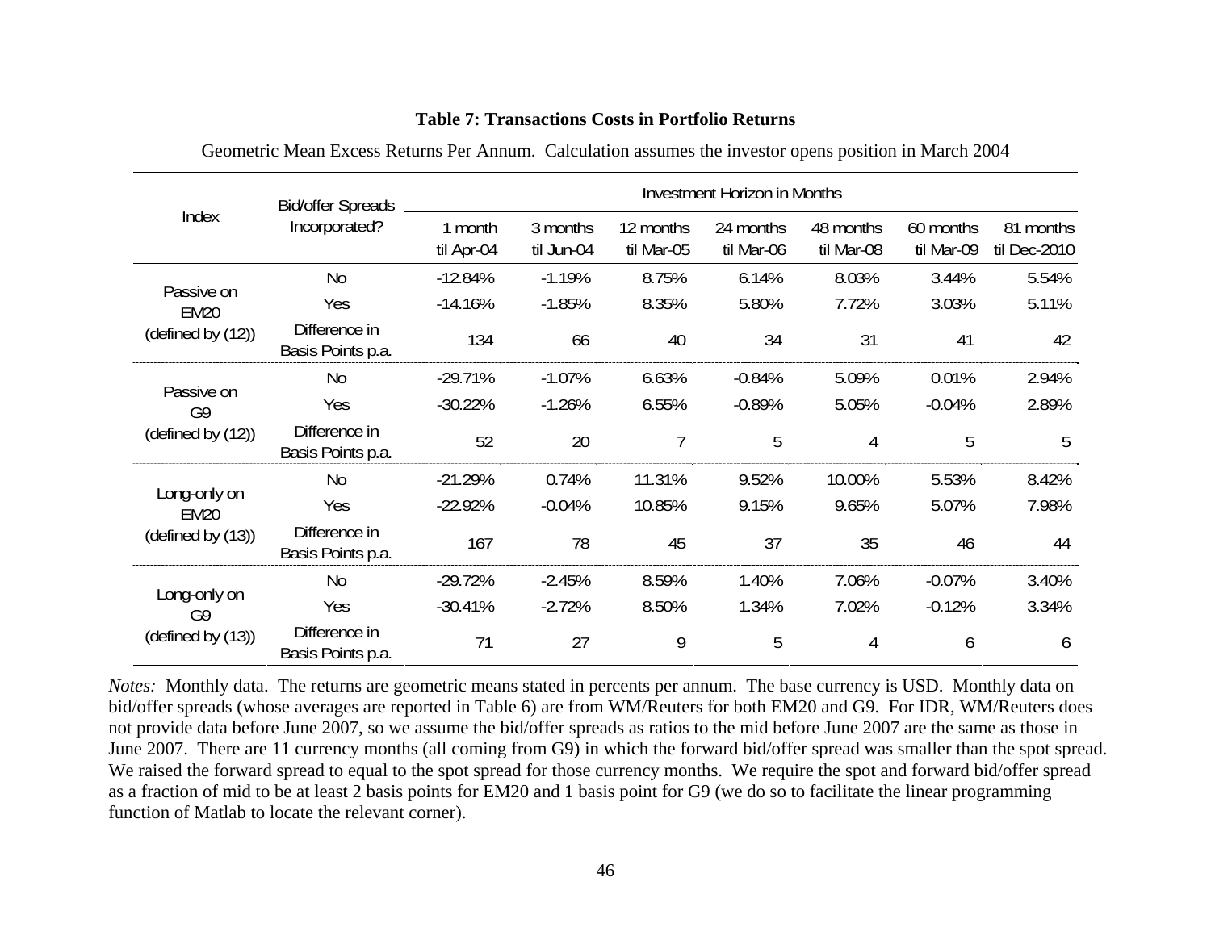**Table 7: Transactions Costs in Portfolio Returns**

Geometric Mean Excess Returns Per Annum. Calculation assumes the investor opens position in March 2004

| Index | Bid/offer Spreads Incorporated? | Investment Horizon in Months | | | | | | |
|---|---|---|---|---|---|---|---|---|
| | | 1 month til Apr-04 | 3 months til Jun-04 | 12 months til Mar-05 | 24 months til Mar-06 | 48 months til Mar-08 | 60 months til Mar-09 | 81 months til Dec-2010 |
| Passive on EM20 (defined by (12)) | No | -12.84% | -1.19% | 8.75% | 6.14% | 8.03% | 3.44% | 5.54% |
| | Yes | -14.16% | -1.85% | 8.35% | 5.80% | 7.72% | 3.03% | 5.11% |
| | Difference in Basis Points p.a. | 134 | 66 | 40 | 34 | 31 | 41 | 42 |
| Passive on G9 (defined by (12)) | No | -29.71% | -1.07% | 6.63% | -0.84% | 5.09% | 0.01% | 2.94% |
| | Yes | -30.22% | -1.26% | 6.55% | -0.89% | 5.05% | -0.04% | 2.89% |
| | Difference in Basis Points p.a. | 52 | 20 | 7 | 5 | 4 | 5 | 5 |
| Long-only on EM20 (defined by (13)) | No | -21.29% | 0.74% | 11.31% | 9.52% | 10.00% | 5.53% | 8.42% |
| | Yes | -22.92% | -0.04% | 10.85% | 9.15% | 9.65% | 5.07% | 7.98% |
| | Difference in Basis Points p.a. | 167 | 78 | 45 | 37 | 35 | 46 | 44 |
| Long-only on G9 (defined by (13)) | No | -29.72% | -2.45% | 8.59% | 1.40% | 7.06% | -0.07% | 3.40% |
| | Yes | -30.41% | -2.72% | 8.50% | 1.34% | 7.02% | -0.12% | 3.34% |
| | Difference in Basis Points p.a. | 71 | 27 | 9 | 5 | 4 | 6 | 6 |

*Notes:* Monthly data. The returns are geometric means stated in percents per annum. The base currency is USD. Monthly data on bid/offer spreads (whose averages are reported in Table 6) are from WM/Reuters for both EM20 and G9. For IDR, WM/Reuters does not provide data before June 2007, so we assume the bid/offer spreads as ratios to the mid before June 2007 are the same as those in June 2007. There are 11 currency months (all coming from G9) in which the forward bid/offer spread was smaller than the spot spread. We raised the forward spread to equal to the spot spread for those currency months. We require the spot and forward bid/offer spread as a fraction of mid to be at least 2 basis points for EM20 and 1 basis point for G9 (we do so to facilitate the linear programming function of Matlab to locate the relevant corner).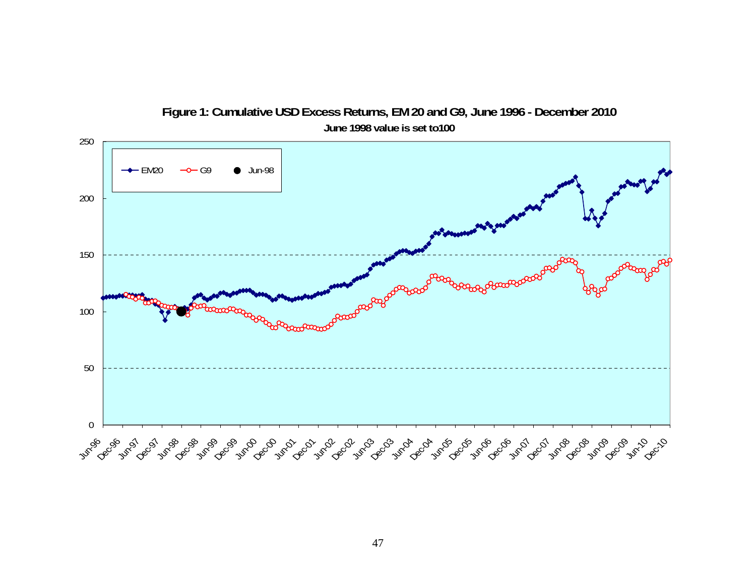**Figure 1: Cumulative USD Excess Returns, EM 20 and G9, June 1996 - December 2010**

June 1998 value is set to100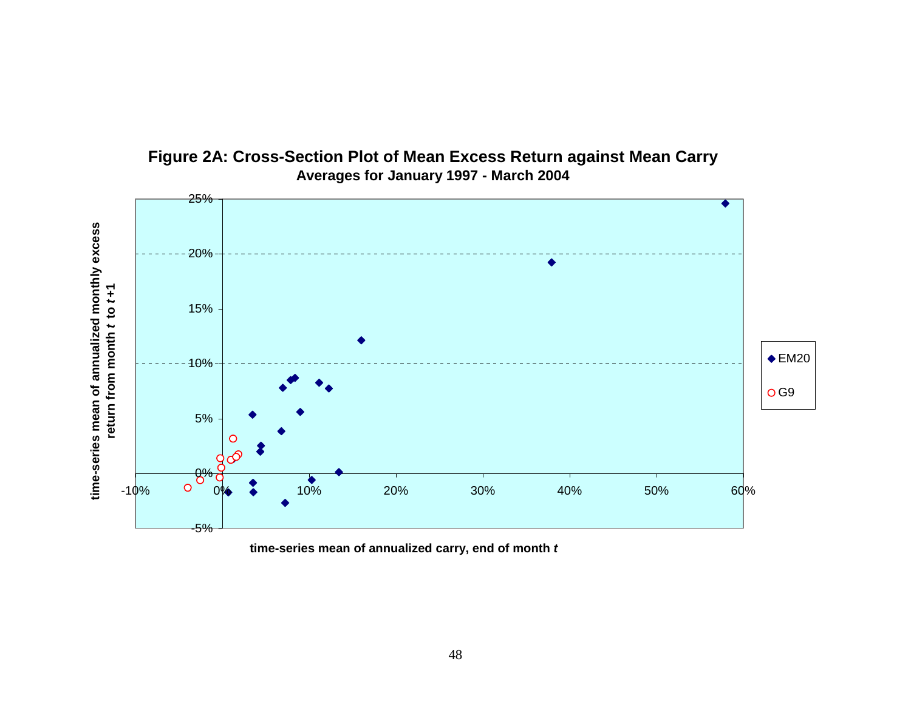**Figure 2A: Cross-Section Plot of Mean Excess Return against Mean Carry**

**Averages for January 1997 - March 2004**

Legend: EM20, G9

Y-axis: time-series mean of annualized monthly excess return from month *t* to *t*+1

X-axis: time-series mean of annualized carry, end of month *t*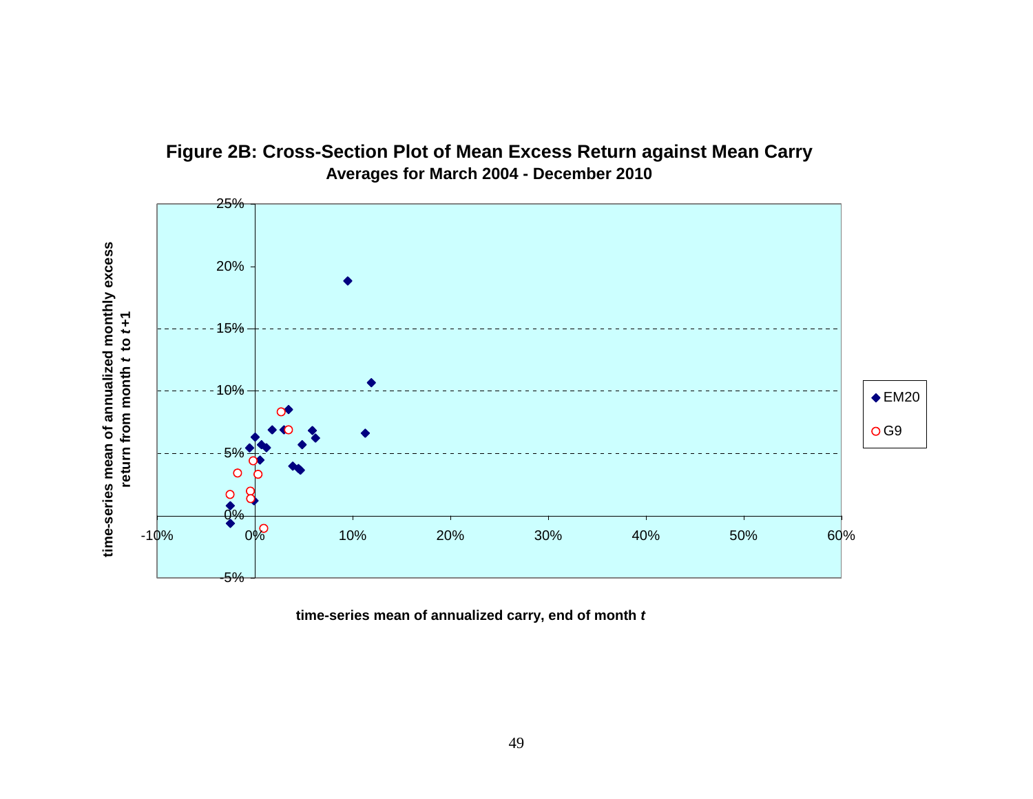**Figure 2B: Cross-Section Plot of Mean Excess Return against Mean Carry**

**Averages for March 2004 - December 2010**

| | |
|---|---|
| ◆ EM20 | ○ G9 |

Y-axis: **time-series mean of annualized monthly excess return from month *t* to *t*+1**

X-axis: **time-series mean of annualized carry, end of month *t***

Y-axis ticks: -5%, 0%, 5%, 10%, 15%, 20%, 25%

X-axis ticks: -10%, 0%, 10%, 20%, 30%, 40%, 50%, 60%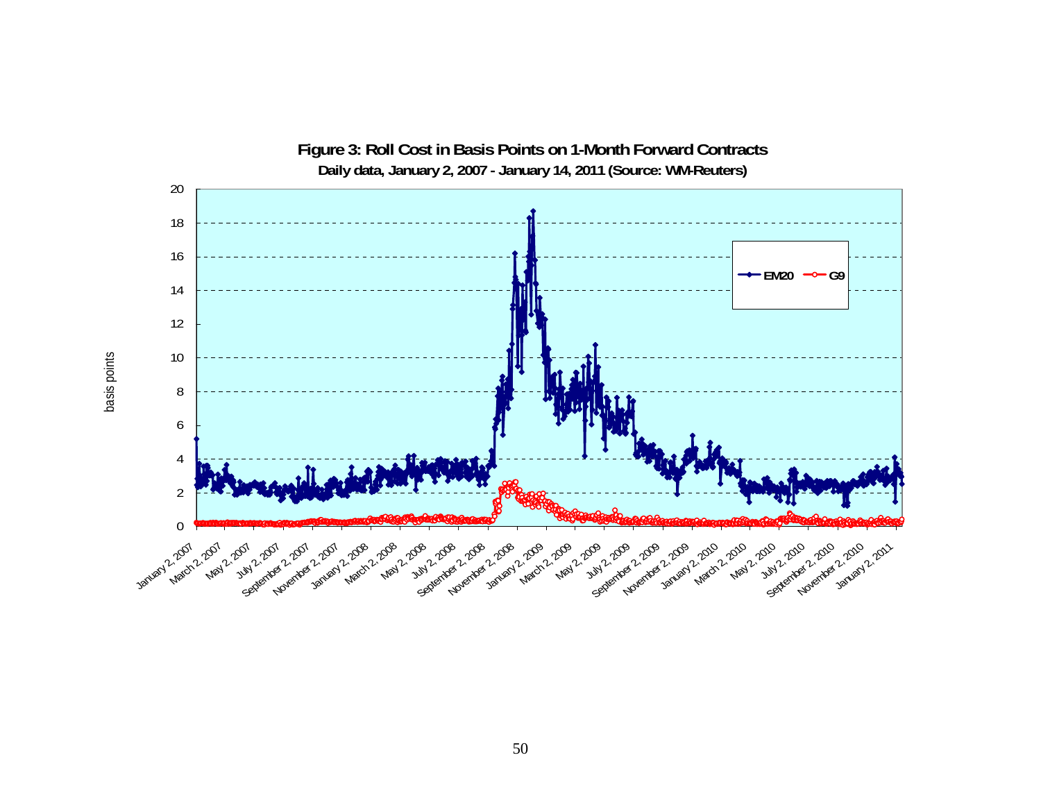**Figure 3: Roll Cost in Basis Points on 1-Month Forward Contracts**

**Daily data, January 2, 2007 - January 14, 2011 (Source: WM-Reuters)**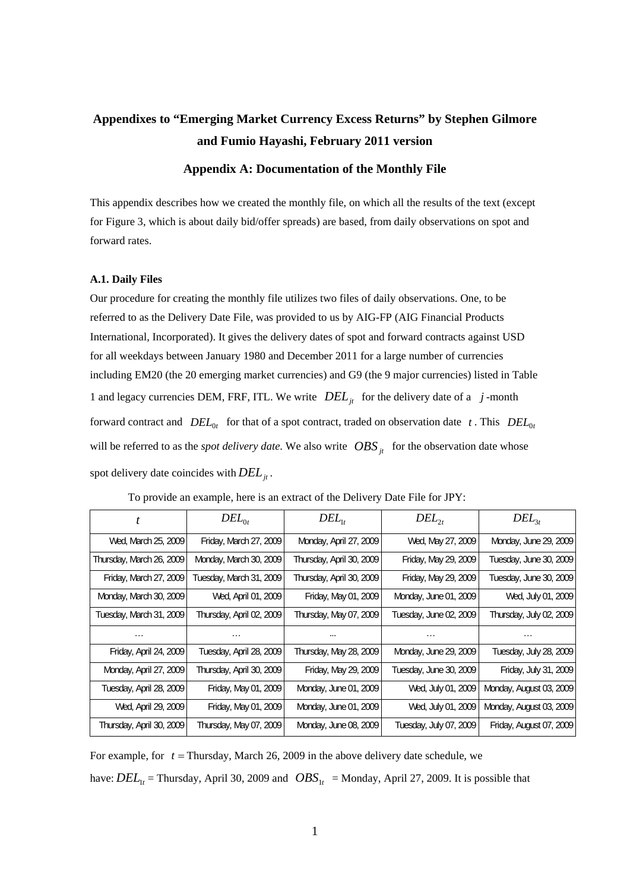# Appendixes to "Emerging Market Currency Excess Returns" by Stephen Gilmore and Fumio Hayashi, February 2011 version

## Appendix A: Documentation of the Monthly File

This appendix describes how we created the monthly file, on which all the results of the text (except for Figure 3, which is about daily bid/offer spreads) are based, from daily observations on spot and forward rates.

### A.1. Daily Files

Our procedure for creating the monthly file utilizes two files of daily observations. One, to be referred to as the Delivery Date File, was provided to us by AIG-FP (AIG Financial Products International, Incorporated). It gives the delivery dates of spot and forward contracts against USD for all weekdays between January 1980 and December 2011 for a large number of currencies including EM20 (the 20 emerging market currencies) and G9 (the 9 major currencies) listed in Table 1 and legacy currencies DEM, FRF, ITL. We write $DEL_{jt}$ for the delivery date of a $j$-month forward contract and $DEL_{0t}$ for that of a spot contract, traded on observation date $t$. This $DEL_{0t}$ will be referred to as the *spot delivery date*. We also write $OBS_{jt}$ for the observation date whose spot delivery date coincides with $DEL_{jt}$.

To provide an example, here is an extract of the Delivery Date File for JPY:

| $t$ | $DEL_{0t}$ | $DEL_{1t}$ | $DEL_{2t}$ | $DEL_{3t}$ |
|---|---|---|---|---|
| Wed, March 25, 2009 | Friday, March 27, 2009 | Monday, April 27, 2009 | Wed, May 27, 2009 | Monday, June 29, 2009 |
| Thursday, March 26, 2009 | Monday, March 30, 2009 | Thursday, April 30, 2009 | Friday, May 29, 2009 | Tuesday, June 30, 2009 |
| Friday, March 27, 2009 | Tuesday, March 31, 2009 | Thursday, April 30, 2009 | Friday, May 29, 2009 | Tuesday, June 30, 2009 |
| Monday, March 30, 2009 | Wed, April 01, 2009 | Friday, May 01, 2009 | Monday, June 01, 2009 | Wed, July 01, 2009 |
| Tuesday, March 31, 2009 | Thursday, April 02, 2009 | Thursday, May 07, 2009 | Tuesday, June 02, 2009 | Thursday, July 02, 2009 |
| … | … | ... | … | … |
| Friday, April 24, 2009 | Tuesday, April 28, 2009 | Thursday, May 28, 2009 | Monday, June 29, 2009 | Tuesday, July 28, 2009 |
| Monday, April 27, 2009 | Thursday, April 30, 2009 | Friday, May 29, 2009 | Tuesday, June 30, 2009 | Friday, July 31, 2009 |
| Tuesday, April 28, 2009 | Friday, May 01, 2009 | Monday, June 01, 2009 | Wed, July 01, 2009 | Monday, August 03, 2009 |
| Wed, April 29, 2009 | Friday, May 01, 2009 | Monday, June 01, 2009 | Wed, July 01, 2009 | Monday, August 03, 2009 |
| Thursday, April 30, 2009 | Thursday, May 07, 2009 | Monday, June 08, 2009 | Tuesday, July 07, 2009 | Friday, August 07, 2009 |

For example, for $t$ = Thursday, March 26, 2009 in the above delivery date schedule, we have: $DEL_{1t}$ = Thursday, April 30, 2009 and $OBS_{1t}$ = Monday, April 27, 2009. It is possible that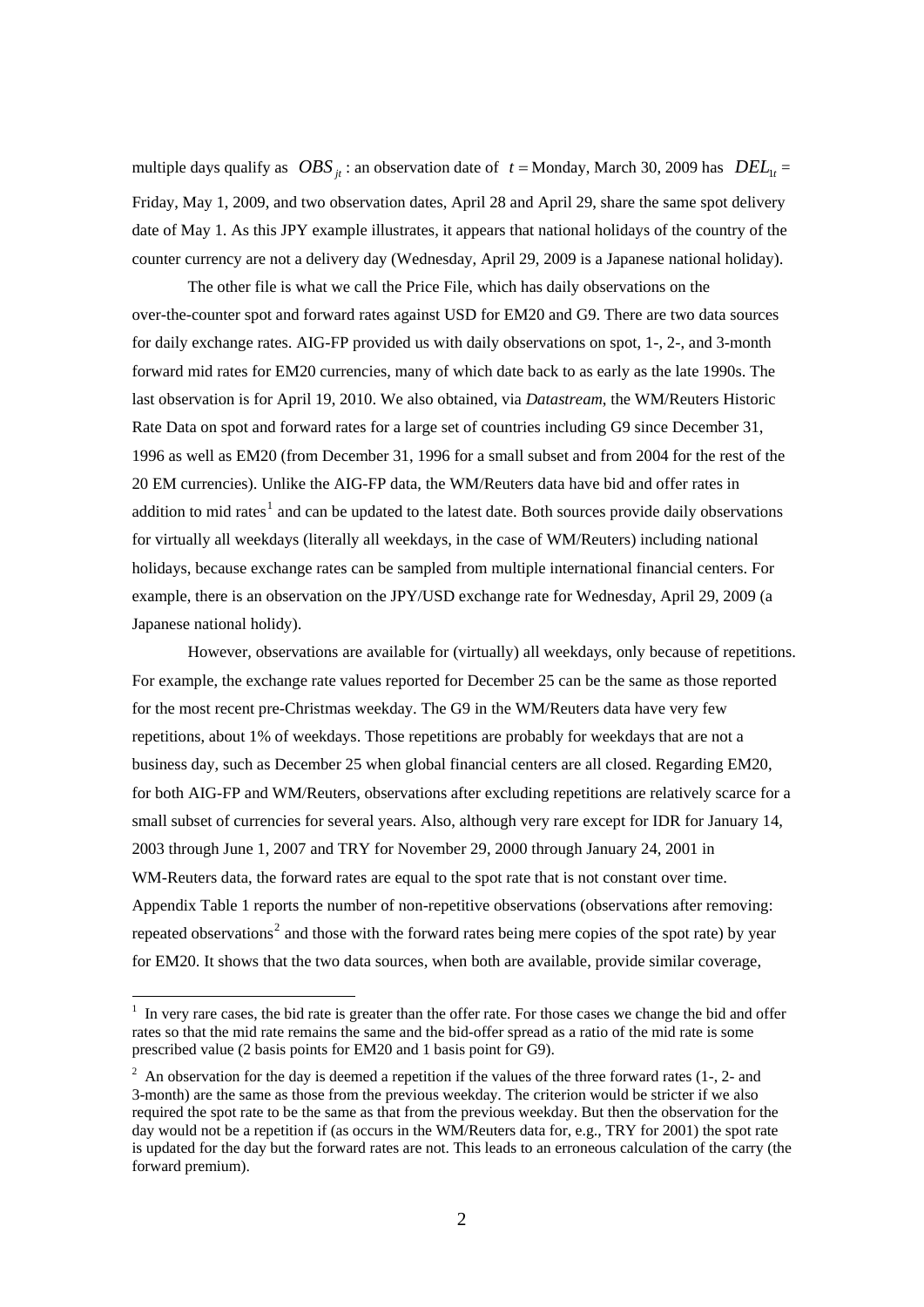multiple days qualify as $OBS_{jt}$ : an observation date of $t =$ Monday, March 30, 2009 has $DEL_{1t} =$ Friday, May 1, 2009, and two observation dates, April 28 and April 29, share the same spot delivery date of May 1. As this JPY example illustrates, it appears that national holidays of the country of the counter currency are not a delivery day (Wednesday, April 29, 2009 is a Japanese national holiday).

The other file is what we call the Price File, which has daily observations on the over-the-counter spot and forward rates against USD for EM20 and G9. There are two data sources for daily exchange rates. AIG-FP provided us with daily observations on spot, 1-, 2-, and 3-month forward mid rates for EM20 currencies, many of which date back to as early as the late 1990s. The last observation is for April 19, 2010. We also obtained, via *Datastream*, the WM/Reuters Historic Rate Data on spot and forward rates for a large set of countries including G9 since December 31, 1996 as well as EM20 (from December 31, 1996 for a small subset and from 2004 for the rest of the 20 EM currencies). Unlike the AIG-FP data, the WM/Reuters data have bid and offer rates in addition to mid rates[1] and can be updated to the latest date. Both sources provide daily observations for virtually all weekdays (literally all weekdays, in the case of WM/Reuters) including national holidays, because exchange rates can be sampled from multiple international financial centers. For example, there is an observation on the JPY/USD exchange rate for Wednesday, April 29, 2009 (a Japanese national holidy).

However, observations are available for (virtually) all weekdays, only because of repetitions. For example, the exchange rate values reported for December 25 can be the same as those reported for the most recent pre-Christmas weekday. The G9 in the WM/Reuters data have very few repetitions, about 1% of weekdays. Those repetitions are probably for weekdays that are not a business day, such as December 25 when global financial centers are all closed. Regarding EM20, for both AIG-FP and WM/Reuters, observations after excluding repetitions are relatively scarce for a small subset of currencies for several years. Also, although very rare except for IDR for January 14, 2003 through June 1, 2007 and TRY for November 29, 2000 through January 24, 2001 in WM-Reuters data, the forward rates are equal to the spot rate that is not constant over time. Appendix Table 1 reports the number of non-repetitive observations (observations after removing: repeated observations[2] and those with the forward rates being mere copies of the spot rate) by year for EM20. It shows that the two data sources, when both are available, provide similar coverage,

[1] In very rare cases, the bid rate is greater than the offer rate. For those cases we change the bid and offer rates so that the mid rate remains the same and the bid-offer spread as a ratio of the mid rate is some prescribed value (2 basis points for EM20 and 1 basis point for G9).

[2] An observation for the day is deemed a repetition if the values of the three forward rates (1-, 2- and 3-month) are the same as those from the previous weekday. The criterion would be stricter if we also required the spot rate to be the same as that from the previous weekday. But then the observation for the day would not be a repetition if (as occurs in the WM/Reuters data for, e.g., TRY for 2001) the spot rate is updated for the day but the forward rates are not. This leads to an erroneous calculation of the carry (the forward premium).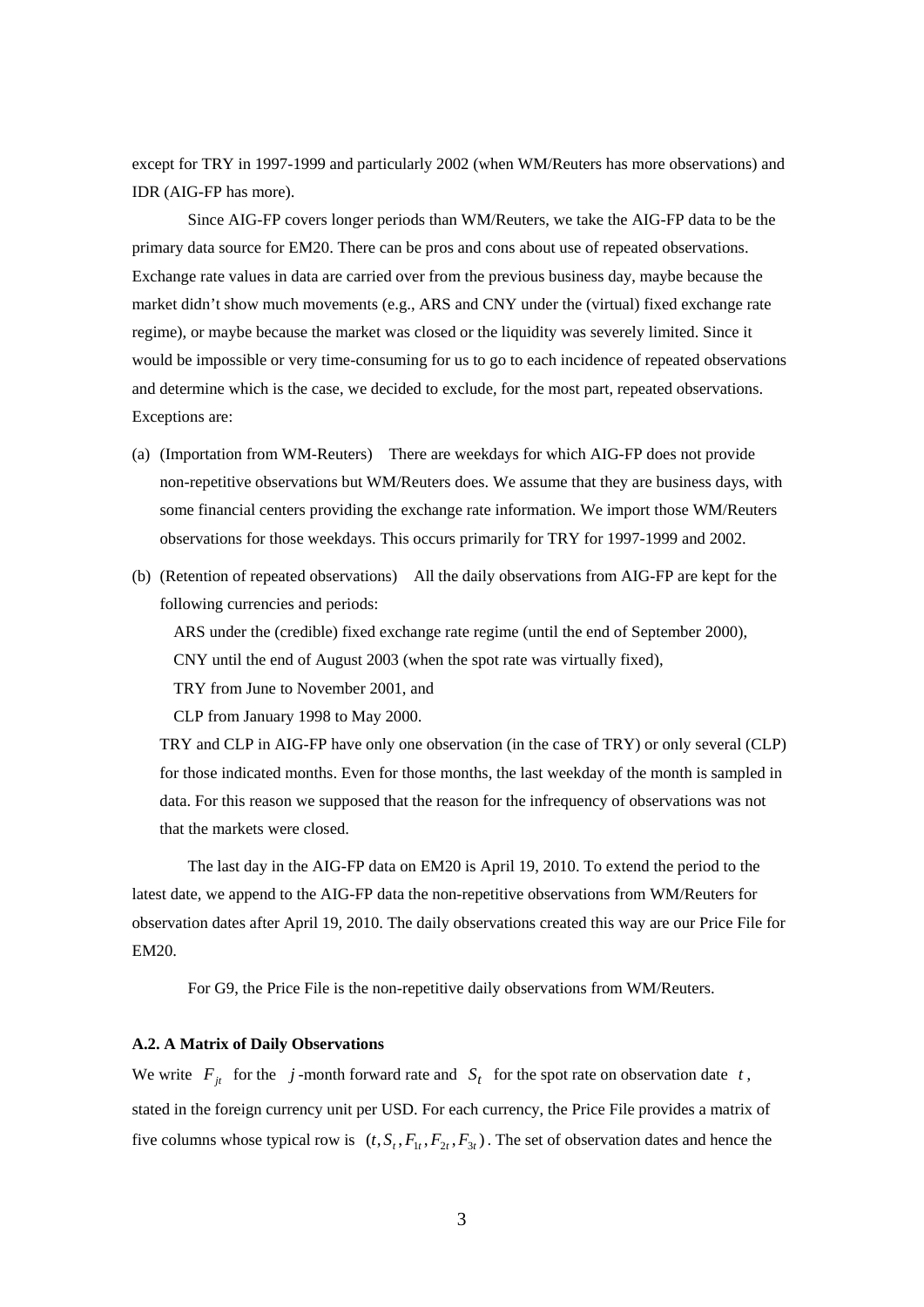except for TRY in 1997-1999 and particularly 2002 (when WM/Reuters has more observations) and IDR (AIG-FP has more).

Since AIG-FP covers longer periods than WM/Reuters, we take the AIG-FP data to be the primary data source for EM20. There can be pros and cons about use of repeated observations. Exchange rate values in data are carried over from the previous business day, maybe because the market didn't show much movements (e.g., ARS and CNY under the (virtual) fixed exchange rate regime), or maybe because the market was closed or the liquidity was severely limited. Since it would be impossible or very time-consuming for us to go to each incidence of repeated observations and determine which is the case, we decided to exclude, for the most part, repeated observations. Exceptions are:

(a) (Importation from WM-Reuters) There are weekdays for which AIG-FP does not provide non-repetitive observations but WM/Reuters does. We assume that they are business days, with some financial centers providing the exchange rate information. We import those WM/Reuters observations for those weekdays. This occurs primarily for TRY for 1997-1999 and 2002.

(b) (Retention of repeated observations) All the daily observations from AIG-FP are kept for the following currencies and periods:

  ARS under the (credible) fixed exchange rate regime (until the end of September 2000),
  CNY until the end of August 2003 (when the spot rate was virtually fixed),
  TRY from June to November 2001, and
  CLP from January 1998 to May 2000.

  TRY and CLP in AIG-FP have only one observation (in the case of TRY) or only several (CLP) for those indicated months. Even for those months, the last weekday of the month is sampled in data. For this reason we supposed that the reason for the infrequency of observations was not that the markets were closed.

The last day in the AIG-FP data on EM20 is April 19, 2010. To extend the period to the latest date, we append to the AIG-FP data the non-repetitive observations from WM/Reuters for observation dates after April 19, 2010. The daily observations created this way are our Price File for EM20.

For G9, the Price File is the non-repetitive daily observations from WM/Reuters.

#### A.2. A Matrix of Daily Observations

We write $F_{jt}$ for the $j$-month forward rate and $S_t$ for the spot rate on observation date $t$, stated in the foreign currency unit per USD. For each currency, the Price File provides a matrix of five columns whose typical row is $(t, S_t, F_{1t}, F_{2t}, F_{3t})$. The set of observation dates and hence the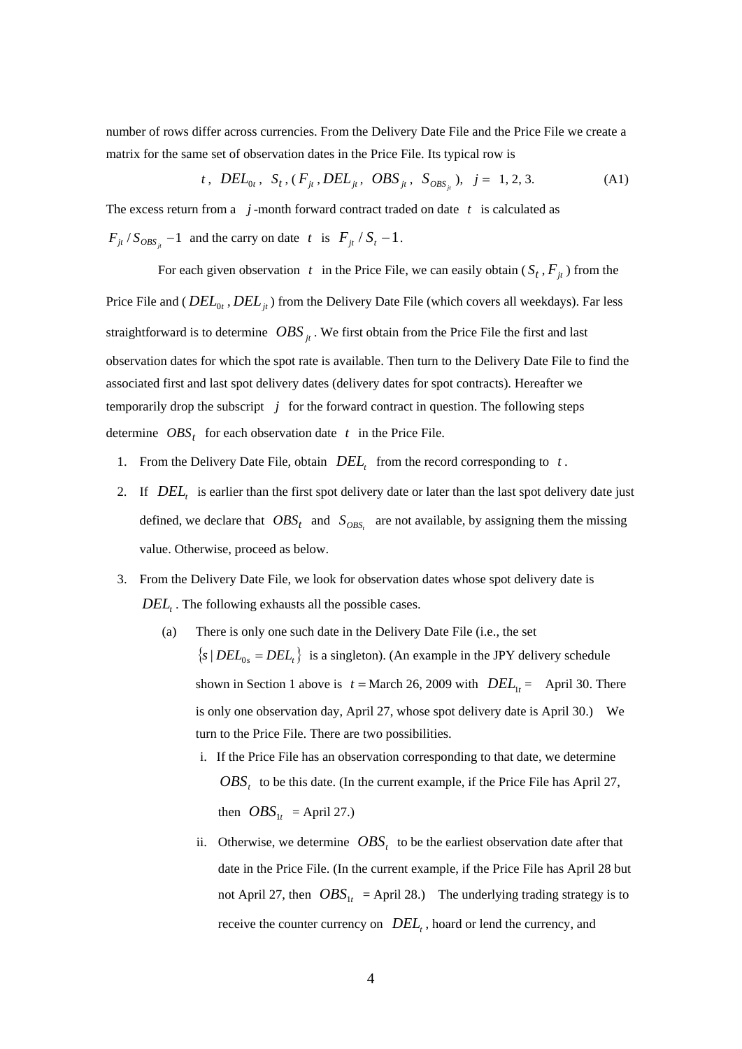number of rows differ across currencies. From the Delivery Date File and the Price File we create a matrix for the same set of observation dates in the Price File. Its typical row is

$$t,\ DEL_{0t},\ S_t,\ (F_{jt}, DEL_{jt},\ OBS_{jt},\ S_{OBS_{jt}}),\ \ j = 1, 2, 3. \tag{A1}$$

The excess return from a $j$-month forward contract traded on date $t$ is calculated as $F_{jt} / S_{OBS_{jt}} - 1$ and the carry on date $t$ is $F_{jt} / S_t - 1$.

For each given observation $t$ in the Price File, we can easily obtain ($S_t$, $F_{jt}$) from the Price File and ($DEL_{0t}$, $DEL_{jt}$) from the Delivery Date File (which covers all weekdays). Far less straightforward is to determine $OBS_{jt}$. We first obtain from the Price File the first and last observation dates for which the spot rate is available. Then turn to the Delivery Date File to find the associated first and last spot delivery dates (delivery dates for spot contracts). Hereafter we temporarily drop the subscript $j$ for the forward contract in question. The following steps determine $OBS_t$ for each observation date $t$ in the Price File.

1. From the Delivery Date File, obtain $DEL_t$ from the record corresponding to $t$.
2. If $DEL_t$ is earlier than the first spot delivery date or later than the last spot delivery date just defined, we declare that $OBS_t$ and $S_{OBS_t}$ are not available, by assigning them the missing value. Otherwise, proceed as below.
3. From the Delivery Date File, we look for observation dates whose spot delivery date is $DEL_t$. The following exhausts all the possible cases.
   - (a) There is only one such date in the Delivery Date File (i.e., the set $\{s \mid DEL_{0s} = DEL_t\}$ is a singleton). (An example in the JPY delivery schedule shown in Section 1 above is $t =$ March 26, 2009 with $DEL_{1t} =$ April 30. There is only one observation day, April 27, whose spot delivery date is April 30.) We turn to the Price File. There are two possibilities.
     - i. If the Price File has an observation corresponding to that date, we determine $OBS_t$ to be this date. (In the current example, if the Price File has April 27, then $OBS_{1t}$ = April 27.)
     - ii. Otherwise, we determine $OBS_t$ to be the earliest observation date after that date in the Price File. (In the current example, if the Price File has April 28 but not April 27, then $OBS_{1t}$ = April 28.) The underlying trading strategy is to receive the counter currency on $DEL_t$, hoard or lend the currency, and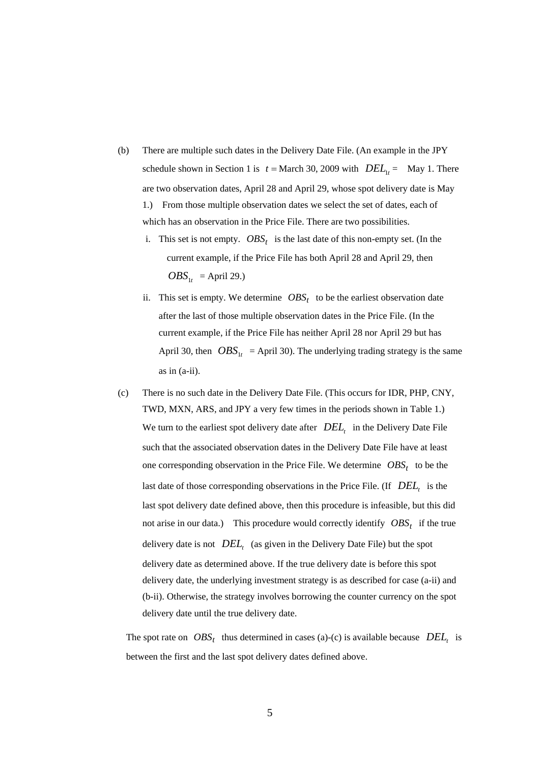(b) There are multiple such dates in the Delivery Date File. (An example in the JPY schedule shown in Section 1 is $t =$ March 30, 2009 with $DEL_{1t} =$ May 1. There are two observation dates, April 28 and April 29, whose spot delivery date is May 1.) From those multiple observation dates we select the set of dates, each of which has an observation in the Price File. There are two possibilities.

  i. This set is not empty. $OBS_t$ is the last date of this non-empty set. (In the current example, if the Price File has both April 28 and April 29, then $OBS_{1t}$ = April 29.)

  ii. This set is empty. We determine $OBS_t$ to be the earliest observation date after the last of those multiple observation dates in the Price File. (In the current example, if the Price File has neither April 28 nor April 29 but has April 30, then $OBS_{1t}$ = April 30). The underlying trading strategy is the same as in (a-ii).

(c) There is no such date in the Delivery Date File. (This occurs for IDR, PHP, CNY, TWD, MXN, ARS, and JPY a very few times in the periods shown in Table 1.) We turn to the earliest spot delivery date after $DEL_t$ in the Delivery Date File such that the associated observation dates in the Delivery Date File have at least one corresponding observation in the Price File. We determine $OBS_t$ to be the last date of those corresponding observations in the Price File. (If $DEL_t$ is the last spot delivery date defined above, then this procedure is infeasible, but this did not arise in our data.) This procedure would correctly identify $OBS_t$ if the true delivery date is not $DEL_t$ (as given in the Delivery Date File) but the spot delivery date as determined above. If the true delivery date is before this spot delivery date, the underlying investment strategy is as described for case (a-ii) and (b-ii). Otherwise, the strategy involves borrowing the counter currency on the spot delivery date until the true delivery date.

The spot rate on $OBS_t$ thus determined in cases (a)-(c) is available because $DEL_t$ is between the first and the last spot delivery dates defined above.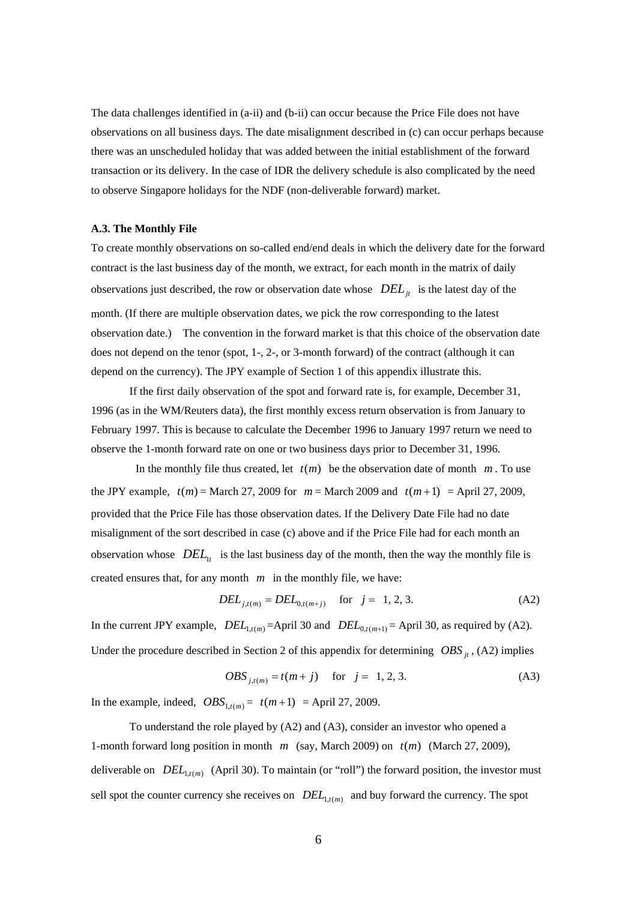The data challenges identified in (a-ii) and (b-ii) can occur because the Price File does not have observations on all business days. The date misalignment described in (c) can occur perhaps because there was an unscheduled holiday that was added between the initial establishment of the forward transaction or its delivery. In the case of IDR the delivery schedule is also complicated by the need to observe Singapore holidays for the NDF (non-deliverable forward) market.

**A.3. The Monthly File**

To create monthly observations on so-called end/end deals in which the delivery date for the forward contract is the last business day of the month, we extract, for each month in the matrix of daily observations just described, the row or observation date whose $DEL_{jt}$ is the latest day of the month. (If there are multiple observation dates, we pick the row corresponding to the latest observation date.) The convention in the forward market is that this choice of the observation date does not depend on the tenor (spot, 1-, 2-, or 3-month forward) of the contract (although it can depend on the currency). The JPY example of Section 1 of this appendix illustrate this.

If the first daily observation of the spot and forward rate is, for example, December 31, 1996 (as in the WM/Reuters data), the first monthly excess return observation is from January to February 1997. This is because to calculate the December 1996 to January 1997 return we need to observe the 1-month forward rate on one or two business days prior to December 31, 1996.

In the monthly file thus created, let $t(m)$ be the observation date of month $m$. To use the JPY example, $t(m)$ = March 27, 2009 for $m$ = March 2009 and $t(m+1)$ = April 27, 2009, provided that the Price File has those observation dates. If the Delivery Date File had no date misalignment of the sort described in case (c) above and if the Price File had for each month an observation whose $DEL_{1t}$ is the last business day of the month, then the way the monthly file is created ensures that, for any month $m$ in the monthly file, we have:

$$DEL_{j,t(m)} = DEL_{0,t(m+j)} \quad \text{for} \quad j = 1, 2, 3. \tag{A2}$$

In the current JPY example, $DEL_{1,t(m)}$ =April 30 and $DEL_{0,t(m+1)}$ = April 30, as required by (A2). Under the procedure described in Section 2 of this appendix for determining $OBS_{jt}$, (A2) implies

$$OBS_{j,t(m)} = t(m+j) \quad \text{for} \quad j = 1, 2, 3. \tag{A3}$$

In the example, indeed, $OBS_{1,t(m)} = t(m+1)$ = April 27, 2009.

To understand the role played by (A2) and (A3), consider an investor who opened a 1-month forward long position in month $m$ (say, March 2009) on $t(m)$ (March 27, 2009), deliverable on $DEL_{1,t(m)}$ (April 30). To maintain (or "roll") the forward position, the investor must sell spot the counter currency she receives on $DEL_{1,t(m)}$ and buy forward the currency. The spot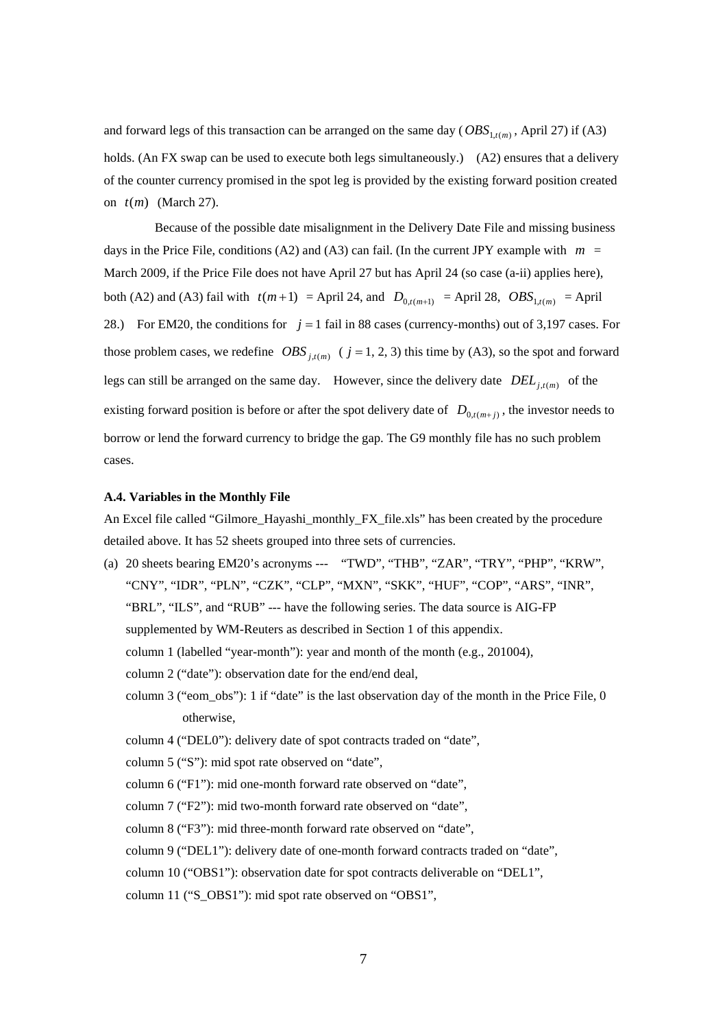and forward legs of this transaction can be arranged on the same day ($OBS_{1,t(m)}$, April 27) if (A3) holds. (An FX swap can be used to execute both legs simultaneously.) (A2) ensures that a delivery of the counter currency promised in the spot leg is provided by the existing forward position created on $t(m)$ (March 27).

Because of the possible date misalignment in the Delivery Date File and missing business days in the Price File, conditions (A2) and (A3) can fail. (In the current JPY example with $m$ = March 2009, if the Price File does not have April 27 but has April 24 (so case (a-ii) applies here), both (A2) and (A3) fail with $t(m+1)$ = April 24, and $D_{0,t(m+1)}$ = April 28, $OBS_{1,t(m)}$ = April 28.) For EM20, the conditions for $j=1$ fail in 88 cases (currency-months) out of 3,197 cases. For those problem cases, we redefine $OBS_{j,t(m)}$ ($j = 1, 2, 3$) this time by (A3), so the spot and forward legs can still be arranged on the same day. However, since the delivery date $DEL_{j,t(m)}$ of the existing forward position is before or after the spot delivery date of $D_{0,t(m+j)}$, the investor needs to borrow or lend the forward currency to bridge the gap. The G9 monthly file has no such problem cases.

### A.4. Variables in the Monthly File

An Excel file called "Gilmore_Hayashi_monthly_FX_file.xls" has been created by the procedure detailed above. It has 52 sheets grouped into three sets of currencies.

(a) 20 sheets bearing EM20's acronyms --- "TWD", "THB", "ZAR", "TRY", "PHP", "KRW", "CNY", "IDR", "PLN", "CZK", "CLP", "MXN", "SKK", "HUF", "COP", "ARS", "INR", "BRL", "ILS", and "RUB" --- have the following series. The data source is AIG-FP supplemented by WM-Reuters as described in Section 1 of this appendix.

column 1 (labelled "year-month"): year and month of the month (e.g., 201004),

column 2 ("date"): observation date for the end/end deal,

column 3 ("eom_obs"): 1 if "date" is the last observation day of the month in the Price File, 0 otherwise,

column 4 ("DEL0"): delivery date of spot contracts traded on "date",

column 5 ("S"): mid spot rate observed on "date",

column 6 ("F1"): mid one-month forward rate observed on "date",

column 7 ("F2"): mid two-month forward rate observed on "date",

column 8 ("F3"): mid three-month forward rate observed on "date",

column 9 ("DEL1"): delivery date of one-month forward contracts traded on "date",

column 10 ("OBS1"): observation date for spot contracts deliverable on "DEL1",

column 11 ("S_OBS1"): mid spot rate observed on "OBS1",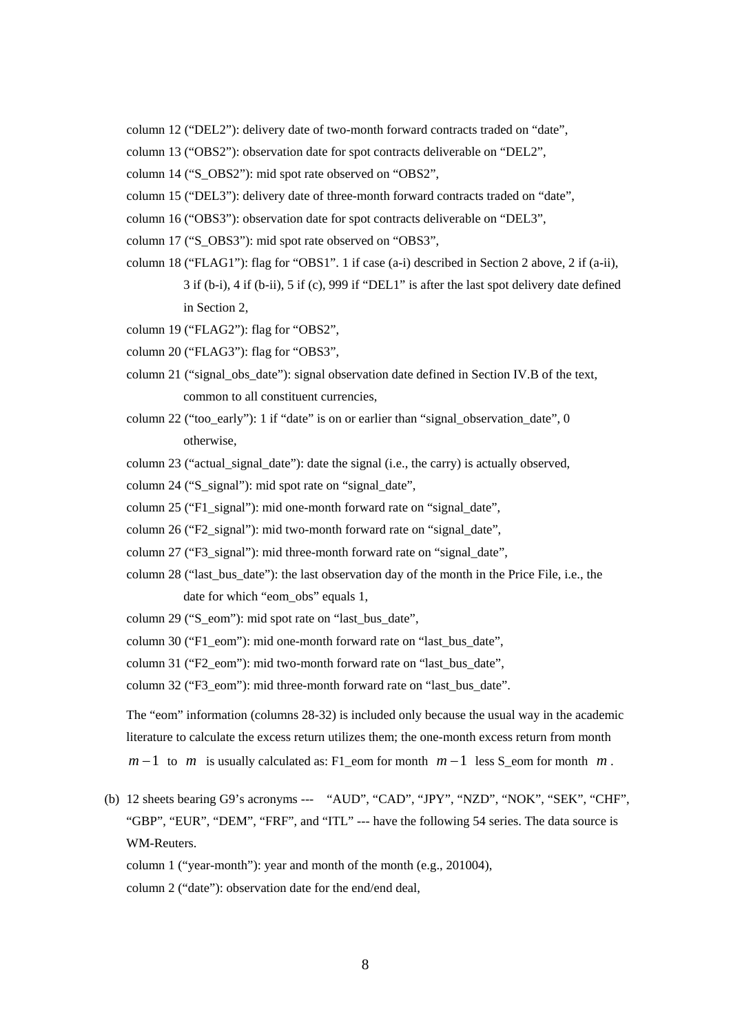column 12 (“DEL2”): delivery date of two-month forward contracts traded on “date”,

column 13 (“OBS2”): observation date for spot contracts deliverable on “DEL2”,

column 14 (“S_OBS2”): mid spot rate observed on “OBS2”,

column 15 (“DEL3”): delivery date of three-month forward contracts traded on “date”,

column 16 (“OBS3”): observation date for spot contracts deliverable on “DEL3”,

column 17 (“S_OBS3”): mid spot rate observed on “OBS3”,

column 18 (“FLAG1”): flag for “OBS1”. 1 if case (a-i) described in Section 2 above, 2 if (a-ii), 3 if (b-i), 4 if (b-ii), 5 if (c), 999 if “DEL1” is after the last spot delivery date defined in Section 2,

column 19 (“FLAG2”): flag for “OBS2”,

column 20 (“FLAG3”): flag for “OBS3”,

column 21 (“signal_obs_date”): signal observation date defined in Section IV.B of the text, common to all constituent currencies,

column 22 (“too_early”): 1 if “date” is on or earlier than “signal_observation_date”, 0 otherwise,

column 23 (“actual_signal_date”): date the signal (i.e., the carry) is actually observed,

column 24 (“S_signal”): mid spot rate on “signal_date”,

column 25 (“F1_signal”): mid one-month forward rate on “signal_date”,

column 26 (“F2_signal”): mid two-month forward rate on “signal_date”,

column 27 (“F3_signal”): mid three-month forward rate on “signal_date”,

column 28 (“last_bus_date”): the last observation day of the month in the Price File, i.e., the date for which “eom_obs” equals 1,

column 29 (“S_eom”): mid spot rate on “last_bus_date”,

column 30 (“F1_eom”): mid one-month forward rate on “last_bus_date”,

column 31 (“F2_eom”): mid two-month forward rate on “last_bus_date”,

column 32 (“F3_eom”): mid three-month forward rate on “last_bus_date”.

The “eom” information (columns 28-32) is included only because the usual way in the academic literature to calculate the excess return utilizes them; the one-month excess return from month $m-1$ to $m$ is usually calculated as: F1_eom for month $m-1$ less S_eom for month $m$.

(b) 12 sheets bearing G9’s acronyms --- “AUD”, “CAD”, “JPY”, “NZD”, “NOK”, “SEK”, “CHF”, “GBP”, “EUR”, “DEM”, “FRF”, and “ITL” --- have the following 54 series. The data source is WM-Reuters.

column 1 (“year-month”): year and month of the month (e.g., 201004),

column 2 (“date”): observation date for the end/end deal,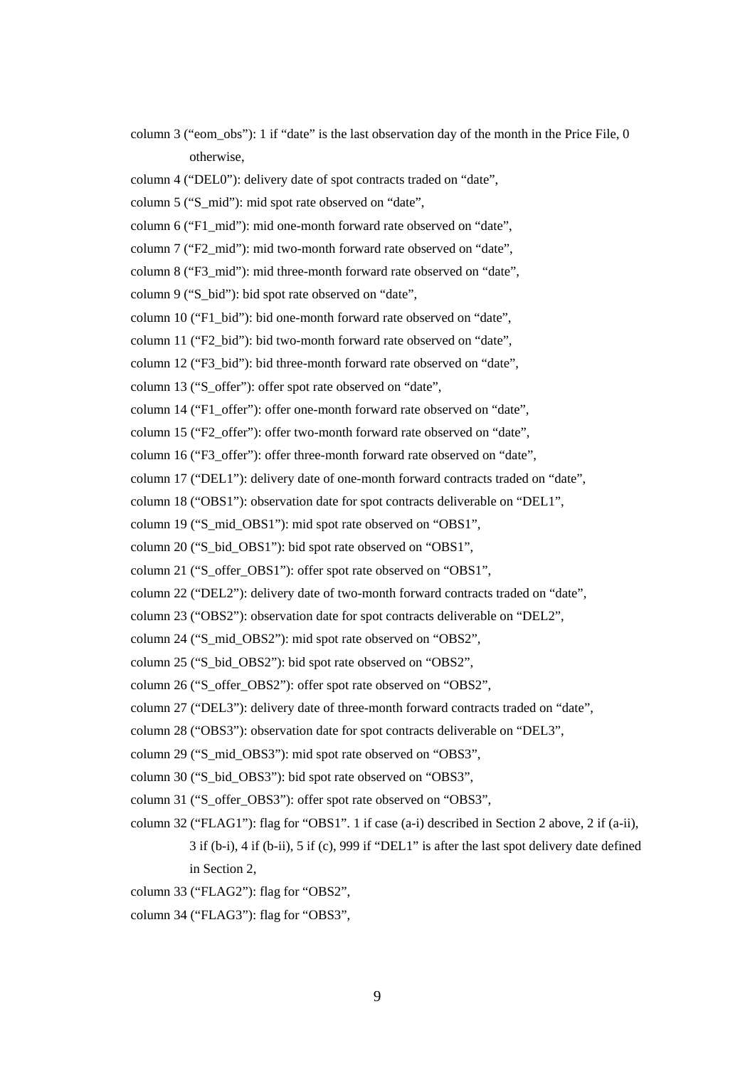column 3 (“eom_obs”): 1 if “date” is the last observation day of the month in the Price File, 0 otherwise,

column 4 (“DEL0”): delivery date of spot contracts traded on “date”,

column 5 (“S_mid”): mid spot rate observed on “date”,

column 6 (“F1_mid”): mid one-month forward rate observed on “date”,

column 7 (“F2_mid”): mid two-month forward rate observed on “date”,

column 8 (“F3_mid”): mid three-month forward rate observed on “date”,

column 9 (“S_bid”): bid spot rate observed on “date”,

column 10 (“F1_bid”): bid one-month forward rate observed on “date”,

column 11 (“F2_bid”): bid two-month forward rate observed on “date”,

column 12 (“F3_bid”): bid three-month forward rate observed on “date”,

column 13 (“S_offer”): offer spot rate observed on “date”,

column 14 (“F1_offer”): offer one-month forward rate observed on “date”,

column 15 (“F2_offer”): offer two-month forward rate observed on “date”,

column 16 (“F3_offer”): offer three-month forward rate observed on “date”,

column 17 (“DEL1”): delivery date of one-month forward contracts traded on “date”,

column 18 (“OBS1”): observation date for spot contracts deliverable on “DEL1”,

column 19 (“S_mid_OBS1”): mid spot rate observed on “OBS1”,

column 20 (“S_bid_OBS1”): bid spot rate observed on “OBS1”,

column 21 (“S_offer_OBS1”): offer spot rate observed on “OBS1”,

column 22 (“DEL2”): delivery date of two-month forward contracts traded on “date”,

column 23 (“OBS2”): observation date for spot contracts deliverable on “DEL2”,

column 24 (“S_mid_OBS2”): mid spot rate observed on “OBS2”,

column 25 (“S_bid_OBS2”): bid spot rate observed on “OBS2”,

column 26 (“S_offer_OBS2”): offer spot rate observed on “OBS2”,

column 27 (“DEL3”): delivery date of three-month forward contracts traded on “date”,

column 28 (“OBS3”): observation date for spot contracts deliverable on “DEL3”,

column 29 (“S_mid_OBS3”): mid spot rate observed on “OBS3”,

column 30 (“S_bid_OBS3”): bid spot rate observed on “OBS3”,

column 31 (“S_offer_OBS3”): offer spot rate observed on “OBS3”,

column 32 (“FLAG1”): flag for “OBS1”. 1 if case (a-i) described in Section 2 above, 2 if (a-ii), 3 if (b-i), 4 if (b-ii), 5 if (c), 999 if “DEL1” is after the last spot delivery date defined in Section 2,

column 33 (“FLAG2”): flag for “OBS2”,

column 34 (“FLAG3”): flag for “OBS3”,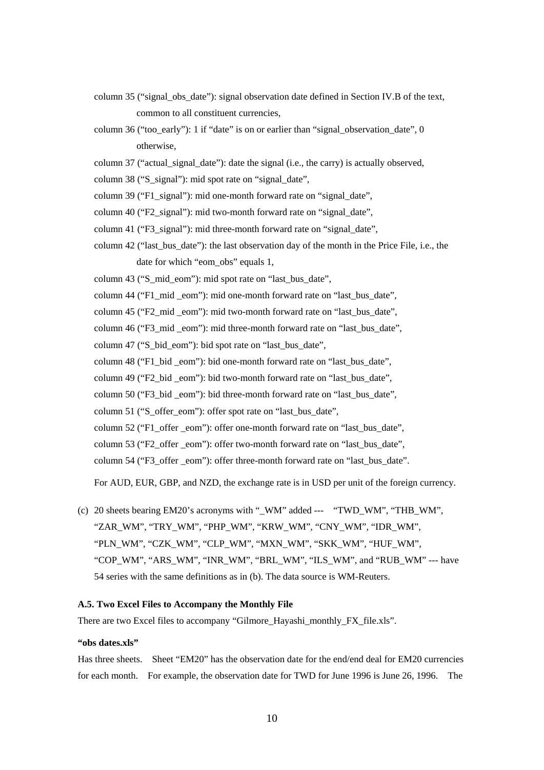column 35 (“signal_obs_date”): signal observation date defined in Section IV.B of the text, common to all constituent currencies,

column 36 (“too_early”): 1 if “date” is on or earlier than “signal_observation_date”, 0 otherwise,

column 37 (“actual_signal_date”): date the signal (i.e., the carry) is actually observed,

column 38 (“S_signal”): mid spot rate on “signal_date”,

column 39 (“F1_signal”): mid one-month forward rate on “signal_date”,

column 40 (“F2_signal”): mid two-month forward rate on “signal_date”,

column 41 (“F3_signal”): mid three-month forward rate on “signal_date”,

column 42 (“last_bus_date”): the last observation day of the month in the Price File, i.e., the date for which “eom_obs” equals 1,

column 43 (“S_mid_eom”): mid spot rate on “last_bus_date”,

column 44 (“F1_mid _eom”): mid one-month forward rate on “last_bus_date”,

column 45 (“F2_mid _eom”): mid two-month forward rate on “last_bus_date”,

column 46 (“F3_mid _eom”): mid three-month forward rate on “last_bus_date”,

column 47 (“S_bid_eom”): bid spot rate on “last_bus_date”,

column 48 (“F1_bid _eom”): bid one-month forward rate on “last_bus_date”,

column 49 (“F2_bid _eom”): bid two-month forward rate on “last_bus_date”,

column 50 (“F3_bid _eom”): bid three-month forward rate on “last_bus_date”,

column 51 (“S_offer_eom”): offer spot rate on “last_bus_date”,

column 52 (“F1_offer _eom”): offer one-month forward rate on “last_bus_date”,

column 53 (“F2_offer _eom”): offer two-month forward rate on “last_bus_date”,

column 54 (“F3_offer _eom”): offer three-month forward rate on “last_bus_date”.

For AUD, EUR, GBP, and NZD, the exchange rate is in USD per unit of the foreign currency.

(c) 20 sheets bearing EM20’s acronyms with “_WM” added --- “TWD_WM”, “THB_WM”, “ZAR_WM”, “TRY_WM”, “PHP_WM”, “KRW_WM”, “CNY_WM”, “IDR_WM”, “PLN_WM”, “CZK_WM”, “CLP_WM”, “MXN_WM”, “SKK_WM”, “HUF_WM”, “COP_WM”, “ARS_WM”, “INR_WM”, “BRL_WM”, “ILS_WM”, and “RUB_WM” --- have 54 series with the same definitions as in (b). The data source is WM-Reuters.

### A.5. Two Excel Files to Accompany the Monthly File

There are two Excel files to accompany “Gilmore_Hayashi_monthly_FX_file.xls”.

**“obs dates.xls”**

Has three sheets. Sheet “EM20” has the observation date for the end/end deal for EM20 currencies for each month. For example, the observation date for TWD for June 1996 is June 26, 1996. The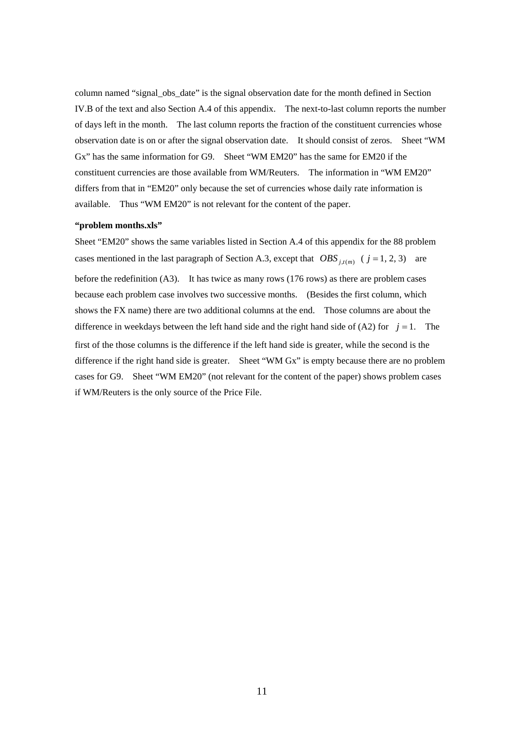column named "signal_obs_date" is the signal observation date for the month defined in Section IV.B of the text and also Section A.4 of this appendix. The next-to-last column reports the number of days left in the month. The last column reports the fraction of the constituent currencies whose observation date is on or after the signal observation date. It should consist of zeros. Sheet "WM Gx" has the same information for G9. Sheet "WM EM20" has the same for EM20 if the constituent currencies are those available from WM/Reuters. The information in "WM EM20" differs from that in "EM20" only because the set of currencies whose daily rate information is available. Thus "WM EM20" is not relevant for the content of the paper.

**"problem months.xls"**

Sheet "EM20" shows the same variables listed in Section A.4 of this appendix for the 88 problem cases mentioned in the last paragraph of Section A.3, except that $OBS_{j,t(m)}$ $(j=1, 2, 3)$ are before the redefinition (A3). It has twice as many rows (176 rows) as there are problem cases because each problem case involves two successive months. (Besides the first column, which shows the FX name) there are two additional columns at the end. Those columns are about the difference in weekdays between the left hand side and the right hand side of (A2) for $j=1$. The first of the those columns is the difference if the left hand side is greater, while the second is the difference if the right hand side is greater. Sheet "WM Gx" is empty because there are no problem cases for G9. Sheet "WM EM20" (not relevant for the content of the paper) shows problem cases if WM/Reuters is the only source of the Price File.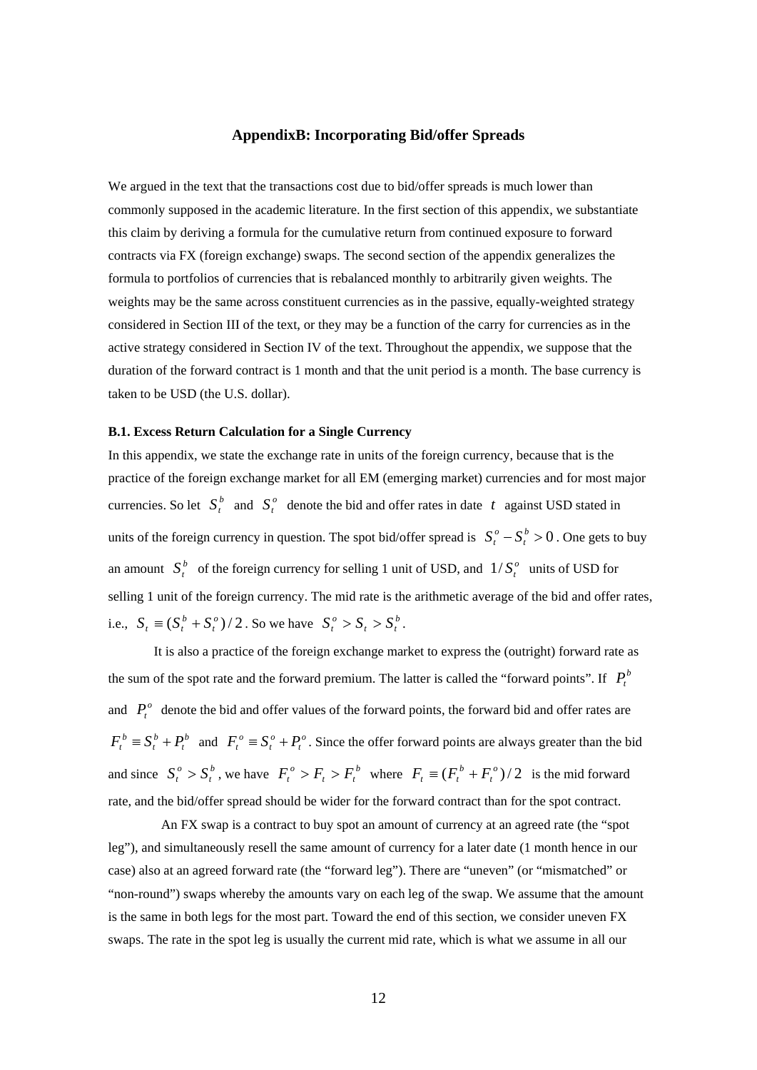## AppendixB: Incorporating Bid/offer Spreads

We argued in the text that the transactions cost due to bid/offer spreads is much lower than commonly supposed in the academic literature. In the first section of this appendix, we substantiate this claim by deriving a formula for the cumulative return from continued exposure to forward contracts via FX (foreign exchange) swaps. The second section of the appendix generalizes the formula to portfolios of currencies that is rebalanced monthly to arbitrarily given weights. The weights may be the same across constituent currencies as in the passive, equally-weighted strategy considered in Section III of the text, or they may be a function of the carry for currencies as in the active strategy considered in Section IV of the text. Throughout the appendix, we suppose that the duration of the forward contract is 1 month and that the unit period is a month. The base currency is taken to be USD (the U.S. dollar).

### B.1. Excess Return Calculation for a Single Currency

In this appendix, we state the exchange rate in units of the foreign currency, because that is the practice of the foreign exchange market for all EM (emerging market) currencies and for most major currencies. So let $S_t^b$ and $S_t^o$ denote the bid and offer rates in date $t$ against USD stated in units of the foreign currency in question. The spot bid/offer spread is $S_t^o - S_t^b > 0$. One gets to buy an amount $S_t^b$ of the foreign currency for selling 1 unit of USD, and $1/S_t^o$ units of USD for selling 1 unit of the foreign currency. The mid rate is the arithmetic average of the bid and offer rates, i.e., $S_t \equiv (S_t^b + S_t^o)/2$. So we have $S_t^o > S_t > S_t^b$.

It is also a practice of the foreign exchange market to express the (outright) forward rate as the sum of the spot rate and the forward premium. The latter is called the "forward points". If $P_t^b$ and $P_t^o$ denote the bid and offer values of the forward points, the forward bid and offer rates are $F_t^b \equiv S_t^b + P_t^b$ and $F_t^o \equiv S_t^o + P_t^o$. Since the offer forward points are always greater than the bid and since $S_t^o > S_t^b$, we have $F_t^o > F_t > F_t^b$ where $F_t \equiv (F_t^b + F_t^o)/2$ is the mid forward rate, and the bid/offer spread should be wider for the forward contract than for the spot contract.

An FX swap is a contract to buy spot an amount of currency at an agreed rate (the "spot leg"), and simultaneously resell the same amount of currency for a later date (1 month hence in our case) also at an agreed forward rate (the "forward leg"). There are "uneven" (or "mismatched" or "non-round") swaps whereby the amounts vary on each leg of the swap. We assume that the amount is the same in both legs for the most part. Toward the end of this section, we consider uneven FX swaps. The rate in the spot leg is usually the current mid rate, which is what we assume in all our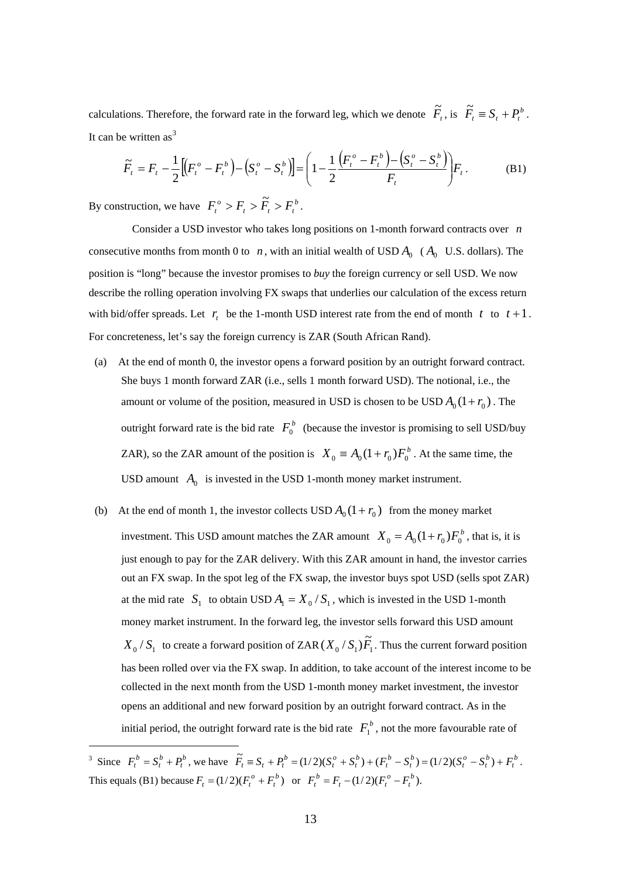calculations. Therefore, the forward rate in the forward leg, which we denote $\tilde{F}_t$, is $\tilde{F}_t \equiv S_t + P_t^b$. It can be written as[3]

$$\tilde{F}_t = F_t - \frac{1}{2}\left[\left(F_t^o - F_t^b\right) - \left(S_t^o - S_t^b\right)\right] = \left(1 - \frac{1}{2}\frac{\left(F_t^o - F_t^b\right) - \left(S_t^o - S_t^b\right)}{F_t}\right)F_t. \tag{B1}$$

By construction, we have $F_t^o > F_t > \tilde{F}_t > F_t^b$.

Consider a USD investor who takes long positions on 1-month forward contracts over $n$ consecutive months from month 0 to $n$, with an initial wealth of USD $A_0$ ($A_0$ U.S. dollars). The position is "long" because the investor promises to *buy* the foreign currency or sell USD. We now describe the rolling operation involving FX swaps that underlies our calculation of the excess return with bid/offer spreads. Let $r_t$ be the 1-month USD interest rate from the end of month $t$ to $t+1$. For concreteness, let's say the foreign currency is ZAR (South African Rand).

(a) At the end of month 0, the investor opens a forward position by an outright forward contract. She buys 1 month forward ZAR (i.e., sells 1 month forward USD). The notional, i.e., the amount or volume of the position, measured in USD is chosen to be USD $A_0(1+r_0)$. The outright forward rate is the bid rate $F_0^b$ (because the investor is promising to sell USD/buy ZAR), so the ZAR amount of the position is $X_0 \equiv A_0(1+r_0)F_0^b$. At the same time, the USD amount $A_0$ is invested in the USD 1-month money market instrument.

(b) At the end of month 1, the investor collects USD $A_0(1+r_0)$ from the money market investment. This USD amount matches the ZAR amount $X_0 = A_0(1+r_0)F_0^b$, that is, it is just enough to pay for the ZAR delivery. With this ZAR amount in hand, the investor carries out an FX swap. In the spot leg of the FX swap, the investor buys spot USD (sells spot ZAR) at the mid rate $S_1$ to obtain USD $A_1 = X_0 / S_1$, which is invested in the USD 1-month money market instrument. In the forward leg, the investor sells forward this USD amount $X_0 / S_1$ to create a forward position of ZAR $(X_0 / S_1)\tilde{F}_1$. Thus the current forward position has been rolled over via the FX swap. In addition, to take account of the interest income to be collected in the next month from the USD 1-month money market investment, the investor opens an additional and new forward position by an outright forward contract. As in the initial period, the outright forward rate is the bid rate $F_1^b$, not the more favourable rate of

[3] Since $F_t^b = S_t^b + P_t^b$, we have $\tilde{F}_t \equiv S_t + P_t^b = (1/2)(S_t^o + S_t^b) + (F_t^b - S_t^b) = (1/2)(S_t^o - S_t^b) + F_t^b$. This equals (B1) because $F_t = (1/2)(F_t^o + F_t^b)$ or $F_t^b = F_t - (1/2)(F_t^o - F_t^b)$.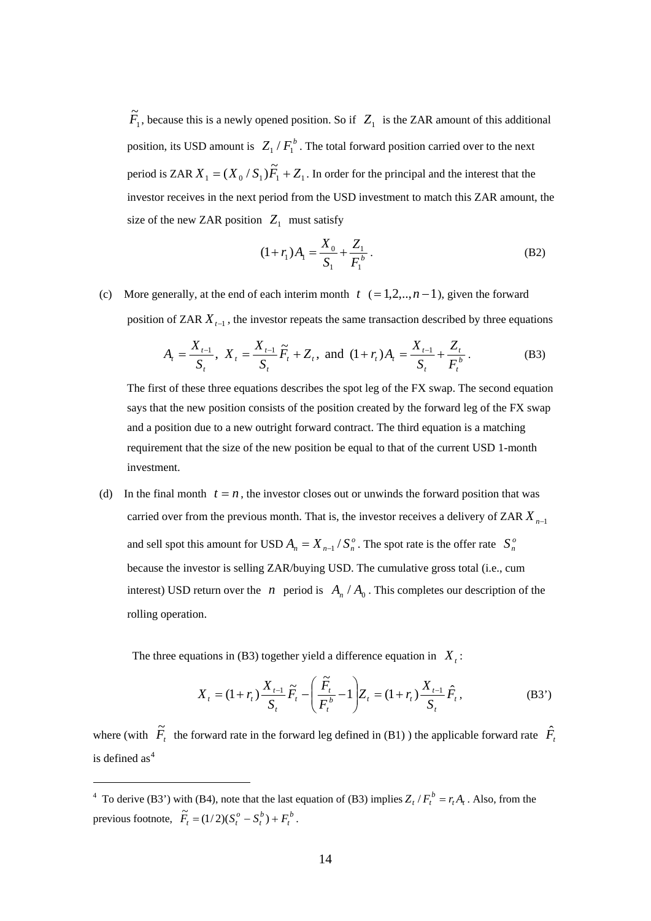$\tilde{F}_1$, because this is a newly opened position. So if $Z_1$ is the ZAR amount of this additional position, its USD amount is $Z_1 / F_1^b$. The total forward position carried over to the next period is ZAR $X_1 = (X_0 / S_1)\tilde{F}_1 + Z_1$. In order for the principal and the interest that the investor receives in the next period from the USD investment to match this ZAR amount, the size of the new ZAR position $Z_1$ must satisfy

$$(1+r_1)A_1 = \frac{X_0}{S_1} + \frac{Z_1}{F_1^b}. \tag{B2}$$

(c) More generally, at the end of each interim month $t$ $(=1,2,..,n-1)$, given the forward position of ZAR $X_{t-1}$, the investor repeats the same transaction described by three equations

$$A_t = \frac{X_{t-1}}{S_t},\ X_t = \frac{X_{t-1}}{S_t}\tilde{F}_t + Z_t,\ \text{and}\ (1+r_t)A_t = \frac{X_{t-1}}{S_t} + \frac{Z_t}{F_t^b}. \tag{B3}$$

The first of these three equations describes the spot leg of the FX swap. The second equation says that the new position consists of the position created by the forward leg of the FX swap and a position due to a new outright forward contract. The third equation is a matching requirement that the size of the new position be equal to that of the current USD 1-month investment.

(d) In the final month $t = n$, the investor closes out or unwinds the forward position that was carried over from the previous month. That is, the investor receives a delivery of ZAR $X_{n-1}$ and sell spot this amount for USD $A_n = X_{n-1} / S_n^o$. The spot rate is the offer rate $S_n^o$ because the investor is selling ZAR/buying USD. The cumulative gross total (i.e., cum interest) USD return over the $n$ period is $A_n / A_0$. This completes our description of the rolling operation.

The three equations in (B3) together yield a difference equation in $X_t$:

$$X_t = (1+r_t)\frac{X_{t-1}}{S_t}\tilde{F}_t - \left(\frac{\tilde{F}_t}{F_t^b} - 1\right)Z_t = (1+r_t)\frac{X_{t-1}}{S_t}\hat{F}_t, \tag{B3'}$$

where (with $\tilde{F}_t$ the forward rate in the forward leg defined in (B1) ) the applicable forward rate $\hat{F}_t$ is defined as[4]

---

[4] To derive (B3') with (B4), note that the last equation of (B3) implies $Z_t / F_t^b = r_t A_t$. Also, from the previous footnote, $\tilde{F}_t = (1/2)(S_t^o - S_t^b) + F_t^b$.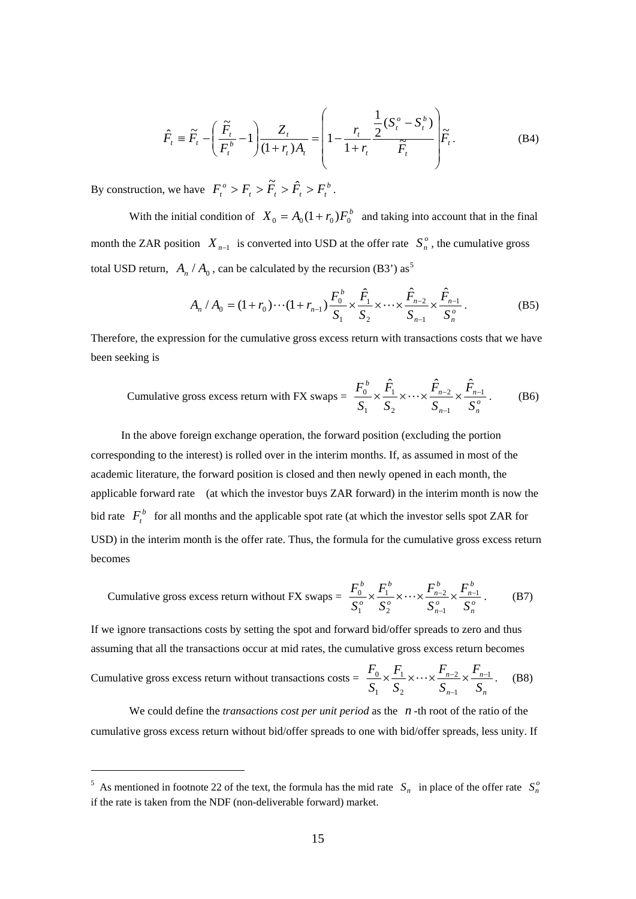$$\hat{F}_t \equiv \tilde{F}_t - \left( \frac{\tilde{F}_t}{F_t^b} - 1 \right) \frac{Z_t}{(1+r_t)A_t} = \left( 1 - \frac{r_t}{1+r_t} \frac{\frac{1}{2}(S_t^o - S_t^b)}{\tilde{F}_t} \right) \tilde{F}_t . \tag{B4}$$

By construction, we have $F_t^o > F_t > \tilde{F}_t > \hat{F}_t > F_t^b$.

With the initial condition of $X_0 = A_0(1+r_0)F_0^b$ and taking into account that in the final month the ZAR position $X_{n-1}$ is converted into USD at the offer rate $S_n^o$, the cumulative gross total USD return, $A_n / A_0$, can be calculated by the recursion (B3') as[5]

$$A_n / A_0 = (1+r_0)\cdots(1+r_{n-1}) \frac{F_0^b}{S_1} \times \frac{\hat{F}_1}{S_2} \times \cdots \times \frac{\hat{F}_{n-2}}{S_{n-1}} \times \frac{\hat{F}_{n-1}}{S_n^o} . \tag{B5}$$

Therefore, the expression for the cumulative gross excess return with transactions costs that we have been seeking is

$$\text{Cumulative gross excess return with FX swaps} = \frac{F_0^b}{S_1} \times \frac{\hat{F}_1}{S_2} \times \cdots \times \frac{\hat{F}_{n-2}}{S_{n-1}} \times \frac{\hat{F}_{n-1}}{S_n^o} . \tag{B6}$$

In the above foreign exchange operation, the forward position (excluding the portion corresponding to the interest) is rolled over in the interim months. If, as assumed in most of the academic literature, the forward position is closed and then newly opened in each month, the applicable forward rate (at which the investor buys ZAR forward) in the interim month is now the bid rate $F_t^b$ for all months and the applicable spot rate (at which the investor sells spot ZAR for USD) in the interim month is the offer rate. Thus, the formula for the cumulative gross excess return becomes

$$\text{Cumulative gross excess return without FX swaps} = \frac{F_0^b}{S_1^o} \times \frac{F_1^b}{S_2^o} \times \cdots \times \frac{F_{n-2}^b}{S_{n-1}^o} \times \frac{F_{n-1}^b}{S_n^o} . \tag{B7}$$

If we ignore transactions costs by setting the spot and forward bid/offer spreads to zero and thus assuming that all the transactions occur at mid rates, the cumulative gross excess return becomes

$$\text{Cumulative gross excess return without transactions costs} = \frac{F_0}{S_1} \times \frac{F_1}{S_2} \times \cdots \times \frac{F_{n-2}}{S_{n-1}} \times \frac{F_{n-1}}{S_n} . \tag{B8}$$

We could define the *transactions cost per unit period* as the $n$-th root of the ratio of the cumulative gross excess return without bid/offer spreads to one with bid/offer spreads, less unity. If

---

[5] As mentioned in footnote 22 of the text, the formula has the mid rate $S_n$ in place of the offer rate $S_n^o$ if the rate is taken from the NDF (non-deliverable forward) market.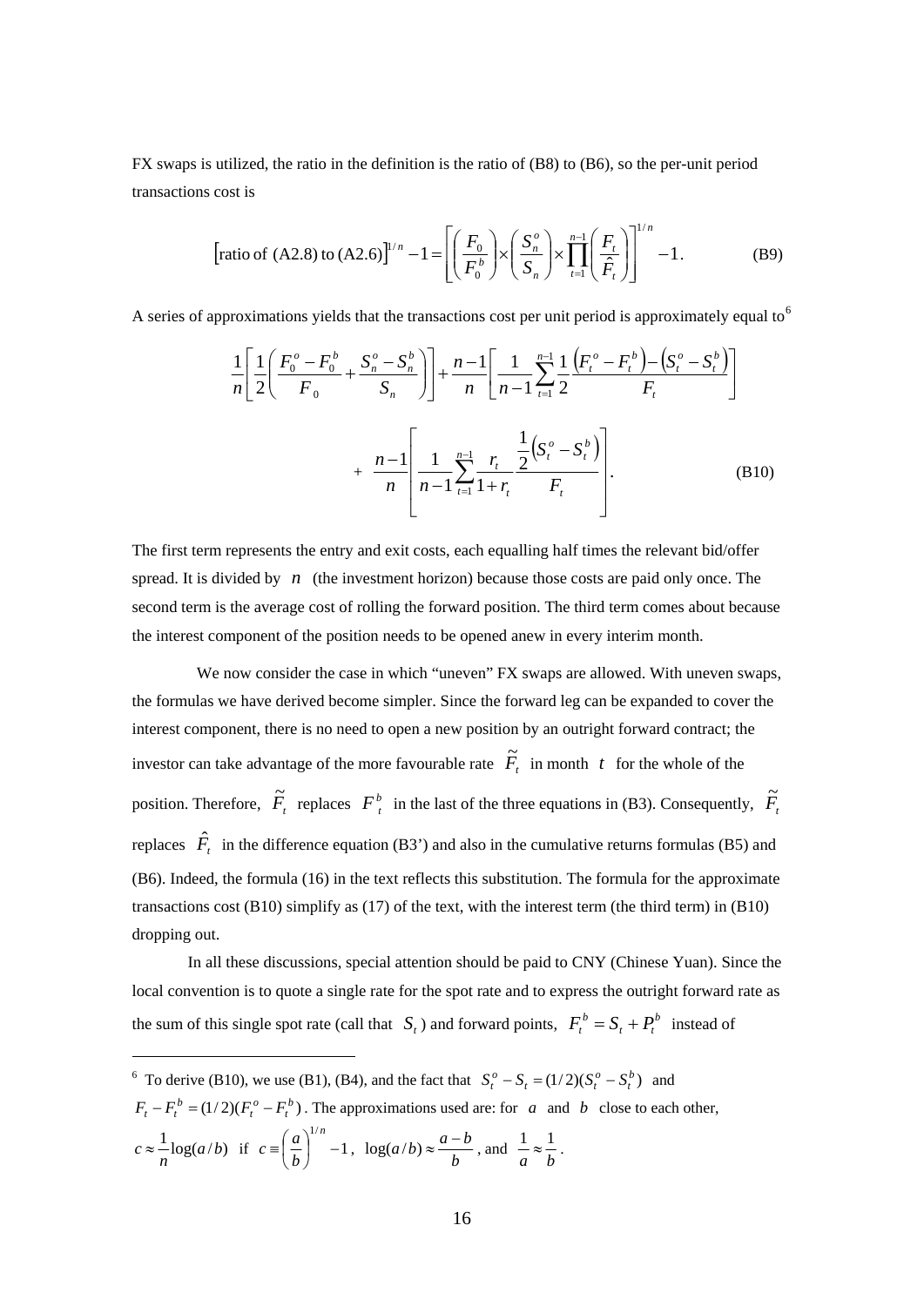FX swaps is utilized, the ratio in the definition is the ratio of (B8) to (B6), so the per-unit period transactions cost is

$$\left[\text{ratio of (A2.8) to (A2.6)}\right]^{1/n} - 1 = \left[\left(\frac{F_0}{F_0^b}\right) \times \left(\frac{S_n^o}{S_n}\right) \times \prod_{t=1}^{n-1}\left(\frac{F_t}{\hat{F}_t}\right)\right]^{1/n} - 1. \tag{B9}$$

A series of approximations yields that the transactions cost per unit period is approximately equal to[6]

$$\frac{1}{n}\left[\frac{1}{2}\left(\frac{F_0^o - F_0^b}{F_0} + \frac{S_n^o - S_n^b}{S_n}\right)\right] + \frac{n-1}{n}\left[\frac{1}{n-1}\sum_{t=1}^{n-1}\frac{1}{2}\frac{\left(F_t^o - F_t^b\right) - \left(S_t^o - S_t^b\right)}{F_t}\right]$$

$$+ \frac{n-1}{n}\left[\frac{1}{n-1}\sum_{t=1}^{n-1}\frac{r_t}{1+r_t}\frac{\frac{1}{2}\left(S_t^o - S_t^b\right)}{F_t}\right]. \tag{B10}$$

The first term represents the entry and exit costs, each equalling half times the relevant bid/offer spread. It is divided by $n$ (the investment horizon) because those costs are paid only once. The second term is the average cost of rolling the forward position. The third term comes about because the interest component of the position needs to be opened anew in every interim month.

We now consider the case in which "uneven" FX swaps are allowed. With uneven swaps, the formulas we have derived become simpler. Since the forward leg can be expanded to cover the interest component, there is no need to open a new position by an outright forward contract; the investor can take advantage of the more favourable rate $\tilde{F}_t$ in month $t$ for the whole of the position. Therefore, $\tilde{F}_t$ replaces $F_t^b$ in the last of the three equations in (B3). Consequently, $\tilde{F}_t$ replaces $\hat{F}_t$ in the difference equation (B3') and also in the cumulative returns formulas (B5) and (B6). Indeed, the formula (16) in the text reflects this substitution. The formula for the approximate transactions cost (B10) simplify as (17) of the text, with the interest term (the third term) in (B10) dropping out.

In all these discussions, special attention should be paid to CNY (Chinese Yuan). Since the local convention is to quote a single rate for the spot rate and to express the outright forward rate as the sum of this single spot rate (call that $S_t$) and forward points, $F_t^b = S_t + P_t^b$ instead of

---

[6] To derive (B10), we use (B1), (B4), and the fact that $S_t^o - S_t = (1/2)(S_t^o - S_t^b)$ and $F_t - F_t^b = (1/2)(F_t^o - F_t^b)$. The approximations used are: for $a$ and $b$ close to each other, $c \approx \frac{1}{n}\log(a/b)$ if $c \equiv \left(\frac{a}{b}\right)^{1/n} - 1$, $\log(a/b) \approx \frac{a-b}{b}$, and $\frac{1}{a} \approx \frac{1}{b}$.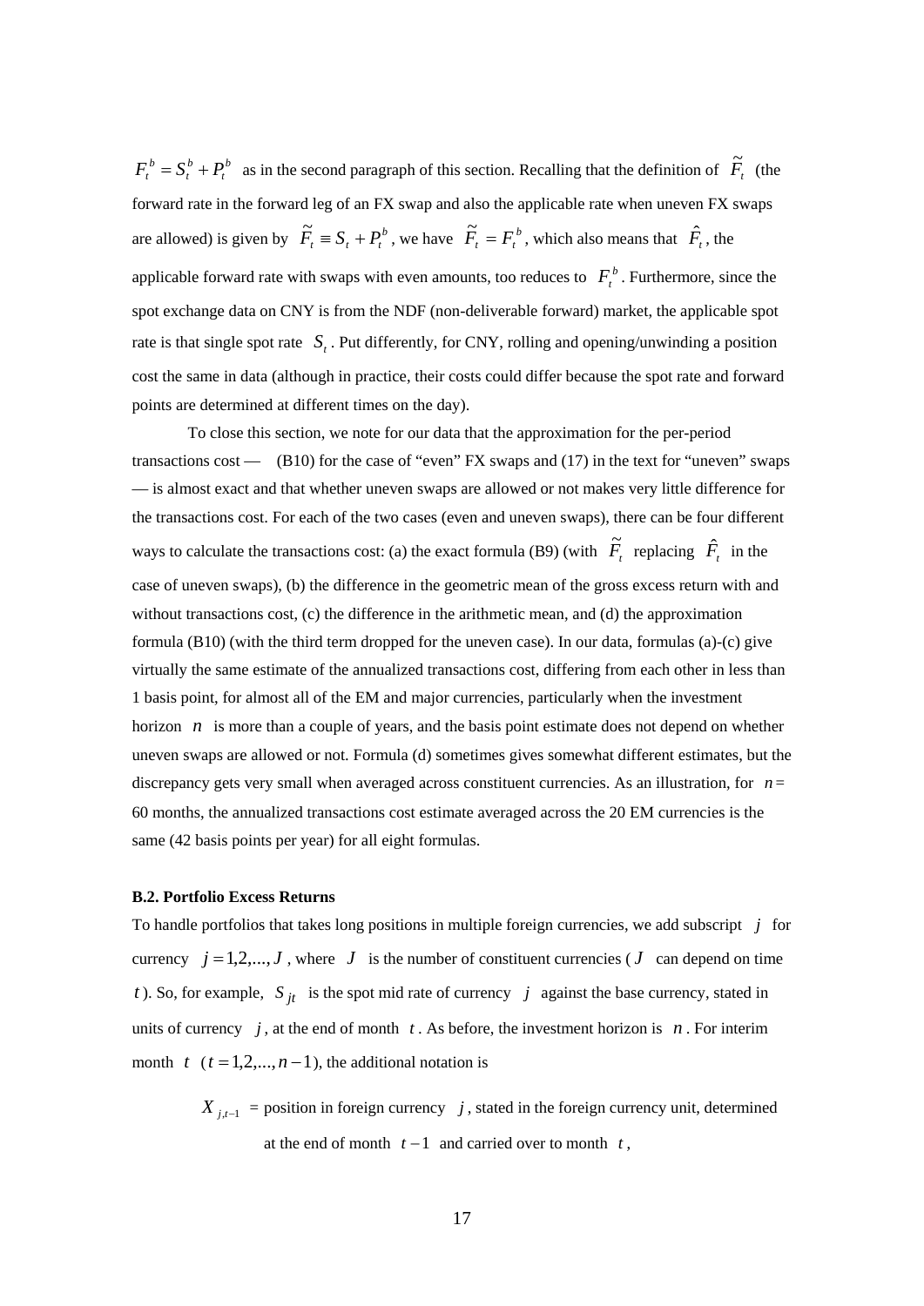$F_t^b = S_t^b + P_t^b$ as in the second paragraph of this section. Recalling that the definition of $\tilde{F}_t$ (the forward rate in the forward leg of an FX swap and also the applicable rate when uneven FX swaps are allowed) is given by $\tilde{F}_t \equiv S_t + P_t^b$, we have $\tilde{F}_t = F_t^b$, which also means that $\hat{F}_t$, the applicable forward rate with swaps with even amounts, too reduces to $F_t^b$. Furthermore, since the spot exchange data on CNY is from the NDF (non-deliverable forward) market, the applicable spot rate is that single spot rate $S_t$. Put differently, for CNY, rolling and opening/unwinding a position cost the same in data (although in practice, their costs could differ because the spot rate and forward points are determined at different times on the day).

To close this section, we note for our data that the approximation for the per-period transactions cost — (B10) for the case of "even" FX swaps and (17) in the text for "uneven" swaps — is almost exact and that whether uneven swaps are allowed or not makes very little difference for the transactions cost. For each of the two cases (even and uneven swaps), there can be four different ways to calculate the transactions cost: (a) the exact formula (B9) (with $\tilde{F}_t$ replacing $\hat{F}_t$ in the case of uneven swaps), (b) the difference in the geometric mean of the gross excess return with and without transactions cost, (c) the difference in the arithmetic mean, and (d) the approximation formula (B10) (with the third term dropped for the uneven case). In our data, formulas (a)-(c) give virtually the same estimate of the annualized transactions cost, differing from each other in less than 1 basis point, for almost all of the EM and major currencies, particularly when the investment horizon $n$ is more than a couple of years, and the basis point estimate does not depend on whether uneven swaps are allowed or not. Formula (d) sometimes gives somewhat different estimates, but the discrepancy gets very small when averaged across constituent currencies. As an illustration, for $n$ = 60 months, the annualized transactions cost estimate averaged across the 20 EM currencies is the same (42 basis points per year) for all eight formulas.

### B.2. Portfolio Excess Returns

To handle portfolios that takes long positions in multiple foreign currencies, we add subscript $j$ for currency $j = 1,2,...,J$, where $J$ is the number of constituent currencies ($J$ can depend on time $t$). So, for example, $S_{jt}$ is the spot mid rate of currency $j$ against the base currency, stated in units of currency $j$, at the end of month $t$. As before, the investment horizon is $n$. For interim month $t$ ($t = 1,2,...,n-1$), the additional notation is

$X_{j,t-1}$ = position in foreign currency $j$, stated in the foreign currency unit, determined at the end of month $t-1$ and carried over to month $t$,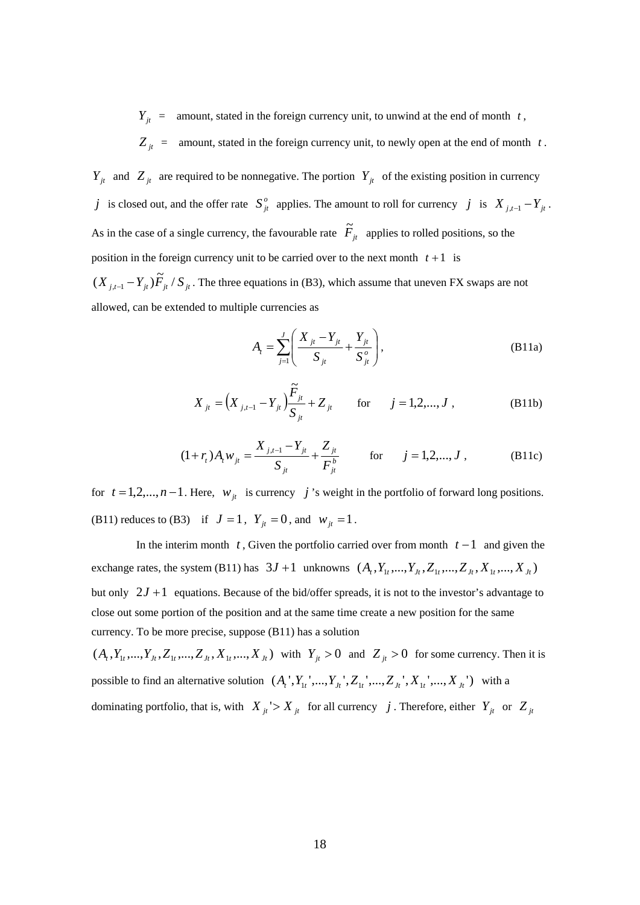$Y_{jt}$ = amount, stated in the foreign currency unit, to unwind at the end of month $t$,

$Z_{jt}$ = amount, stated in the foreign currency unit, to newly open at the end of month $t$.

$Y_{jt}$ and $Z_{jt}$ are required to be nonnegative. The portion $Y_{jt}$ of the existing position in currency $j$ is closed out, and the offer rate $S_{jt}^{o}$ applies. The amount to roll for currency $j$ is $X_{j,t-1} - Y_{jt}$. As in the case of a single currency, the favourable rate $\tilde{F}_{jt}$ applies to rolled positions, so the position in the foreign currency unit to be carried over to the next month $t+1$ is $(X_{j,t-1} - Y_{jt})\tilde{F}_{jt} / S_{jt}$. The three equations in (B3), which assume that uneven FX swaps are not allowed, can be extended to multiple currencies as

$$A_t = \sum_{j=1}^{J} \left( \frac{X_{jt} - Y_{jt}}{S_{jt}} + \frac{Y_{jt}}{S_{jt}^{o}} \right), \tag{B11a}$$

$$X_{jt} = \left( X_{j,t-1} - Y_{jt} \right) \frac{\tilde{F}_{jt}}{S_{jt}} + Z_{jt} \qquad \text{for} \qquad j = 1,2,...,J, \tag{B11b}$$

$$(1+r_t) A_t w_{jt} = \frac{X_{j,t-1} - Y_{jt}}{S_{jt}} + \frac{Z_{jt}}{F_{jt}^{b}} \qquad \text{for} \qquad j = 1,2,...,J, \tag{B11c}$$

for $t = 1,2,...,n-1$. Here, $w_{jt}$ is currency $j$'s weight in the portfolio of forward long positions. (B11) reduces to (B3) if $J = 1$, $Y_{jt} = 0$, and $w_{jt} = 1$.

In the interim month $t$, Given the portfolio carried over from month $t-1$ and given the exchange rates, the system (B11) has $3J+1$ unknowns $(A_t, Y_{1t},...,Y_{Jt}, Z_{1t},...,Z_{Jt}, X_{1t},...,X_{Jt})$ but only $2J+1$ equations. Because of the bid/offer spreads, it is not to the investor's advantage to close out some portion of the position and at the same time create a new position for the same currency. To be more precise, suppose (B11) has a solution $(A_t, Y_{1t},...,Y_{Jt}, Z_{1t},...,Z_{Jt}, X_{1t},...,X_{Jt})$ with $Y_{jt} > 0$ and $Z_{jt} > 0$ for some currency. Then it is possible to find an alternative solution $(A_t', Y_{1t}',...,Y_{Jt}', Z_{1t}',...,Z_{Jt}', X_{1t}',...,X_{Jt}')$ with a dominating portfolio, that is, with $X_{jt}' > X_{jt}$ for all currency $j$. Therefore, either $Y_{jt}$ or $Z_{jt}$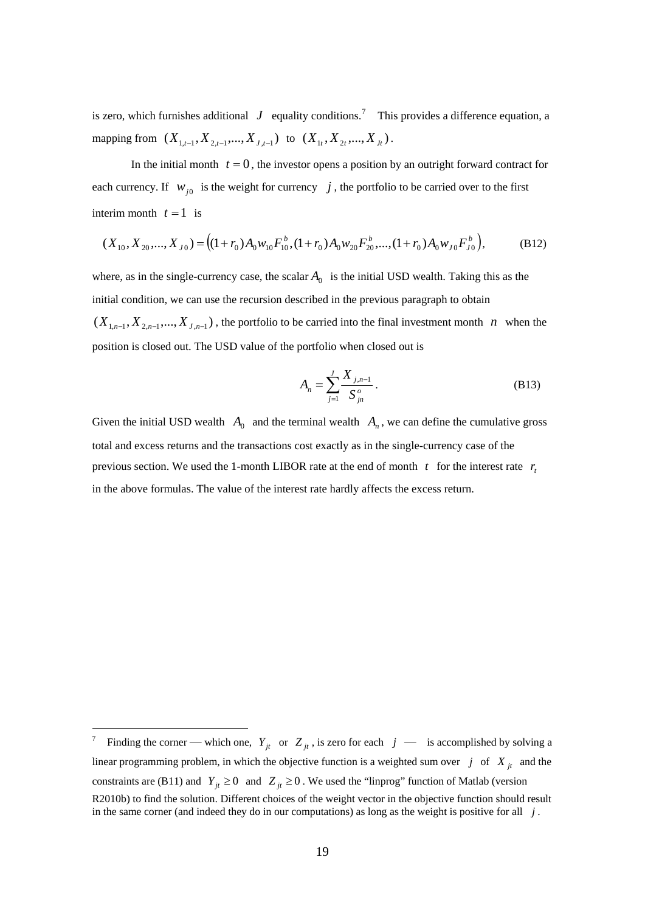is zero, which furnishes additional $J$ equality conditions.[7] This provides a difference equation, a mapping from $(X_{1,t-1}, X_{2,t-1},..., X_{J,t-1})$ to $(X_{1t}, X_{2t},..., X_{Jt})$.

In the initial month $t = 0$, the investor opens a position by an outright forward contract for each currency. If $w_{j0}$ is the weight for currency $j$, the portfolio to be carried over to the first interim month $t = 1$ is

$$(X_{10}, X_{20},..., X_{J0}) = \left((1+r_0)A_0 w_{10} F_{10}^b, (1+r_0)A_0 w_{20} F_{20}^b,...,(1+r_0)A_0 w_{J0} F_{J0}^b\right), \tag{B12}$$

where, as in the single-currency case, the scalar $A_0$ is the initial USD wealth. Taking this as the initial condition, we can use the recursion described in the previous paragraph to obtain $(X_{1,n-1}, X_{2,n-1},..., X_{J,n-1})$, the portfolio to be carried into the final investment month $n$ when the position is closed out. The USD value of the portfolio when closed out is

$$A_n = \sum_{j=1}^{J} \frac{X_{j,n-1}}{S_{jn}^o}. \tag{B13}$$

Given the initial USD wealth $A_0$ and the terminal wealth $A_n$, we can define the cumulative gross total and excess returns and the transactions cost exactly as in the single-currency case of the previous section. We used the 1-month LIBOR rate at the end of month $t$ for the interest rate $r_t$ in the above formulas. The value of the interest rate hardly affects the excess return.

---

[7] Finding the corner — which one, $Y_{jt}$ or $Z_{jt}$, is zero for each $j$ — is accomplished by solving a linear programming problem, in which the objective function is a weighted sum over $j$ of $X_{jt}$ and the constraints are (B11) and $Y_{jt} \geq 0$ and $Z_{jt} \geq 0$. We used the "linprog" function of Matlab (version R2010b) to find the solution. Different choices of the weight vector in the objective function should result in the same corner (and indeed they do in our computations) as long as the weight is positive for all $j$.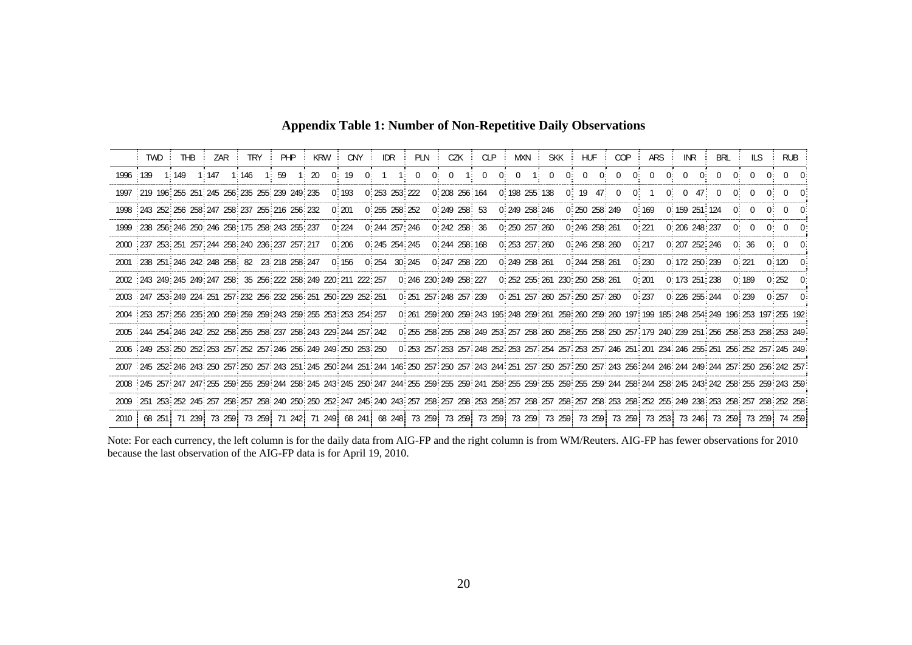# Appendix Table 1: Number of Non-Repetitive Daily Observations

| | TWD | | THB | | ZAR | | TRY | | PHP | | KRW | | CNY | | IDR | | PLN | | CZK | | CLP | | MXN | | SKK | | HUF | | COP | | ARS | | INR | | BRL | | ILS | | RUB | |
|---|---|---|---|---|---|---|---|---|---|---|---|---|---|---|---|---|---|---|---|---|---|---|---|---|---|---|---|---|---|---|---|---|---|---|---|---|---|---|---|---|
| 1996 | 139 | 1 | 149 | 1 | 147 | 1 | 146 | 1 | 59 | 1 | 20 | 0 | 19 | 0 | 1 | 1 | 0 | 0 | 0 | 1 | 0 | 0 | 0 | 1 | 0 | 0 | 0 | 0 | 0 | 0 | 0 | 0 | 0 | 0 | 0 | 0 | 0 | 0 | 0 | 0 |
| 1997 | 219 | 196 | 255 | 251 | 245 | 256 | 235 | 255 | 239 | 249 | 235 | 0 | 193 | 0 | 253 | 253 | 222 | 0 | 208 | 256 | 164 | 0 | 198 | 255 | 138 | 0 | 19 | 47 | 0 | 0 | 1 | 0 | 0 | 47 | 0 | 0 | 0 | 0 | 0 | 0 |
| 1998 | 243 | 252 | 256 | 258 | 247 | 258 | 237 | 255 | 216 | 256 | 232 | 0 | 201 | 0 | 255 | 258 | 252 | 0 | 249 | 258 | 53 | 0 | 249 | 258 | 246 | 0 | 250 | 258 | 249 | 0 | 169 | 0 | 159 | 251 | 124 | 0 | 0 | 0 | 0 | 0 |
| 1999 | 238 | 256 | 246 | 250 | 246 | 258 | 175 | 258 | 243 | 255 | 237 | 0 | 224 | 0 | 244 | 257 | 246 | 0 | 242 | 258 | 36 | 0 | 250 | 257 | 260 | 0 | 246 | 258 | 261 | 0 | 221 | 0 | 206 | 248 | 237 | 0 | 0 | 0 | 0 | 0 |
| 2000 | 237 | 253 | 251 | 257 | 244 | 258 | 240 | 236 | 237 | 257 | 217 | 0 | 206 | 0 | 245 | 254 | 245 | 0 | 244 | 258 | 168 | 0 | 253 | 257 | 260 | 0 | 246 | 258 | 260 | 0 | 217 | 0 | 207 | 252 | 246 | 0 | 36 | 0 | 0 | 0 |
| 2001 | 238 | 251 | 246 | 242 | 248 | 258 | 82 | 23 | 218 | 258 | 247 | 0 | 156 | 0 | 254 | 30 | 245 | 0 | 247 | 258 | 220 | 0 | 249 | 258 | 261 | 0 | 244 | 258 | 261 | 0 | 230 | 0 | 172 | 250 | 239 | 0 | 221 | 0 | 120 | 0 |
| 2002 | 243 | 249 | 245 | 249 | 247 | 258 | 35 | 256 | 222 | 258 | 249 | 220 | 211 | 222 | 257 | 0 | 246 | 230 | 249 | 258 | 227 | 0 | 252 | 255 | 261 | 230 | 250 | 258 | 261 | 0 | 201 | 0 | 173 | 251 | 238 | 0 | 189 | 0 | 252 | 0 |
| 2003 | 247 | 253 | 249 | 224 | 251 | 257 | 232 | 256 | 232 | 256 | 251 | 250 | 229 | 252 | 251 | 0 | 251 | 257 | 248 | 257 | 239 | 0 | 251 | 257 | 260 | 257 | 250 | 257 | 260 | 0 | 237 | 0 | 226 | 255 | 244 | 0 | 239 | 0 | 257 | 0 |
| 2004 | 253 | 257 | 256 | 235 | 260 | 259 | 259 | 259 | 243 | 259 | 255 | 253 | 253 | 254 | 257 | 0 | 261 | 259 | 260 | 259 | 243 | 195 | 248 | 259 | 261 | 259 | 260 | 259 | 260 | 197 | 199 | 185 | 248 | 254 | 249 | 196 | 253 | 197 | 255 | 192 |
| 2005 | 244 | 254 | 246 | 242 | 252 | 258 | 255 | 258 | 237 | 258 | 243 | 229 | 244 | 257 | 242 | 0 | 255 | 258 | 255 | 258 | 249 | 253 | 257 | 258 | 260 | 258 | 255 | 258 | 250 | 257 | 179 | 240 | 239 | 251 | 256 | 258 | 253 | 258 | 253 | 249 |
| 2006 | 249 | 253 | 250 | 252 | 253 | 257 | 252 | 257 | 246 | 256 | 249 | 249 | 250 | 253 | 250 | 0 | 253 | 257 | 253 | 257 | 248 | 252 | 253 | 257 | 254 | 257 | 253 | 257 | 246 | 251 | 201 | 234 | 246 | 255 | 251 | 256 | 252 | 257 | 245 | 249 |
| 2007 | 245 | 252 | 246 | 243 | 250 | 257 | 250 | 257 | 243 | 251 | 245 | 250 | 244 | 251 | 244 | 146 | 250 | 257 | 250 | 257 | 243 | 244 | 251 | 257 | 250 | 257 | 250 | 257 | 243 | 256 | 244 | 246 | 244 | 249 | 244 | 257 | 250 | 256 | 242 | 257 |
| 2008 | 245 | 257 | 247 | 247 | 255 | 259 | 255 | 259 | 244 | 258 | 245 | 243 | 245 | 250 | 247 | 244 | 255 | 259 | 255 | 259 | 241 | 258 | 255 | 259 | 255 | 259 | 255 | 259 | 244 | 258 | 244 | 258 | 245 | 243 | 242 | 258 | 255 | 259 | 243 | 259 |
| 2009 | 251 | 253 | 252 | 245 | 257 | 258 | 257 | 258 | 240 | 250 | 250 | 252 | 247 | 245 | 240 | 243 | 257 | 258 | 257 | 258 | 253 | 258 | 257 | 258 | 257 | 258 | 257 | 258 | 253 | 258 | 252 | 255 | 249 | 238 | 253 | 258 | 257 | 258 | 252 | 258 |
| 2010 | 68 | 251 | 71 | 239 | 73 | 259 | 73 | 259 | 71 | 242 | 71 | 249 | 68 | 241 | 68 | 248 | 73 | 259 | 73 | 259 | 73 | 259 | 73 | 259 | 73 | 259 | 73 | 259 | 73 | 259 | 73 | 253 | 73 | 246 | 73 | 259 | 73 | 259 | 74 | 259 |

Note: For each currency, the left column is for the daily data from AIG-FP and the right column is from WM/Reuters. AIG-FP has fewer observations for 2010 because the last observation of the AIG-FP data is for April 19, 2010.